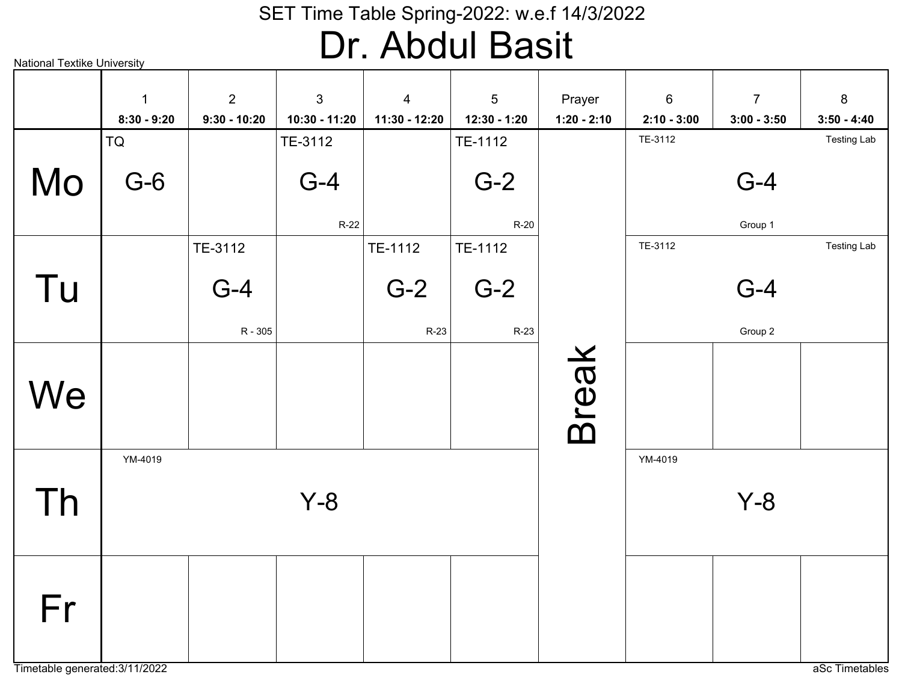# SET Time Table Spring-2022: w.e.f 14/3/2022

# Dr. Abdul Basit

National Textike University

| | 1<br>8:30 - 9:20 | 2<br>9:30 - 10:20 | 3<br>10:30 - 11:20 | 4<br>11:30 - 12:20 | 5<br>12:30 - 1:20 | Prayer<br>1:20 - 2:10 | 6<br>2:10 - 3:00 | 7<br>3:00 - 3:50 | 8<br>3:50 - 4:40 |
|---|---|---|---|---|---|---|---|---|---|
| Mo | TQ G-6 | | TE-3112 G-4 R-22 | | TE-1112 G-2 R-20 | Break | TE-3112 G-4 Group 1 Testing Lab | | |
| Tu | | TE-3112 G-4 R - 305 | | TE-1112 G-2 R-23 | TE-1112 G-2 R-23 | | TE-3112 G-4 Group 2 Testing Lab | | |
| We | | | | | | | | | |
| Th | YM-4019 Y-8 | | | | | | YM-4019 Y-8 | | |
| Fr | | | | | | | | | |

Timetable generated:3/11/2022

aSc Timetables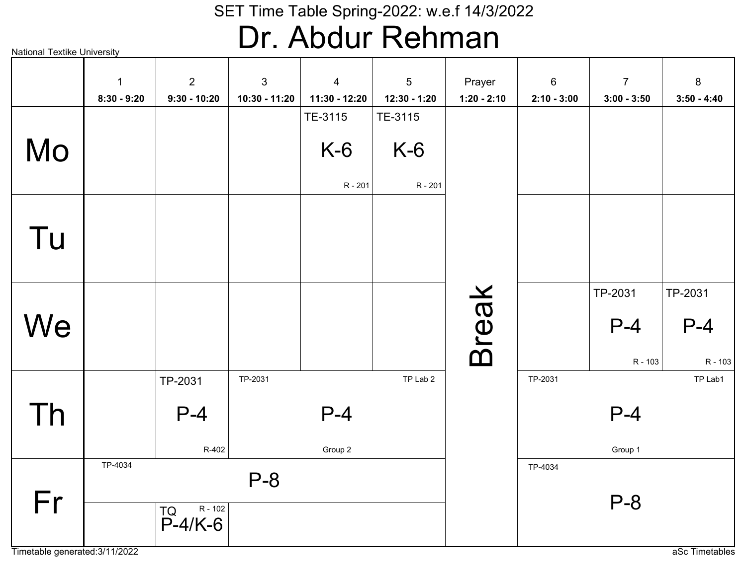# SET Time Table Spring-2022: w.e.f 14/3/2022

## Dr. Abdur Rehman

National Textike University

| | 1<br>8:30 - 9:20 | 2<br>9:30 - 10:20 | 3<br>10:30 - 11:20 | 4<br>11:30 - 12:20 | 5<br>12:30 - 1:20 | Prayer<br>1:20 - 2:10 | 6<br>2:10 - 3:00 | 7<br>3:00 - 3:50 | 8<br>3:50 - 4:40 |
|---|---|---|---|---|---|---|---|---|---|
| Mo | | | | TE-3115 K-6 R - 201 | TE-3115 K-6 R - 201 | Break | | | |
| Tu | | | | | | Break | | | |
| We | | | | | | Break | | TP-2031 P-4 R - 103 | TP-2031 P-4 R - 103 |
| Th | | TP-2031 P-4 R-402 | TP-2031 P-4 Group 2 TP Lab 2 | | | Break | TP-2031 P-4 Group 1 TP Lab1 | | |
| Fr | TP-4034 P-8 | | | | | Break | TP-4034 P-8 | | |
| Fr | | TQ P-4/K-6 R - 102 | | | | Break | | | |

Timetable generated:3/11/2022

aSc Timetables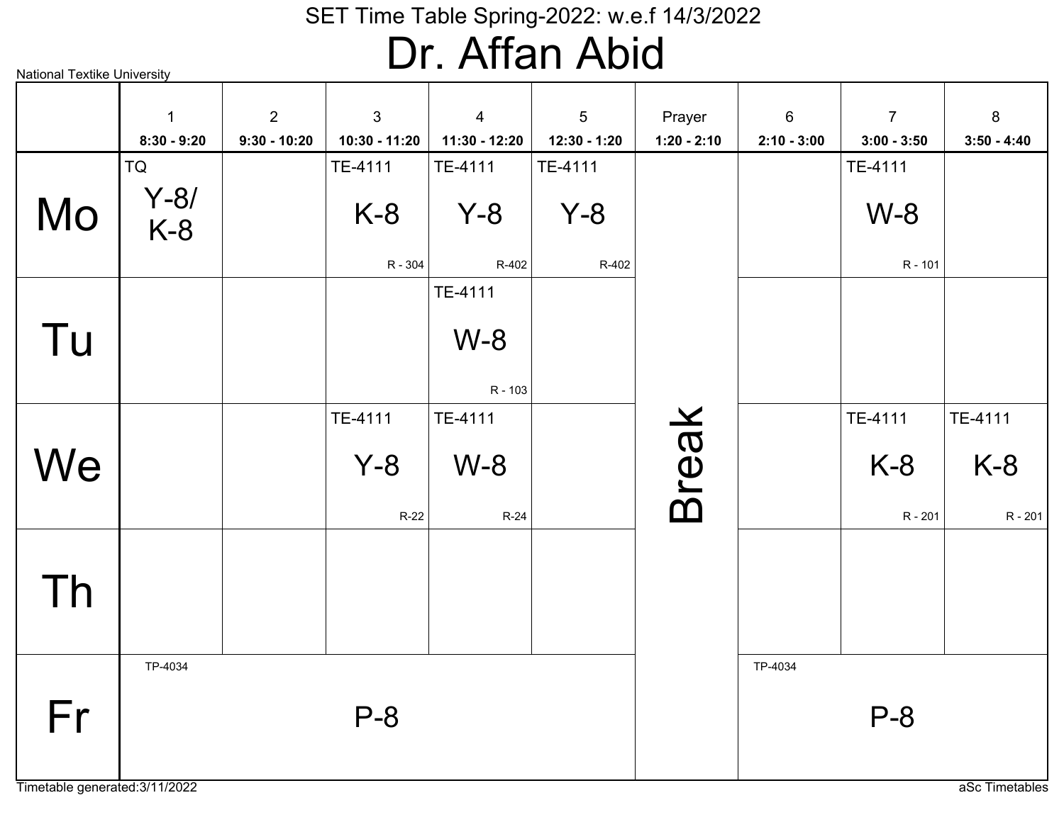National Textike University

SET Time Table Spring-2022: w.e.f 14/3/2022

# Dr. Affan Abid

| | 1<br>8:30 - 9:20 | 2<br>9:30 - 10:20 | 3<br>10:30 - 11:20 | 4<br>11:30 - 12:20 | 5<br>12:30 - 1:20 | Prayer<br>1:20 - 2:10 | 6<br>2:10 - 3:00 | 7<br>3:00 - 3:50 | 8<br>3:50 - 4:40 |
|---|---|---|---|---|---|---|---|---|---|
| Mo | TQ<br>Y-8/<br>K-8 | | TE-4111<br>K-8<br>R - 304 | TE-4111<br>Y-8<br>R-402 | TE-4111<br>Y-8<br>R-402 | Break | | TE-4111<br>W-8<br>R - 101 | |
| Tu | | | | TE-4111<br>W-8<br>R - 103 | | | | | |
| We | | | TE-4111<br>Y-8<br>R-22 | TE-4111<br>W-8<br>R-24 | | | | TE-4111<br>K-8<br>R - 201 | TE-4111<br>K-8<br>R - 201 |
| Th | | | | | | | | | |
| Fr | TP-4034<br>P-8 | | | | | | TP-4034<br>P-8 | | |

Timetable generated:3/11/2022

aSc Timetables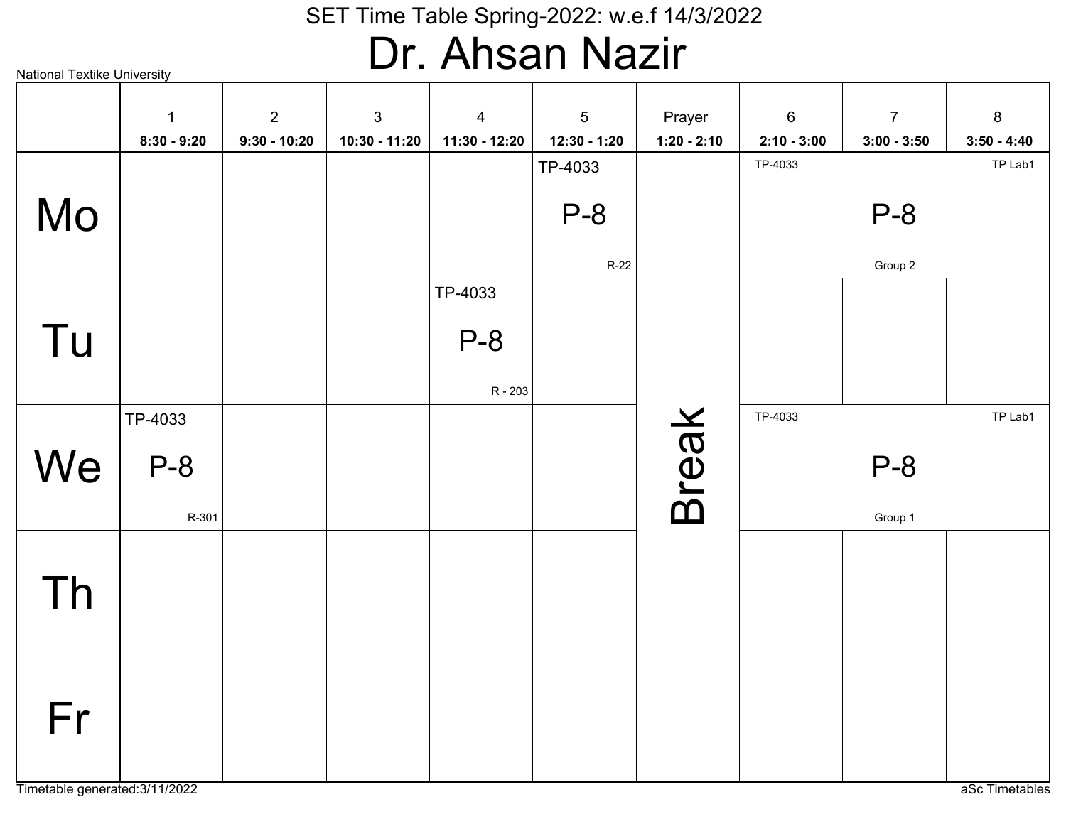SET Time Table Spring-2022: w.e.f 14/3/2022

# Dr. Ahsan Nazir

National Textike University

| | 1<br>8:30 - 9:20 | 2<br>9:30 - 10:20 | 3<br>10:30 - 11:20 | 4<br>11:30 - 12:20 | 5<br>12:30 - 1:20 | Prayer<br>1:20 - 2:10 | 6<br>2:10 - 3:00 | 7<br>3:00 - 3:50 | 8<br>3:50 - 4:40 |
|---|---|---|---|---|---|---|---|---|---|
| Mo | | | | | TP-4033 P-8 R-22 | Break | TP-4033 P-8 Group 2 TP Lab1 | | |
| Tu | | | | TP-4033 P-8 R - 203 | | | | | |
| We | TP-4033 P-8 R-301 | | | | | | TP-4033 P-8 Group 1 TP Lab1 | | |
| Th | | | | | | | | | |
| Fr | | | | | | | | | |

Timetable generated:3/11/2022

aSc Timetables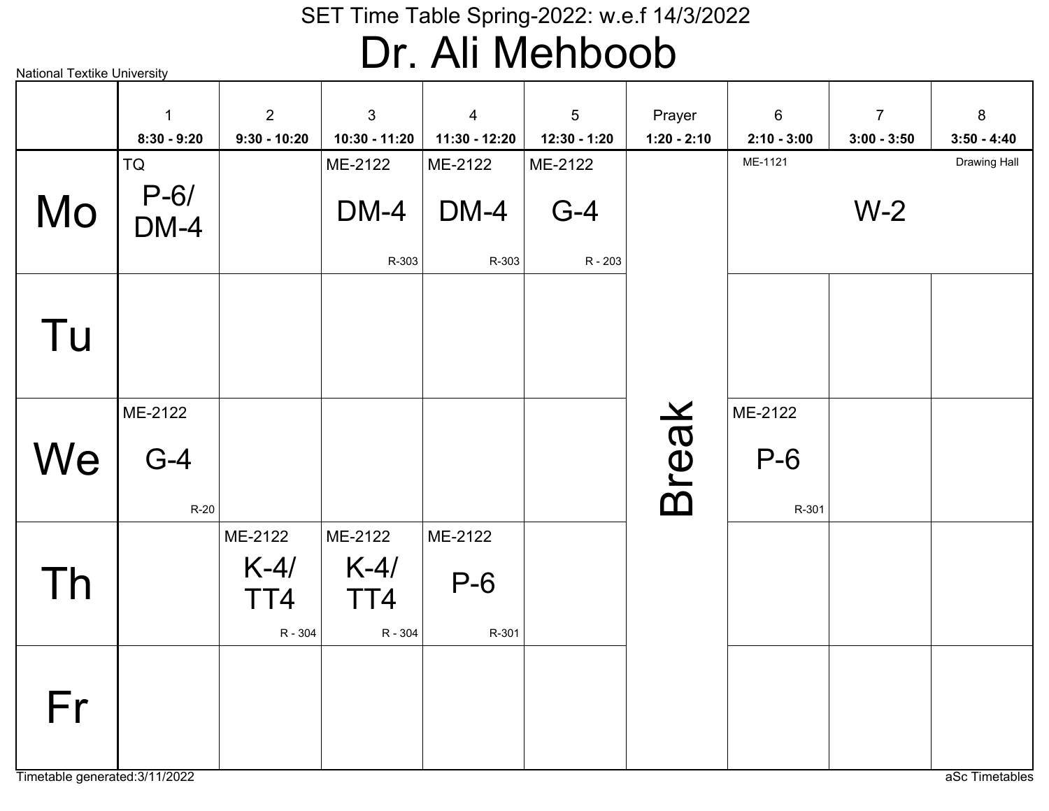SET Time Table Spring-2022: w.e.f 14/3/2022

# Dr. Ali Mehboob

National Textike University

| | 1<br>8:30 - 9:20 | 2<br>9:30 - 10:20 | 3<br>10:30 - 11:20 | 4<br>11:30 - 12:20 | 5<br>12:30 - 1:20 | Prayer<br>1:20 - 2:10 | 6<br>2:10 - 3:00 | 7<br>3:00 - 3:50 | 8<br>3:50 - 4:40 |
|---|---|---|---|---|---|---|---|---|---|
| Mo | TQ<br>P-6/<br>DM-4 | | ME-2122<br>DM-4<br>R-303 | ME-2122<br>DM-4<br>R-303 | ME-2122<br>G-4<br>R - 203 | Break | ME-1121<br>W-2<br>Drawing Hall | | |
| Tu | | | | | | | | | |
| We | ME-2122<br>G-4<br>R-20 | | | | | | ME-2122<br>P-6<br>R-301 | | |
| Th | | ME-2122<br>K-4/<br>TT4<br>R - 304 | ME-2122<br>K-4/<br>TT4<br>R - 304 | ME-2122<br>P-6<br>R-301 | | | | | |
| Fr | | | | | | | | | |

Timetable generated:3/11/2022

aSc Timetables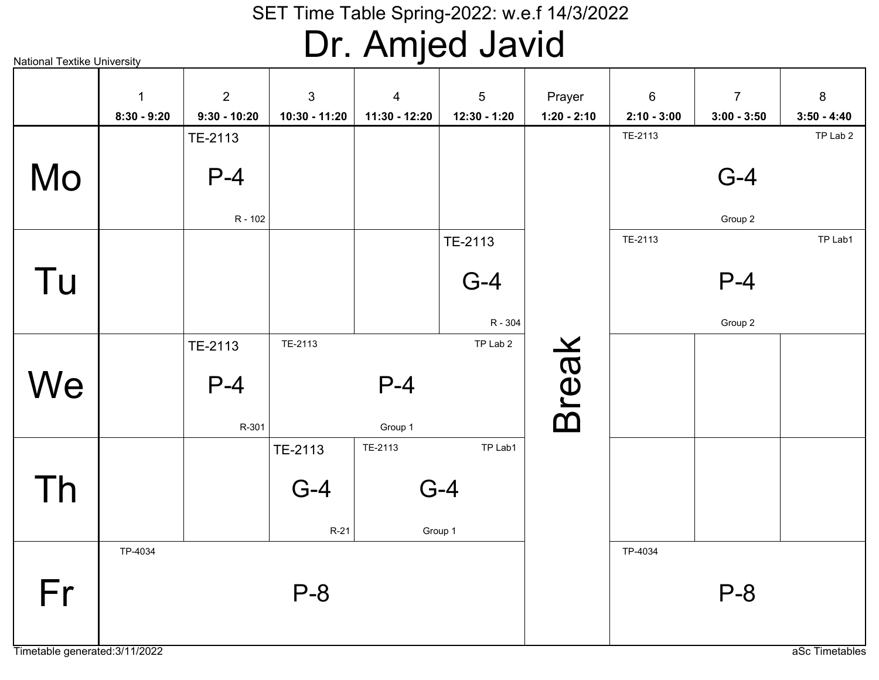SET Time Table Spring-2022: w.e.f 14/3/2022

# Dr. Amjed Javid

National Textike University

| | 1<br>8:30 - 9:20 | 2<br>9:30 - 10:20 | 3<br>10:30 - 11:20 | 4<br>11:30 - 12:20 | 5<br>12:30 - 1:20 | Prayer<br>1:20 - 2:10 | 6<br>2:10 - 3:00 | 7<br>3:00 - 3:50 | 8<br>3:50 - 4:40 |
|---|---|---|---|---|---|---|---|---|---|
| Mo | | TE-2113 P-4 R - 102 | | | | Break | TE-2113 G-4 Group 2 TP Lab 2 | | |
| Tu | | | | | TE-2113 G-4 R - 304 | Break | TE-2113 P-4 Group 2 TP Lab1 | | |
| We | | TE-2113 P-4 R-301 | TE-2113 P-4 Group 1 TP Lab 2 | | | Break | | | |
| Th | | | TE-2113 G-4 R-21 | TE-2113 G-4 Group 1 TP Lab1 | | Break | | | |
| Fr | TP-4034 P-8 | | | | | Break | TP-4034 P-8 | | |

Timetable generated:3/11/2022

aSc Timetables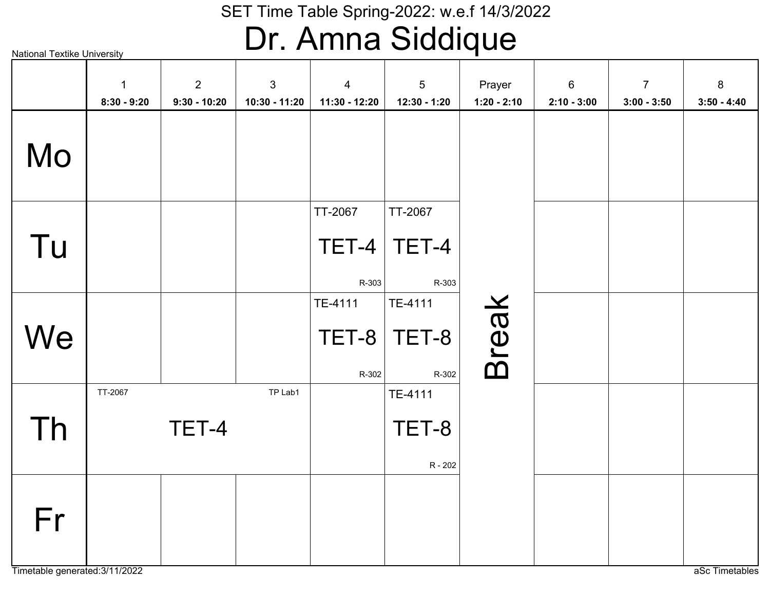SET Time Table Spring-2022: w.e.f 14/3/2022

# Dr. Amna Siddique

National Textike University

| | 1<br>8:30 - 9:20 | 2<br>9:30 - 10:20 | 3<br>10:30 - 11:20 | 4<br>11:30 - 12:20 | 5<br>12:30 - 1:20 | Prayer<br>1:20 - 2:10 | 6<br>2:10 - 3:00 | 7<br>3:00 - 3:50 | 8<br>3:50 - 4:40 |
|---|---|---|---|---|---|---|---|---|---|
| Mo | | | | | | Break | | | |
| Tu | | | | TT-2067 TET-4 R-303 | TT-2067 TET-4 R-303 | | | | |
| We | | | | TE-4111 TET-8 R-302 | TE-4111 TET-8 R-302 | | | | |
| Th | TT-2067 TET-4 TP Lab1 | | | | TE-4111 TET-8 R - 202 | | | | |
| Fr | | | | | | | | | |

Timetable generated:3/11/2022

aSc Timetables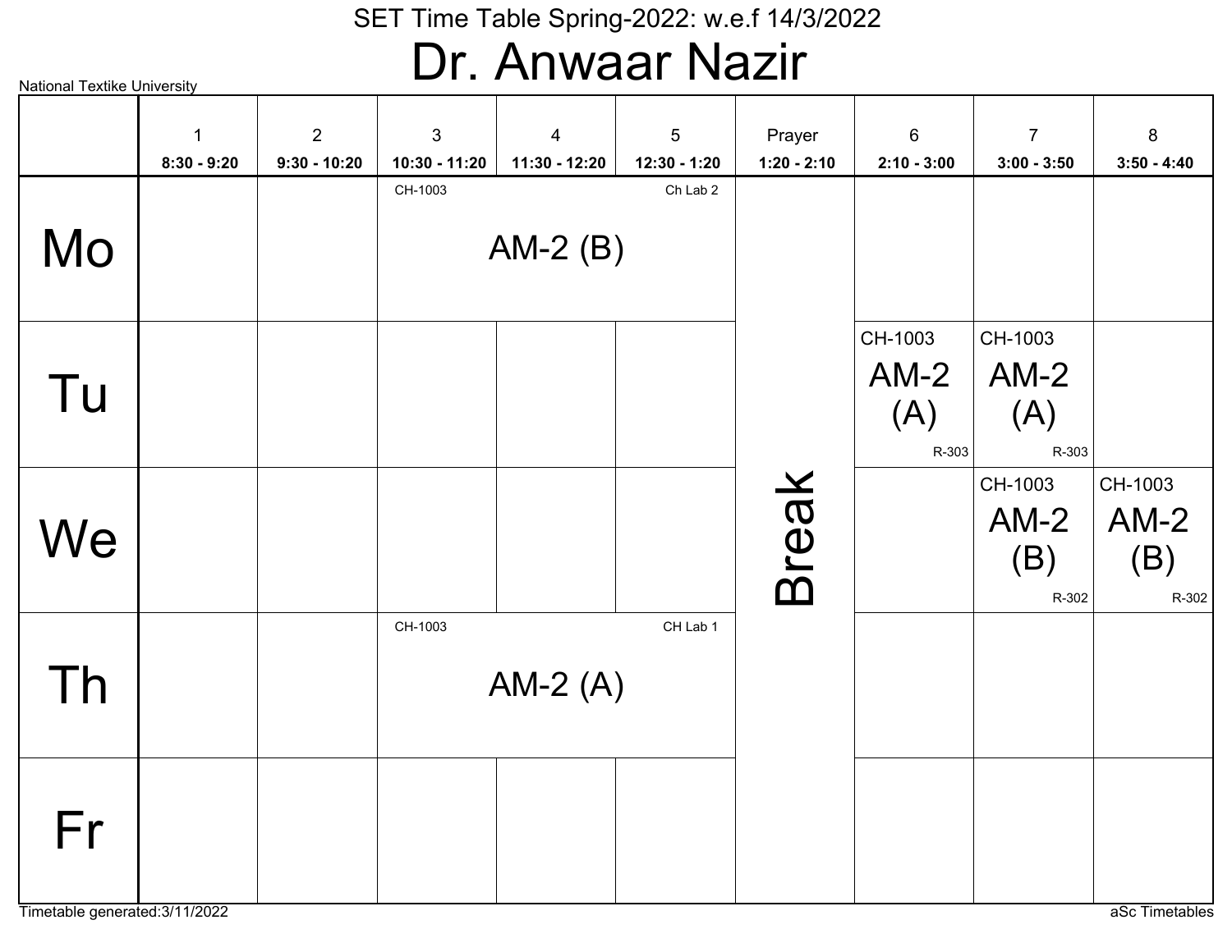SET Time Table Spring-2022: w.e.f 14/3/2022

# Dr. Anwaar Nazir

National Textike University

| | 1<br>8:30 - 9:20 | 2<br>9:30 - 10:20 | 3<br>10:30 - 11:20 | 4<br>11:30 - 12:20 | 5<br>12:30 - 1:20 | Prayer<br>1:20 - 2:10 | 6<br>2:10 - 3:00 | 7<br>3:00 - 3:50 | 8<br>3:50 - 4:40 |
|---|---|---|---|---|---|---|---|---|---|
| Mo | | | CH-1003 AM-2 (B) Ch Lab 2 | | | Break | | | |
| Tu | | | | | | | CH-1003 AM-2 (A) R-303 | CH-1003 AM-2 (A) R-303 | |
| We | | | | | | | | CH-1003 AM-2 (B) R-302 | CH-1003 AM-2 (B) R-302 |
| Th | | | CH-1003 AM-2 (A) CH Lab 1 | | | | | | |
| Fr | | | | | | | | | |

Timetable generated:3/11/2022

aSc Timetables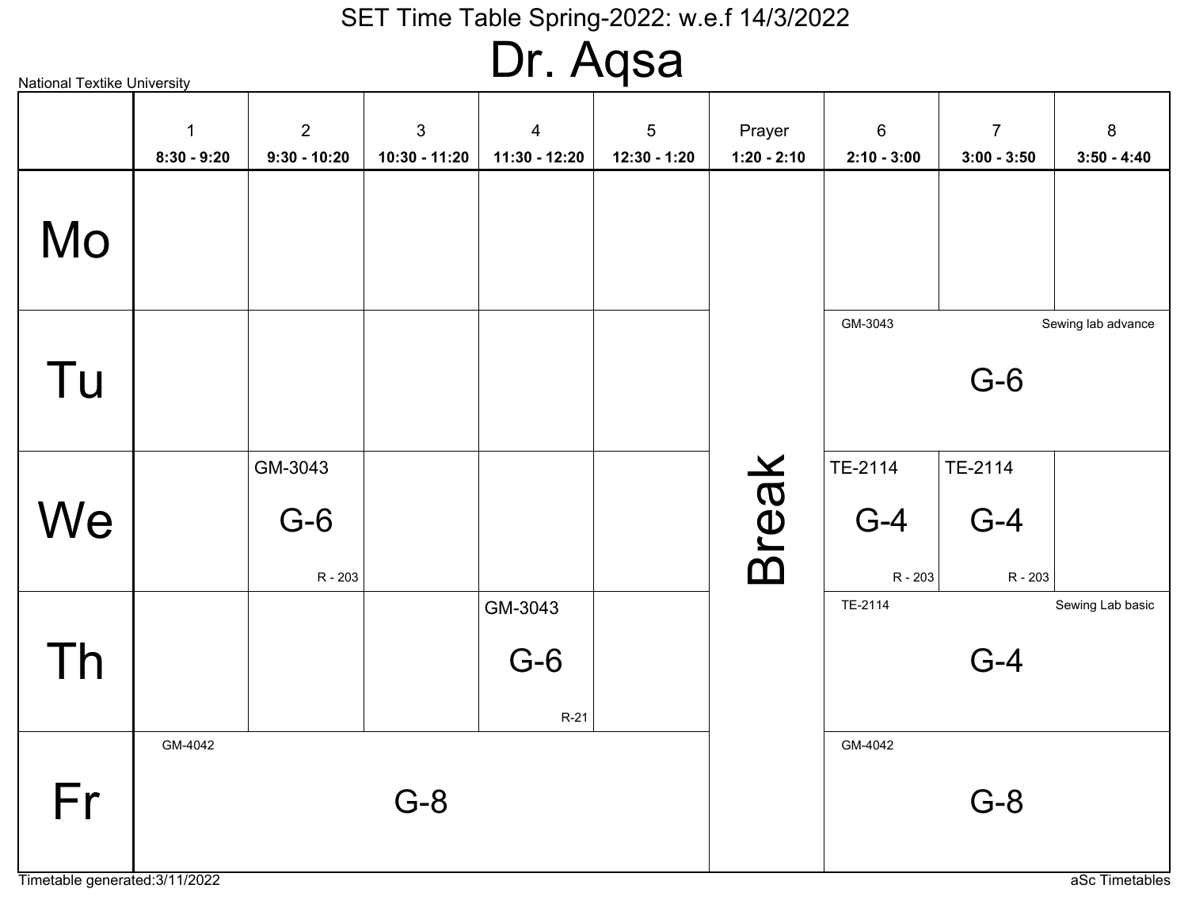# SET Time Table Spring-2022: w.e.f 14/3/2022

## Dr. Aqsa

National Textike University

| | 1<br>8:30 - 9:20 | 2<br>9:30 - 10:20 | 3<br>10:30 - 11:20 | 4<br>11:30 - 12:20 | 5<br>12:30 - 1:20 | Prayer<br>1:20 - 2:10 | 6<br>2:10 - 3:00 | 7<br>3:00 - 3:50 | 8<br>3:50 - 4:40 |
|---|---|---|---|---|---|---|---|---|---|
| Mo | | | | | | Break | | | |
| Tu | | | | | | | GM-3043 G-6 Sewing lab advance | | |
| We | | GM-3043 G-6 R - 203 | | | | | TE-2114 G-4 R - 203 | TE-2114 G-4 R - 203 | |
| Th | | | | GM-3043 G-6 R-21 | | | TE-2114 G-4 Sewing Lab basic | | |
| Fr | GM-4042 G-8 | | | | | | GM-4042 G-8 | | |

Timetable generated:3/11/2022

aSc Timetables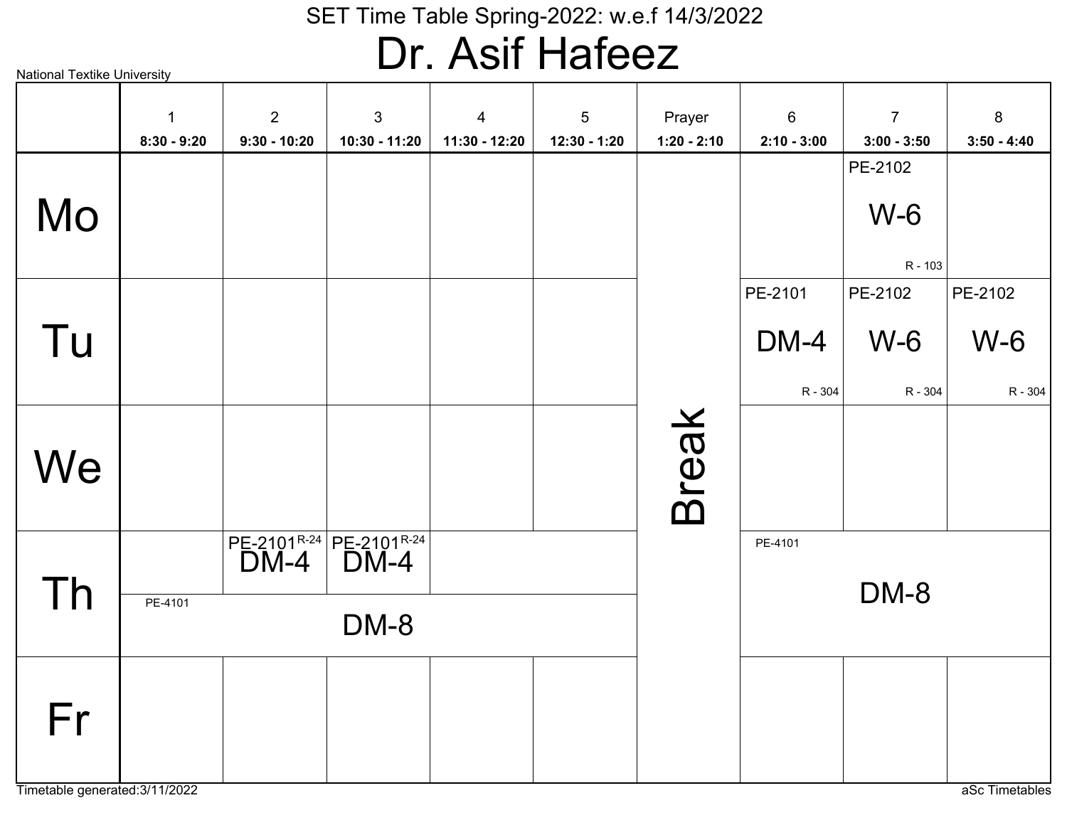National Textike University

# SET Time Table Spring-2022: w.e.f 14/3/2022

# Dr. Asif Hafeez

| | 1<br>8:30 - 9:20 | 2<br>9:30 - 10:20 | 3<br>10:30 - 11:20 | 4<br>11:30 - 12:20 | 5<br>12:30 - 1:20 | Prayer<br>1:20 - 2:10 | 6<br>2:10 - 3:00 | 7<br>3:00 - 3:50 | 8<br>3:50 - 4:40 |
|---|---|---|---|---|---|---|---|---|---|
| Mo | | | | | | Break | | PE-2102 W-6 R - 103 | |
| Tu | | | | | | Break | PE-2101 DM-4 R - 304 | PE-2102 W-6 R - 304 | PE-2102 W-6 R - 304 |
| We | | | | | | Break | | | |
| Th | | PE-2101 R-24 DM-4 | PE-2101 R-24 DM-4 | | | Break | PE-4101 DM-8 | PE-4101 DM-8 | PE-4101 DM-8 |
| Th | PE-4101 DM-8 | PE-4101 DM-8 | PE-4101 DM-8 | PE-4101 DM-8 | PE-4101 DM-8 | Break | | | |
| Fr | | | | | | Break | | | |

Timetable generated:3/11/2022

aSc Timetables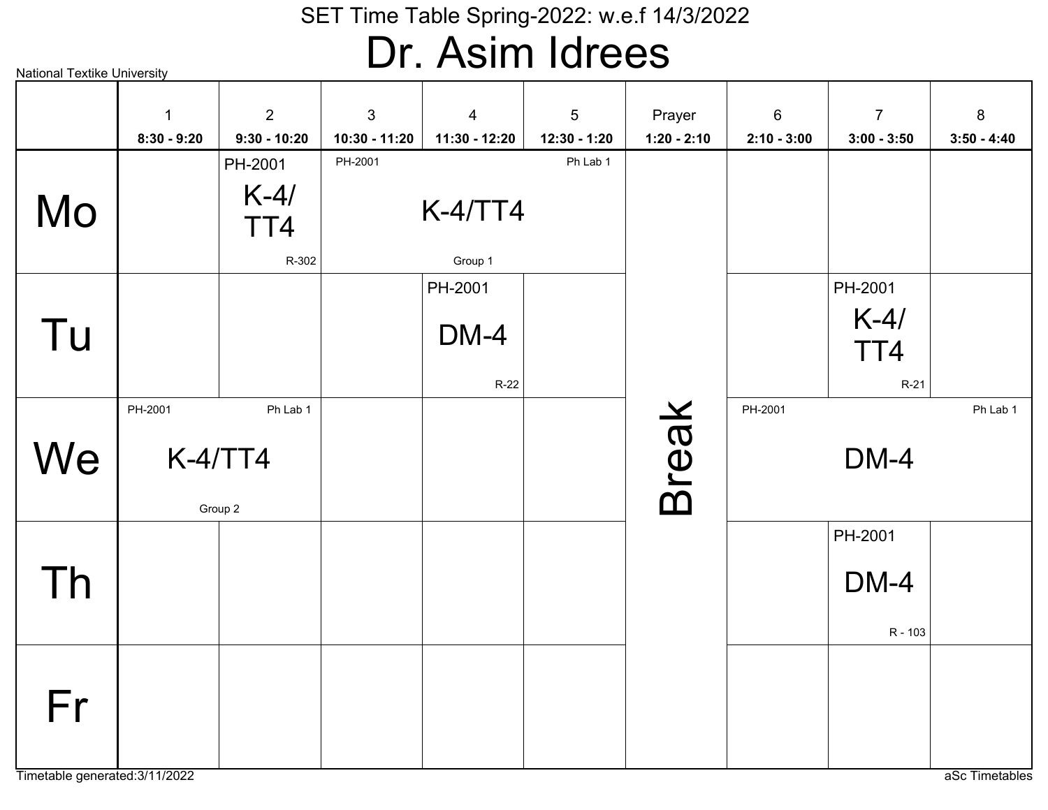# SET Time Table Spring-2022: w.e.f 14/3/2022

## Dr. Asim Idrees

National Textike University

| | 1<br>8:30 - 9:20 | 2<br>9:30 - 10:20 | 3<br>10:30 - 11:20 | 4<br>11:30 - 12:20 | 5<br>12:30 - 1:20 | Prayer<br>1:20 - 2:10 | 6<br>2:10 - 3:00 | 7<br>3:00 - 3:50 | 8<br>3:50 - 4:40 |
|---|---|---|---|---|---|---|---|---|---|
| Mo | | PH-2001 K-4/TT4 R-302 | PH-2001 K-4/TT4 Group 1 Ph Lab 1 | | | Break | | | |
| Tu | | | | PH-2001 DM-4 R-22 | | | | PH-2001 K-4/TT4 R-21 | |
| We | PH-2001 K-4/TT4 Group 2 Ph Lab 1 | | | | | | PH-2001 DM-4 Ph Lab 1 | | |
| Th | | | | | | | | PH-2001 DM-4 R - 103 | |
| Fr | | | | | | | | | |

Timetable generated:3/11/2022

aSc Timetables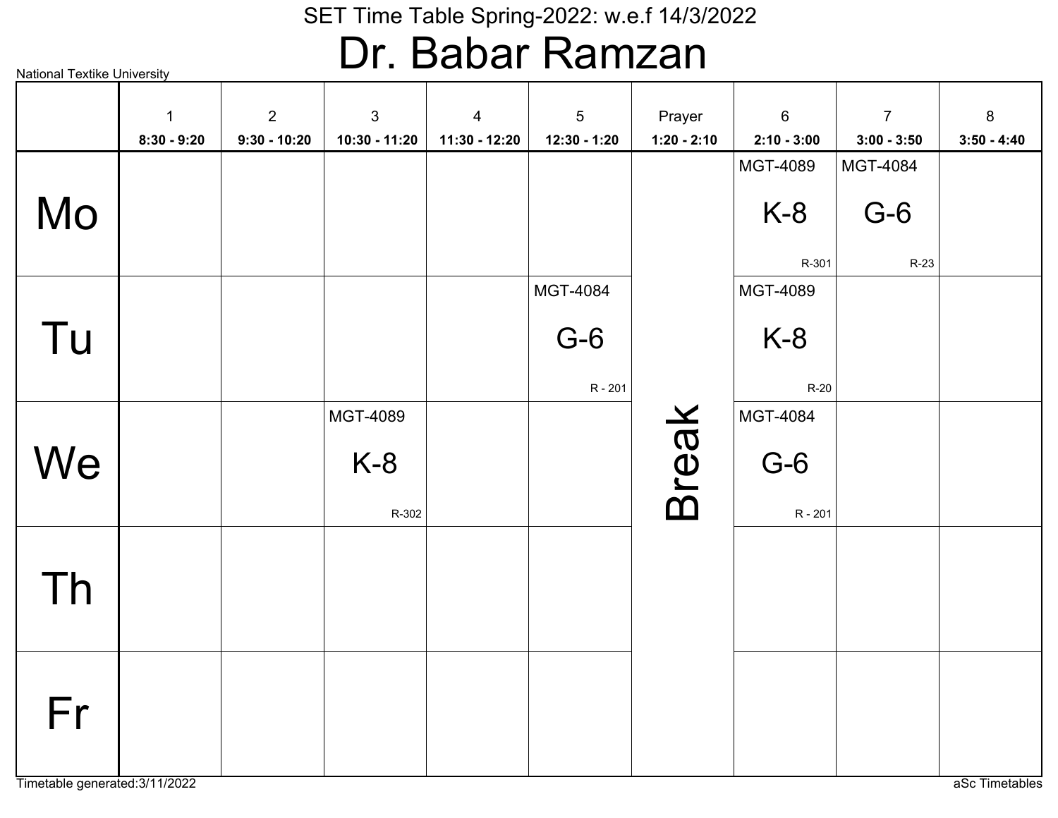# SET Time Table Spring-2022: w.e.f 14/3/2022

# Dr. Babar Ramzan

National Textike University

| | 1<br>8:30 - 9:20 | 2<br>9:30 - 10:20 | 3<br>10:30 - 11:20 | 4<br>11:30 - 12:20 | 5<br>12:30 - 1:20 | Prayer<br>1:20 - 2:10 | 6<br>2:10 - 3:00 | 7<br>3:00 - 3:50 | 8<br>3:50 - 4:40 |
|---|---|---|---|---|---|---|---|---|---|
| Mo | | | | | | Break | MGT-4089 K-8 R-301 | MGT-4084 G-6 R-23 | |
| Tu | | | | | MGT-4084 G-6 R - 201 | | MGT-4089 K-8 R-20 | | |
| We | | | MGT-4089 K-8 R-302 | | | | MGT-4084 G-6 R - 201 | | |
| Th | | | | | | | | | |
| Fr | | | | | | | | | |

Timetable generated:3/11/2022

aSc Timetables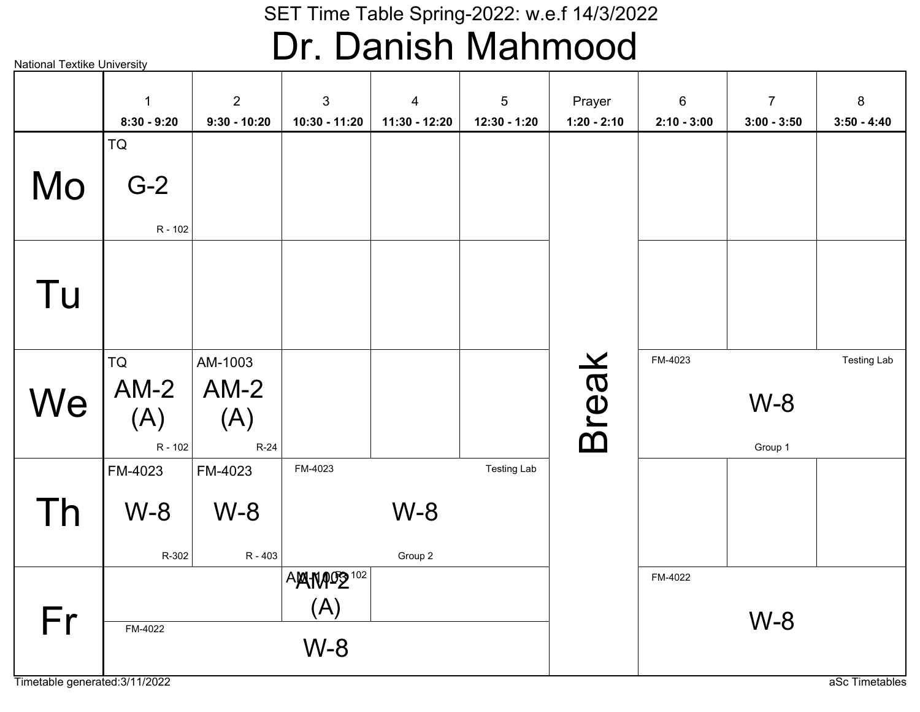# SET Time Table Spring-2022: w.e.f 14/3/2022

## Dr. Danish Mahmood

National Textike University

| | 1<br>8:30 - 9:20 | 2<br>9:30 - 10:20 | 3<br>10:30 - 11:20 | 4<br>11:30 - 12:20 | 5<br>12:30 - 1:20 | Prayer<br>1:20 - 2:10 | 6<br>2:10 - 3:00 | 7<br>3:00 - 3:50 | 8<br>3:50 - 4:40 |
|---|---|---|---|---|---|---|---|---|---|
| Mo | TQ G-2 R - 102 | | | | | Break | | | |
| Tu | | | | | | | | | |
| We | TQ AM-2 (A) R - 102 | AM-1003 AM-2 (A) R-24 | | | | | FM-4023 W-8 Group 1 Testing Lab | | |
| Th | FM-4023 W-8 R-302 | FM-4023 W-8 R - 403 | FM-4023 W-8 Group 2 Testing Lab | | | | | | |
| Fr | FM-4022 W-8 | | AM-1003 AM-2 (A) R - 102 / FM-4022 W-8 | FM-4022 W-8 | FM-4022 W-8 | | FM-4022 W-8 | | |

Timetable generated:3/11/2022

aSc Timetables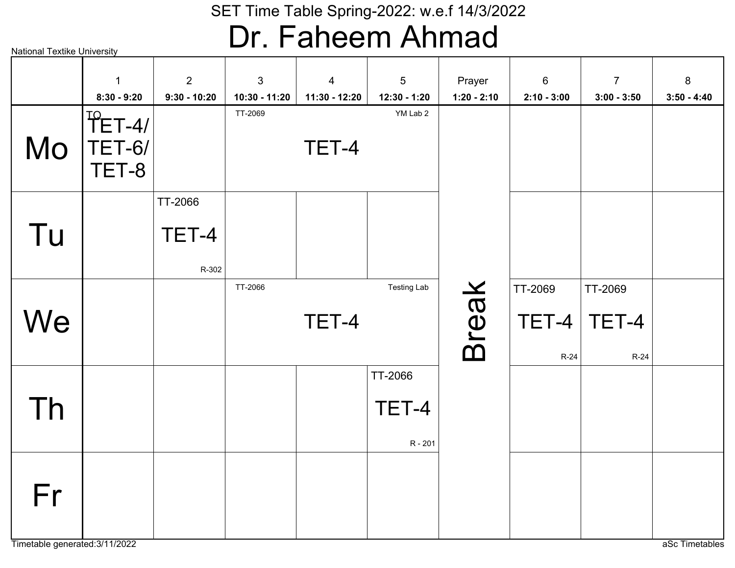# SET Time Table Spring-2022: w.e.f 14/3/2022

# Dr. Faheem Ahmad

National Textike University

| | 1<br>8:30 - 9:20 | 2<br>9:30 - 10:20 | 3<br>10:30 - 11:20 | 4<br>11:30 - 12:20 | 5<br>12:30 - 1:20 | Prayer<br>1:20 - 2:10 | 6<br>2:10 - 3:00 | 7<br>3:00 - 3:50 | 8<br>3:50 - 4:40 |
|---|---|---|---|---|---|---|---|---|---|
| Mo | TQ<br>TET-4/ TET-6/ TET-8 | | TT-2069<br>TET-4<br>YM Lab 2 | | | Break | | | |
| Tu | | TT-2066<br>TET-4<br>R-302 | | | | | | | |
| We | | | TT-2066<br>TET-4<br>Testing Lab | | | | TT-2069<br>TET-4<br>R-24 | TT-2069<br>TET-4<br>R-24 | |
| Th | | | | | TT-2066<br>TET-4<br>R - 201 | | | | |
| Fr | | | | | | | | | |

Timetable generated:3/11/2022

aSc Timetables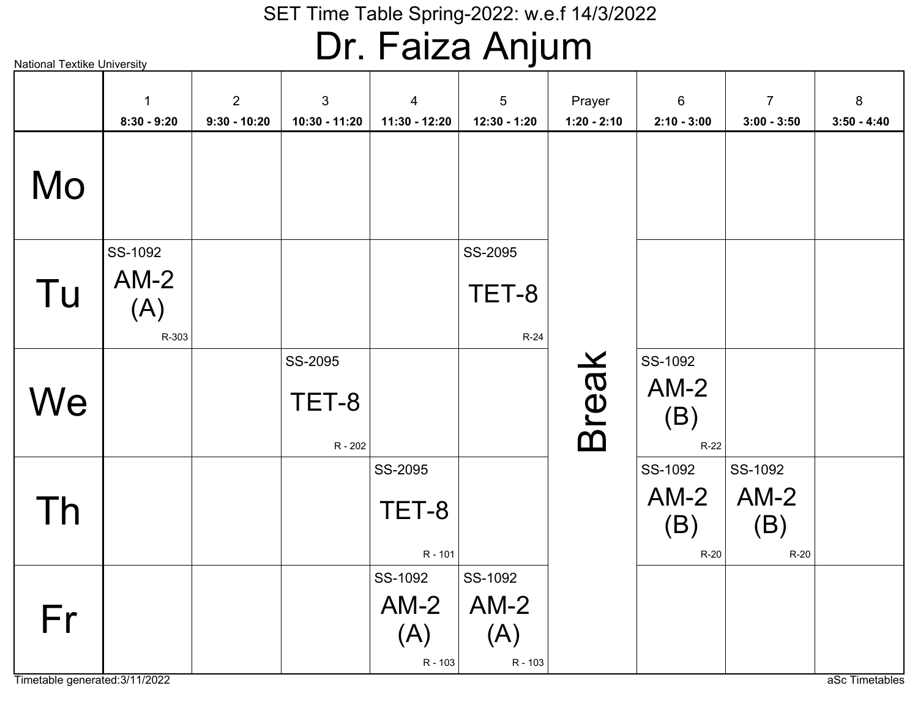SET Time Table Spring-2022: w.e.f 14/3/2022

# Dr. Faiza Anjum

National Textike University

| | 1<br>8:30 - 9:20 | 2<br>9:30 - 10:20 | 3<br>10:30 - 11:20 | 4<br>11:30 - 12:20 | 5<br>12:30 - 1:20 | Prayer<br>1:20 - 2:10 | 6<br>2:10 - 3:00 | 7<br>3:00 - 3:50 | 8<br>3:50 - 4:40 |
|---|---|---|---|---|---|---|---|---|---|
| Mo | | | | | | Break | | | |
| Tu | SS-1092 AM-2 (A) R-303 | | | | SS-2095 TET-8 R-24 | | | | |
| We | | | SS-2095 TET-8 R - 202 | | | | SS-1092 AM-2 (B) R-22 | | |
| Th | | | | SS-2095 TET-8 R - 101 | | | SS-1092 AM-2 (B) R-20 | SS-1092 AM-2 (B) R-20 | |
| Fr | | | | SS-1092 AM-2 (A) R - 103 | SS-1092 AM-2 (A) R - 103 | | | | |

Timetable generated:3/11/2022

aSc Timetables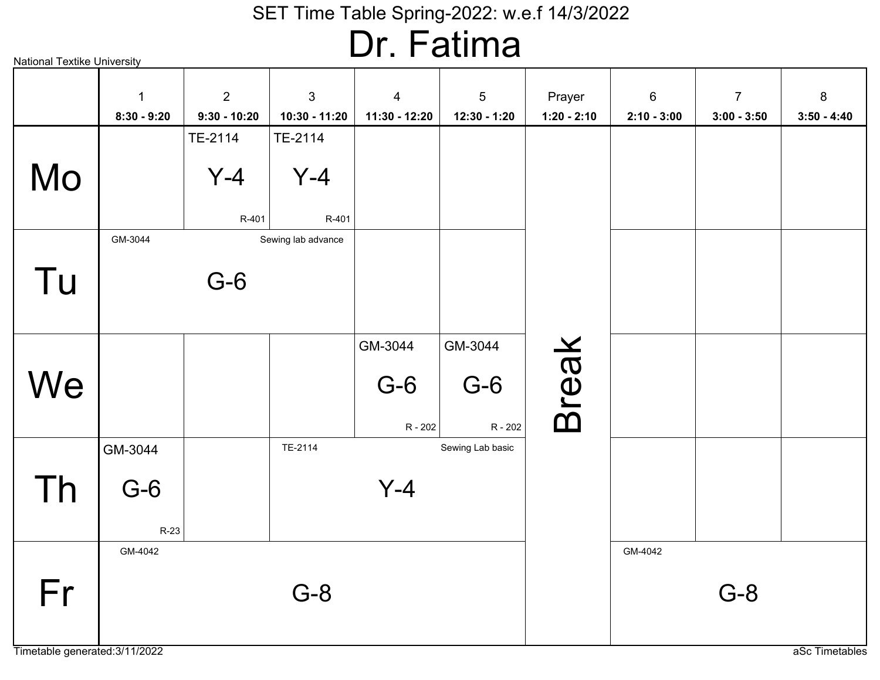# SET Time Table Spring-2022: w.e.f 14/3/2022

## Dr. Fatima

National Textike University

| | 1<br>8:30 - 9:20 | 2<br>9:30 - 10:20 | 3<br>10:30 - 11:20 | 4<br>11:30 - 12:20 | 5<br>12:30 - 1:20 | Prayer<br>1:20 - 2:10 | 6<br>2:10 - 3:00 | 7<br>3:00 - 3:50 | 8<br>3:50 - 4:40 |
|---|---|---|---|---|---|---|---|---|---|
| Mo | | TE-2114 Y-4 R-401 | TE-2114 Y-4 R-401 | | | Break | | | |
| Tu | GM-3044 G-6 Sewing lab advance | | | | | | | | |
| We | | | | GM-3044 G-6 R - 202 | GM-3044 G-6 R - 202 | | | | |
| Th | GM-3044 G-6 R-23 | | TE-2114 Y-4 Sewing Lab basic | | | | | | |
| Fr | GM-4042 G-8 | | | | | | GM-4042 G-8 | | |

Timetable generated:3/11/2022

aSc Timetables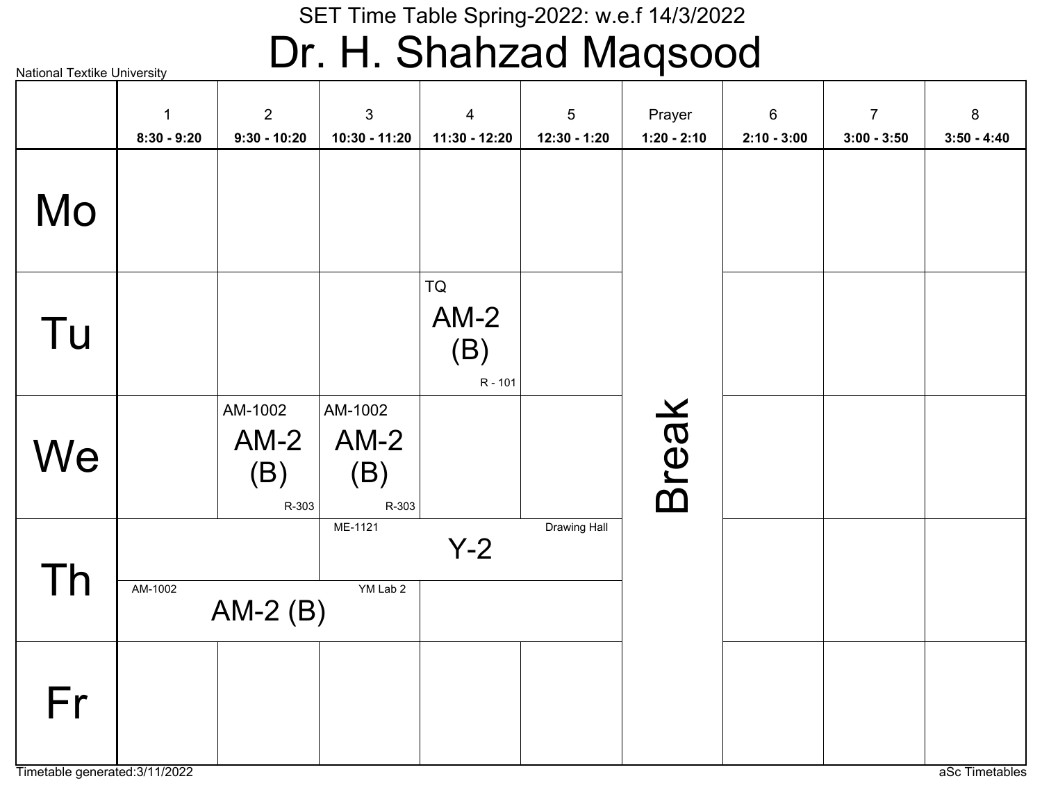SET Time Table Spring-2022: w.e.f 14/3/2022

# Dr. H. Shahzad Maqsood

National Textike University

| | 1<br>8:30 - 9:20 | 2<br>9:30 - 10:20 | 3<br>10:30 - 11:20 | 4<br>11:30 - 12:20 | 5<br>12:30 - 1:20 | Prayer<br>1:20 - 2:10 | 6<br>2:10 - 3:00 | 7<br>3:00 - 3:50 | 8<br>3:50 - 4:40 |
|---|---|---|---|---|---|---|---|---|---|
| Mo | | | | | | Break | | | |
| Tu | | | | TQ<br>AM-2 (B)<br>R - 101 | | | | | |
| We | | AM-1002<br>AM-2 (B)<br>R-303 | AM-1002<br>AM-2 (B)<br>R-303 | | | | | | |
| Th | | | ME-1121<br>Y-2<br>Drawing Hall | | | | | | |
| Th | AM-1002<br>AM-2 (B)<br>YM Lab 2 | | | | | | | | |
| Fr | | | | | | | | | |

Timetable generated:3/11/2022

aSc Timetables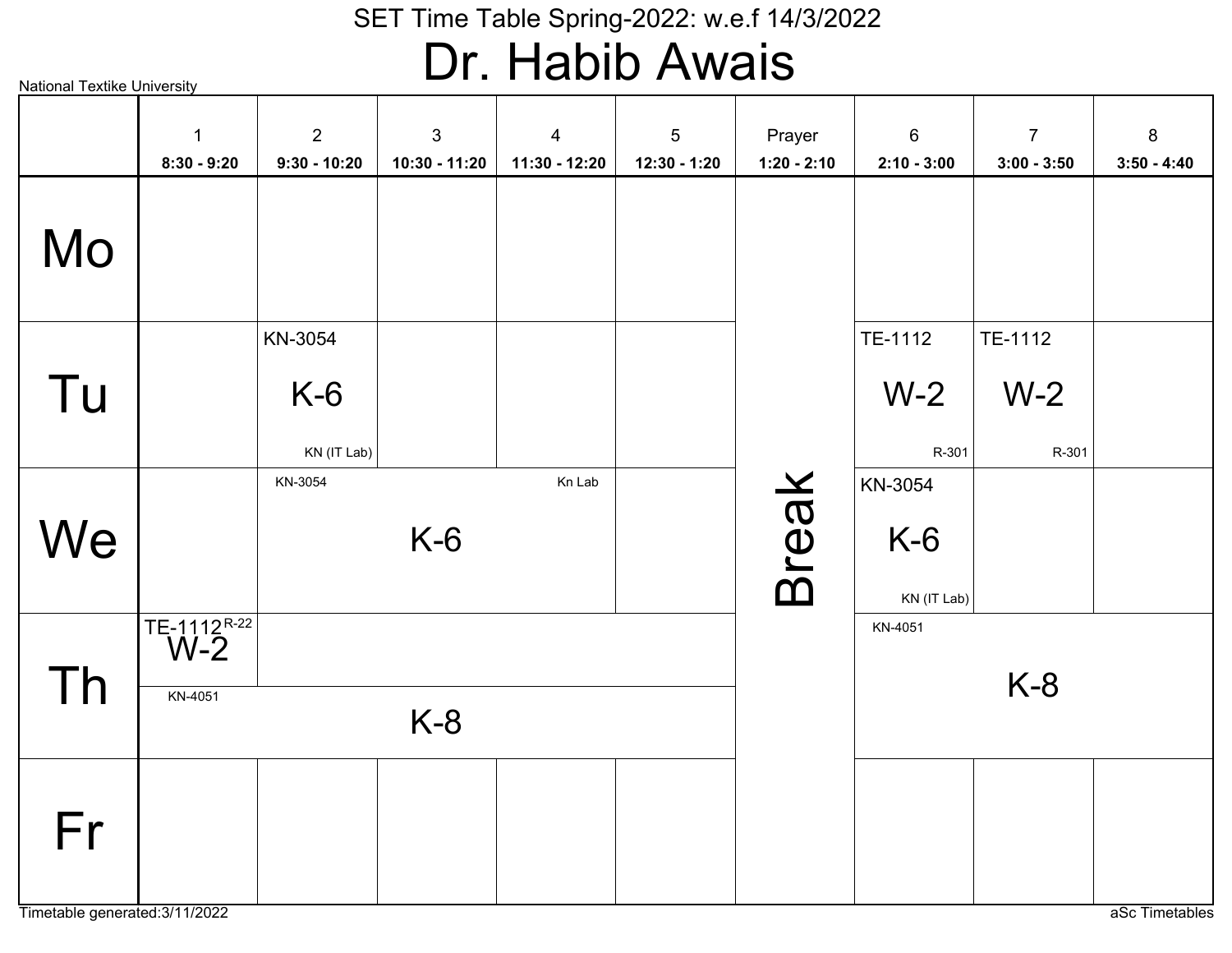SET Time Table Spring-2022: w.e.f 14/3/2022

# Dr. Habib Awais

National Textike University

| | 1<br>8:30 - 9:20 | 2<br>9:30 - 10:20 | 3<br>10:30 - 11:20 | 4<br>11:30 - 12:20 | 5<br>12:30 - 1:20 | Prayer<br>1:20 - 2:10 | 6<br>2:10 - 3:00 | 7<br>3:00 - 3:50 | 8<br>3:50 - 4:40 |
|---|---|---|---|---|---|---|---|---|---|
| Mo | | | | | | Break | | | |
| Tu | | KN-3054 K-6 KN (IT Lab) | | | | | TE-1112 W-2 R-301 | TE-1112 W-2 R-301 | |
| We | | KN-3054 K-6 Kn Lab | | | | | KN-3054 K-6 KN (IT Lab) | | |
| Th | TE-1112 R-22 W-2 / KN-4051 K-8 | KN-4051 K-8 | | | | | KN-4051 K-8 | | |
| Fr | | | | | | | | | |

Timetable generated:3/11/2022

aSc Timetables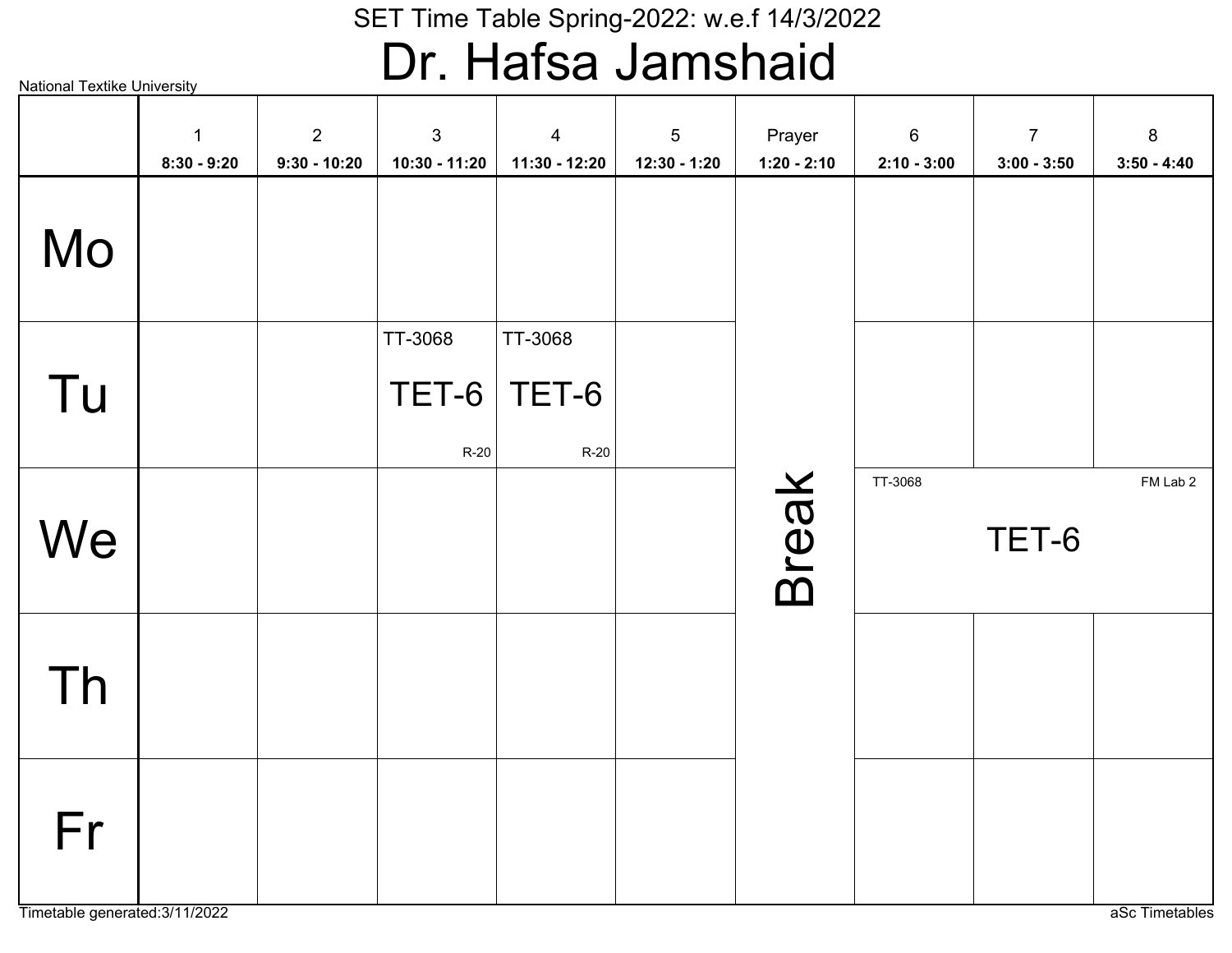National Textike University

SET Time Table Spring-2022: w.e.f 14/3/2022

# Dr. Hafsa Jamshaid

| | 1<br>8:30 - 9:20 | 2<br>9:30 - 10:20 | 3<br>10:30 - 11:20 | 4<br>11:30 - 12:20 | 5<br>12:30 - 1:20 | Prayer<br>1:20 - 2:10 | 6<br>2:10 - 3:00 | 7<br>3:00 - 3:50 | 8<br>3:50 - 4:40 |
|---|---|---|---|---|---|---|---|---|---|
| Mo | | | | | | Break | | | |
| Tu | | | TT-3068 TET-6 R-20 | TT-3068 TET-6 R-20 | | | | | |
| We | | | | | | | TT-3068 TET-6 FM Lab 2 | | |
| Th | | | | | | | | | |
| Fr | | | | | | | | | |

Timetable generated:3/11/2022

aSc Timetables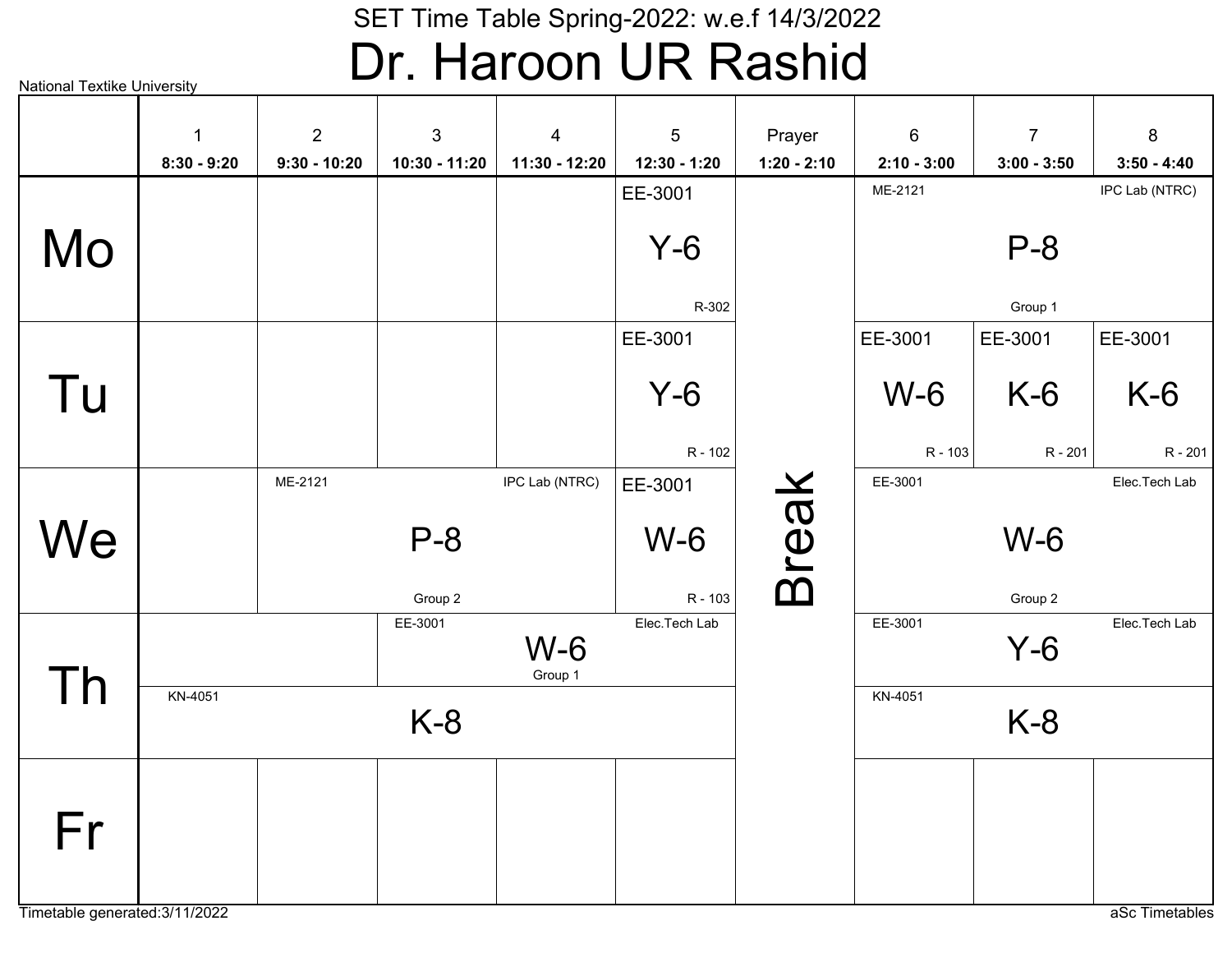# SET Time Table Spring-2022: w.e.f 14/3/2022

# Dr. Haroon UR Rashid

National Textike University

| | 1<br>8:30 - 9:20 | 2<br>9:30 - 10:20 | 3<br>10:30 - 11:20 | 4<br>11:30 - 12:20 | 5<br>12:30 - 1:20 | Prayer<br>1:20 - 2:10 | 6<br>2:10 - 3:00 | 7<br>3:00 - 3:50 | 8<br>3:50 - 4:40 |
|---|---|---|---|---|---|---|---|---|---|
| Mo | | | | | EE-3001 Y-6 R-302 | Break | ME-2121 P-8 Group 1 IPC Lab (NTRC) | | |
| Tu | | | | | EE-3001 Y-6 R - 102 | Break | EE-3001 W-6 R - 103 | EE-3001 K-6 R - 201 | EE-3001 K-6 R - 201 |
| We | | ME-2121 P-8 Group 2 IPC Lab (NTRC) | | | EE-3001 W-6 R - 103 | Break | EE-3001 W-6 Group 2 Elec.Tech Lab | | |
| Th | | | EE-3001 W-6 Group 1 Elec.Tech Lab | | | Break | EE-3001 Y-6 Elec.Tech Lab | | |
| Th | KN-4051 K-8 | | | | | Break | KN-4051 K-8 | | |
| Fr | | | | | | Break | | | |

Timetable generated:3/11/2022

aSc Timetables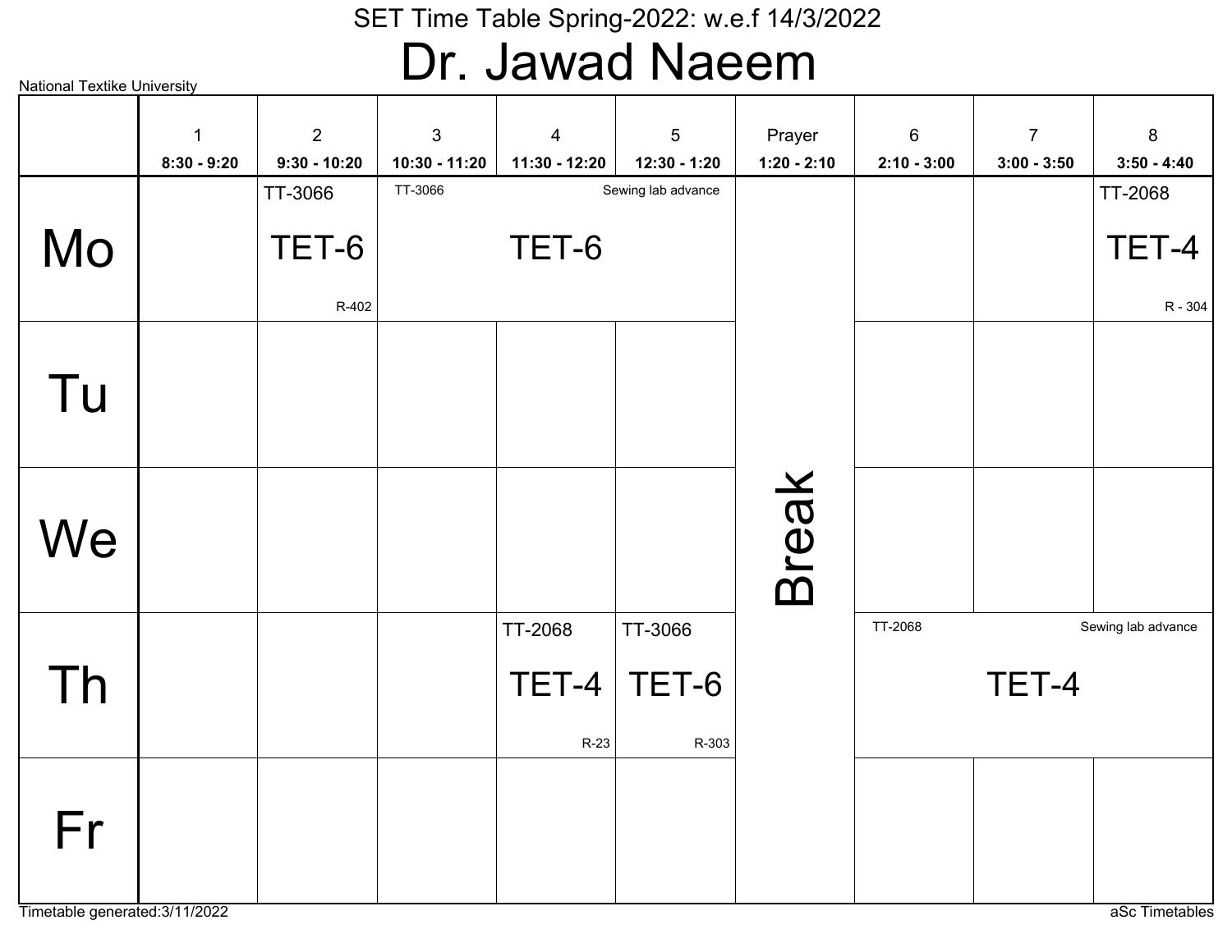SET Time Table Spring-2022: w.e.f 14/3/2022

# Dr. Jawad Naeem

National Textike University

| | 1<br>8:30 - 9:20 | 2<br>9:30 - 10:20 | 3<br>10:30 - 11:20 | 4<br>11:30 - 12:20 | 5<br>12:30 - 1:20 | Prayer<br>1:20 - 2:10 | 6<br>2:10 - 3:00 | 7<br>3:00 - 3:50 | 8<br>3:50 - 4:40 |
|---|---|---|---|---|---|---|---|---|---|
| Mo | | TT-3066 TET-6 R-402 | TT-3066 TET-6 Sewing lab advance | | | Break | | | TT-2068 TET-4 R - 304 |
| Tu | | | | | | | | | |
| We | | | | | | | | | |
| Th | | | | TT-2068 TET-4 R-23 | TT-3066 TET-6 R-303 | | TT-2068 TET-4 Sewing lab advance | | |
| Fr | | | | | | | | | |

Timetable generated:3/11/2022

aSc Timetables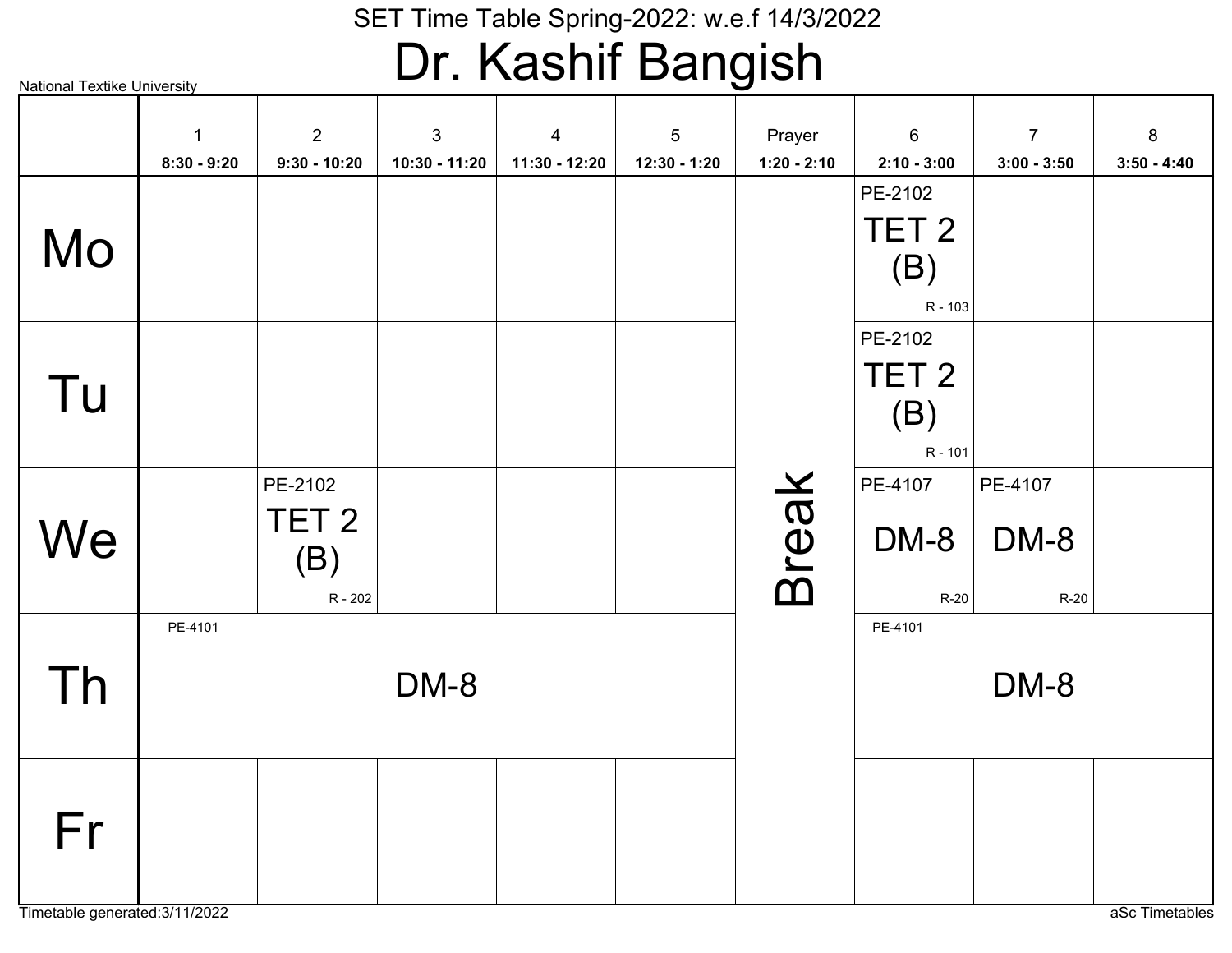# SET Time Table Spring-2022: w.e.f 14/3/2022

# Dr. Kashif Bangish

National Textike University

| | 1<br>8:30 - 9:20 | 2<br>9:30 - 10:20 | 3<br>10:30 - 11:20 | 4<br>11:30 - 12:20 | 5<br>12:30 - 1:20 | Prayer<br>1:20 - 2:10 | 6<br>2:10 - 3:00 | 7<br>3:00 - 3:50 | 8<br>3:50 - 4:40 |
|---|---|---|---|---|---|---|---|---|---|
| Mo | | | | | | Break | PE-2102 TET 2 (B) R - 103 | | |
| Tu | | | | | | Break | PE-2102 TET 2 (B) R - 101 | | |
| We | | PE-2102 TET 2 (B) R - 202 | | | | Break | PE-4107 DM-8 R-20 | PE-4107 DM-8 R-20 | |
| Th | PE-4101 DM-8 | | | | | Break | PE-4101 DM-8 | | |
| Fr | | | | | | Break | | | |

Timetable generated:3/11/2022

aSc Timetables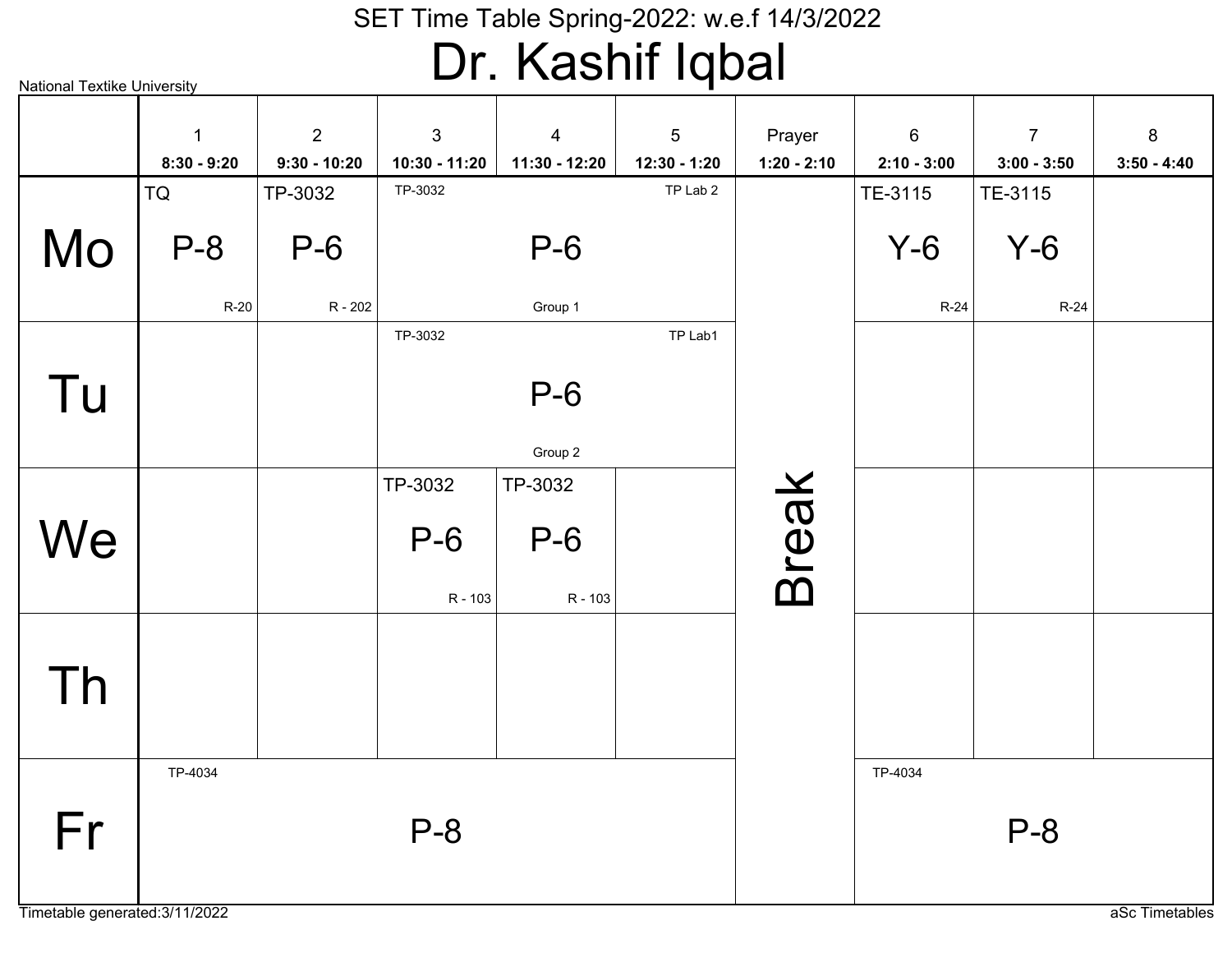SET Time Table Spring-2022: w.e.f 14/3/2022

# Dr. Kashif Iqbal

National Textike University

| | 1<br>8:30 - 9:20 | 2<br>9:30 - 10:20 | 3<br>10:30 - 11:20 | 4<br>11:30 - 12:20 | 5<br>12:30 - 1:20 | Prayer<br>1:20 - 2:10 | 6<br>2:10 - 3:00 | 7<br>3:00 - 3:50 | 8<br>3:50 - 4:40 |
|---|---|---|---|---|---|---|---|---|---|
| Mo | TQ<br>P-8<br>R-20 | TP-3032<br>P-6<br>R - 202 | TP-3032<br>P-6<br>Group 1<br>TP Lab 2 | | | Break | TE-3115<br>Y-6<br>R-24 | TE-3115<br>Y-6<br>R-24 | |
| Tu | | | TP-3032<br>P-6<br>Group 2<br>TP Lab1 | | | | | | |
| We | | | TP-3032<br>P-6<br>R - 103 | TP-3032<br>P-6<br>R - 103 | | | | | |
| Th | | | | | | | | | |
| Fr | TP-4034<br>P-8 | | | | | | TP-4034<br>P-8 | | |

Timetable generated:3/11/2022

aSc Timetables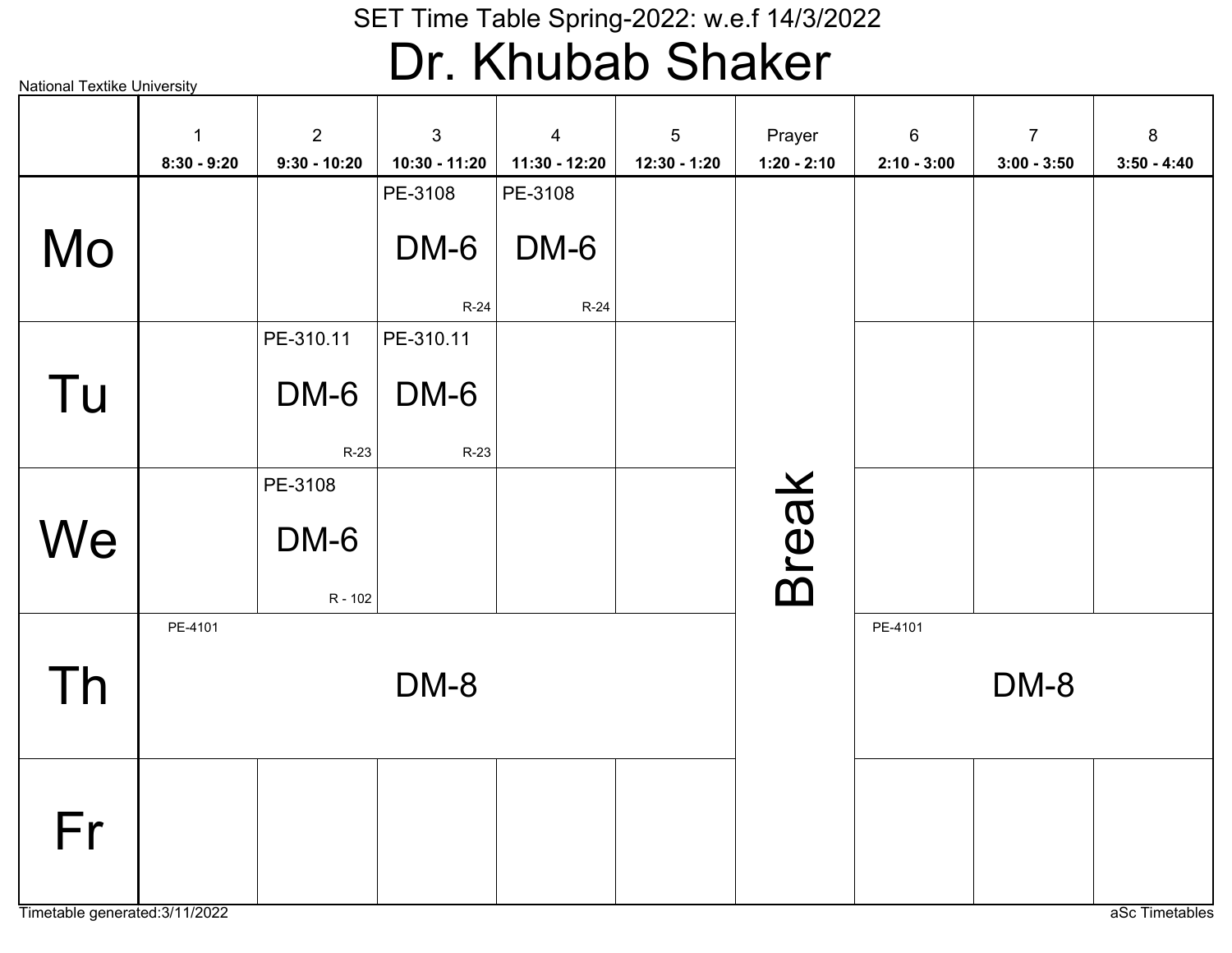# SET Time Table Spring-2022: w.e.f 14/3/2022

## Dr. Khubab Shaker

National Textike University

| | 1<br>8:30 - 9:20 | 2<br>9:30 - 10:20 | 3<br>10:30 - 11:20 | 4<br>11:30 - 12:20 | 5<br>12:30 - 1:20 | Prayer<br>1:20 - 2:10 | 6<br>2:10 - 3:00 | 7<br>3:00 - 3:50 | 8<br>3:50 - 4:40 |
|---|---|---|---|---|---|---|---|---|---|
| Mo | | | PE-3108 DM-6 R-24 | PE-3108 DM-6 R-24 | | Break | | | |
| Tu | | PE-310.11 DM-6 R-23 | PE-310.11 DM-6 R-23 | | | Break | | | |
| We | | PE-3108 DM-6 R - 102 | | | | Break | | | |
| Th | PE-4101 DM-8 | | | | | Break | PE-4101 DM-8 | | |
| Fr | | | | | | Break | | | |

Timetable generated:3/11/2022

aSc Timetables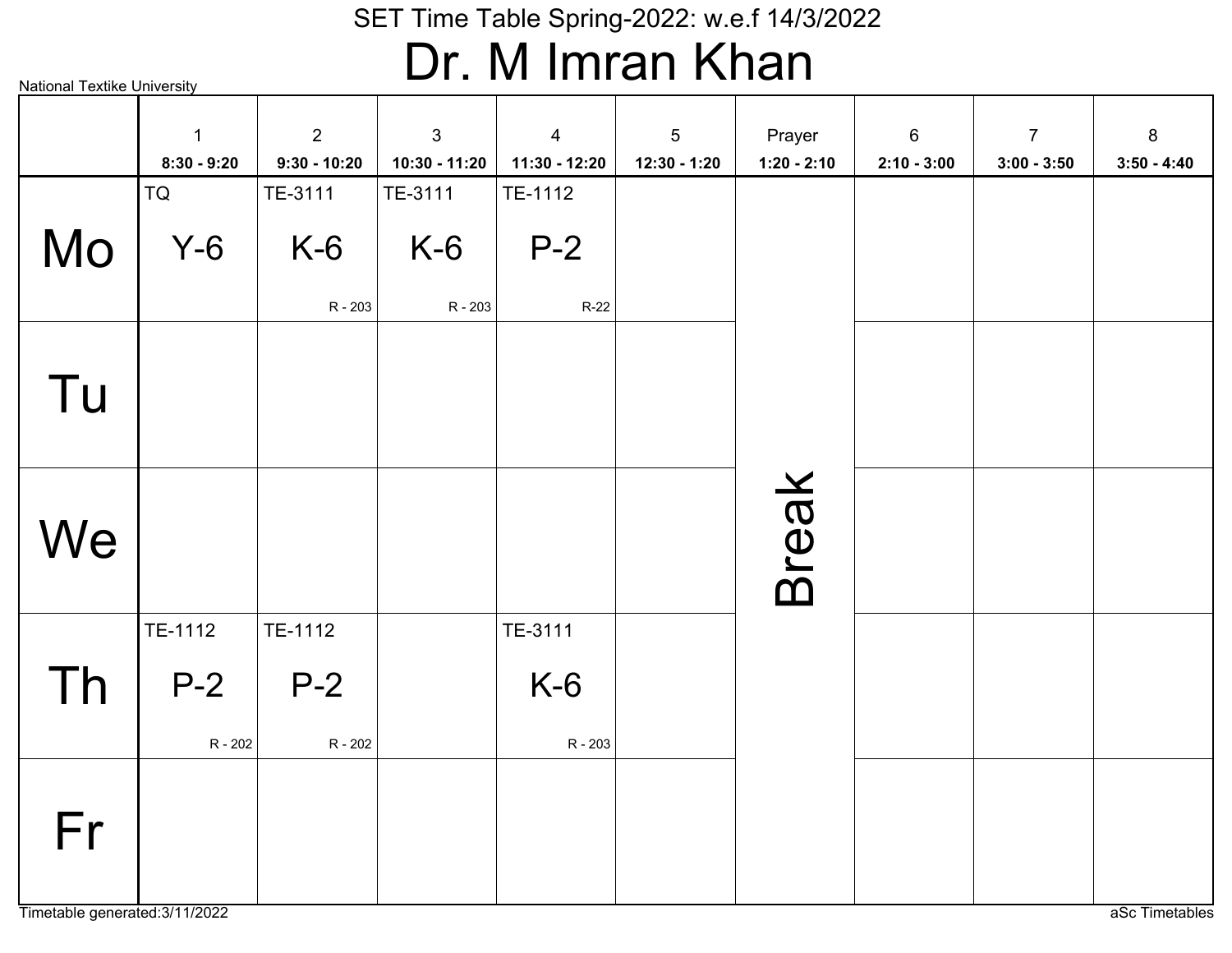# SET Time Table Spring-2022: w.e.f 14/3/2022

## Dr. M Imran Khan

National Textike University

| | 1<br>8:30 - 9:20 | 2<br>9:30 - 10:20 | 3<br>10:30 - 11:20 | 4<br>11:30 - 12:20 | 5<br>12:30 - 1:20 | Prayer<br>1:20 - 2:10 | 6<br>2:10 - 3:00 | 7<br>3:00 - 3:50 | 8<br>3:50 - 4:40 |
|---|---|---|---|---|---|---|---|---|---|
| Mo | TQ Y-6 | TE-3111 K-6 R - 203 | TE-3111 K-6 R - 203 | TE-1112 P-2 R-22 | | Break | | | |
| Tu | | | | | | Break | | | |
| We | | | | | | Break | | | |
| Th | TE-1112 P-2 R - 202 | TE-1112 P-2 R - 202 | | TE-3111 K-6 R - 203 | | Break | | | |
| Fr | | | | | | Break | | | |

Timetable generated:3/11/2022

aSc Timetables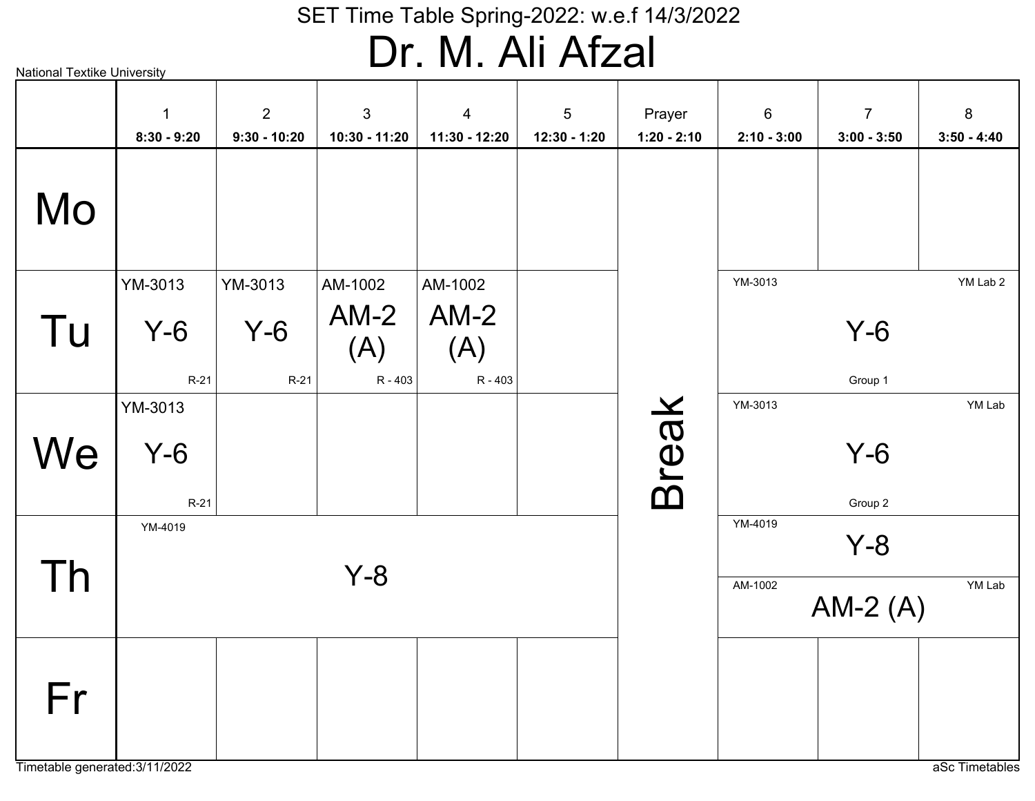# SET Time Table Spring-2022: w.e.f 14/3/2022

## Dr. M. Ali Afzal

National Textike University

| | 1<br>8:30 - 9:20 | 2<br>9:30 - 10:20 | 3<br>10:30 - 11:20 | 4<br>11:30 - 12:20 | 5<br>12:30 - 1:20 | Prayer<br>1:20 - 2:10 | 6<br>2:10 - 3:00 | 7<br>3:00 - 3:50 | 8<br>3:50 - 4:40 |
|---|---|---|---|---|---|---|---|---|---|
| Mo | | | | | | Break | | | |
| Tu | YM-3013 Y-6 R-21 | YM-3013 Y-6 R-21 | AM-1002 AM-2 (A) R - 403 | AM-1002 AM-2 (A) R - 403 | | Break | YM-3013 Y-6 Group 1 YM Lab 2 | | |
| We | YM-3013 Y-6 R-21 | | | | | Break | YM-3013 Y-6 Group 2 YM Lab | | |
| Th | YM-4019 Y-8 | | | | | Break | YM-4019 Y-8 / AM-1002 AM-2 (A) YM Lab | | |
| Fr | | | | | | Break | | | |

Timetable generated:3/11/2022

aSc Timetables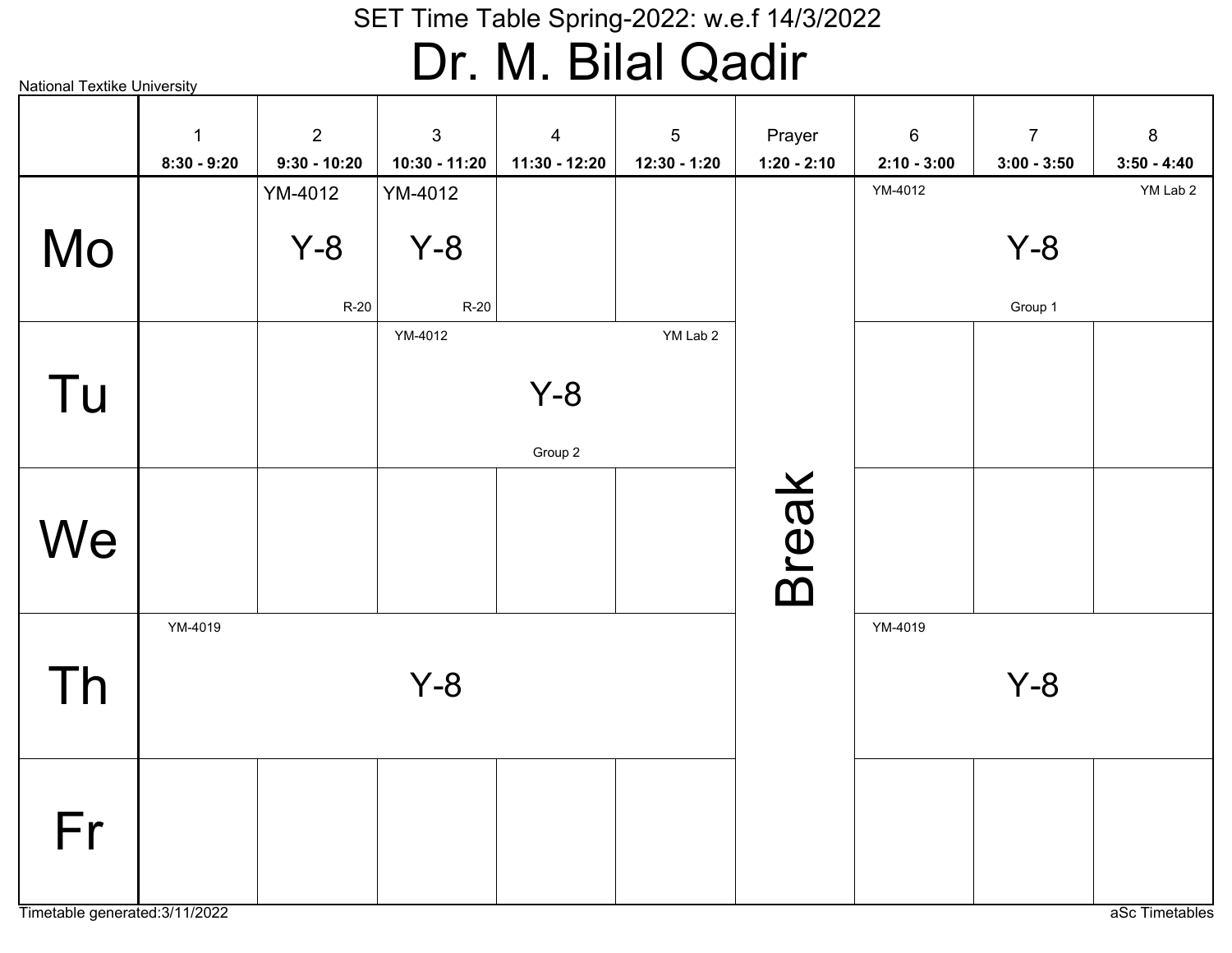SET Time Table Spring-2022: w.e.f 14/3/2022

# Dr. M. Bilal Qadir

National Textike University

| | 1<br>8:30 - 9:20 | 2<br>9:30 - 10:20 | 3<br>10:30 - 11:20 | 4<br>11:30 - 12:20 | 5<br>12:30 - 1:20 | Prayer<br>1:20 - 2:10 | 6<br>2:10 - 3:00 | 7<br>3:00 - 3:50 | 8<br>3:50 - 4:40 |
|---|---|---|---|---|---|---|---|---|---|
| Mo | | YM-4012 Y-8 R-20 | YM-4012 Y-8 R-20 | | | Break | YM-4012 Y-8 Group 1 YM Lab 2 | | |
| Tu | | | YM-4012 Y-8 Group 2 YM Lab 2 | | | Break | | | |
| We | | | | | | Break | | | |
| Th | YM-4019 Y-8 | | | | | Break | YM-4019 Y-8 | | |
| Fr | | | | | | Break | | | |

Timetable generated:3/11/2022

aSc Timetables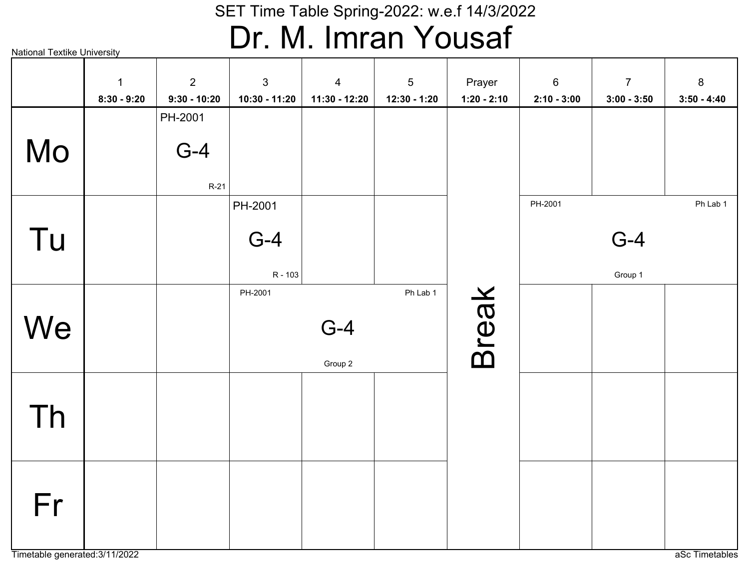SET Time Table Spring-2022: w.e.f 14/3/2022

# Dr. M. Imran Yousaf

National Textike University

| | 1<br>8:30 - 9:20 | 2<br>9:30 - 10:20 | 3<br>10:30 - 11:20 | 4<br>11:30 - 12:20 | 5<br>12:30 - 1:20 | Prayer<br>1:20 - 2:10 | 6<br>2:10 - 3:00 | 7<br>3:00 - 3:50 | 8<br>3:50 - 4:40 |
|---|---|---|---|---|---|---|---|---|---|
| Mo | | PH-2001 G-4 R-21 | | | | Break | | | |
| Tu | | | PH-2001 G-4 R - 103 | | | | PH-2001 G-4 Group 1 Ph Lab 1 | | |
| We | | | PH-2001 G-4 Group 2 Ph Lab 1 | | | | | | |
| Th | | | | | | | | | |
| Fr | | | | | | | | | |

Timetable generated:3/11/2022

aSc Timetables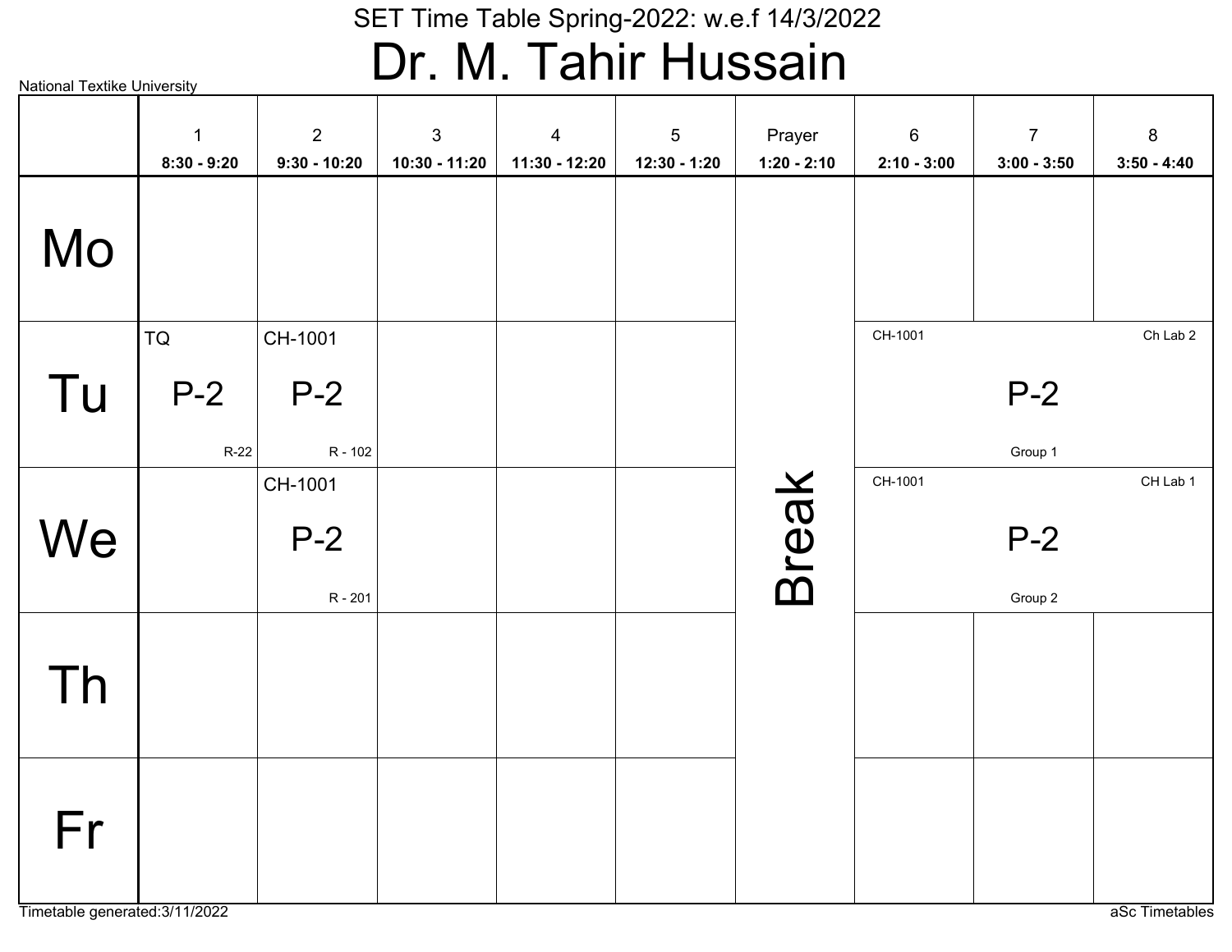SET Time Table Spring-2022: w.e.f 14/3/2022

# Dr. M. Tahir Hussain

National Textike University

| | 1<br>8:30 - 9:20 | 2<br>9:30 - 10:20 | 3<br>10:30 - 11:20 | 4<br>11:30 - 12:20 | 5<br>12:30 - 1:20 | Prayer<br>1:20 - 2:10 | 6<br>2:10 - 3:00 | 7<br>3:00 - 3:50 | 8<br>3:50 - 4:40 |
|---|---|---|---|---|---|---|---|---|---|
| Mo | | | | | | Break | | | |
| Tu | TQ P-2 R-22 | CH-1001 P-2 R - 102 | | | | | CH-1001 P-2 Group 1 Ch Lab 2 | | |
| We | | CH-1001 P-2 R - 201 | | | | | CH-1001 P-2 Group 2 CH Lab 1 | | |
| Th | | | | | | | | | |
| Fr | | | | | | | | | |

Timetable generated:3/11/2022

aSc Timetables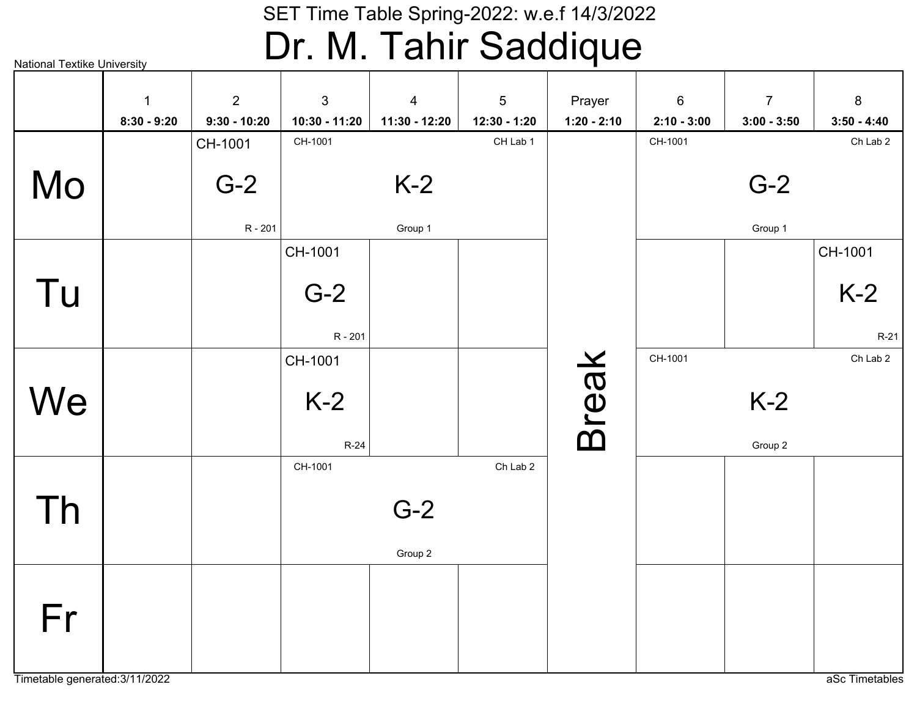# SET Time Table Spring-2022: w.e.f 14/3/2022

# Dr. M. Tahir Saddique

National Textike University

| | 1<br>8:30 - 9:20 | 2<br>9:30 - 10:20 | 3<br>10:30 - 11:20 | 4<br>11:30 - 12:20 | 5<br>12:30 - 1:20 | Prayer<br>1:20 - 2:10 | 6<br>2:10 - 3:00 | 7<br>3:00 - 3:50 | 8<br>3:50 - 4:40 |
|---|---|---|---|---|---|---|---|---|---|
| Mo | | CH-1001 G-2 R - 201 | CH-1001 K-2 Group 1 CH Lab 1 | | | Break | CH-1001 G-2 Group 1 Ch Lab 2 | | |
| Tu | | | CH-1001 G-2 R - 201 | | | | | | CH-1001 K-2 R-21 |
| We | | | CH-1001 K-2 R-24 | | | | CH-1001 K-2 Group 2 Ch Lab 2 | | |
| Th | | | CH-1001 G-2 Group 2 Ch Lab 2 | | | | | | |
| Fr | | | | | | | | | |

Timetable generated:3/11/2022

aSc Timetables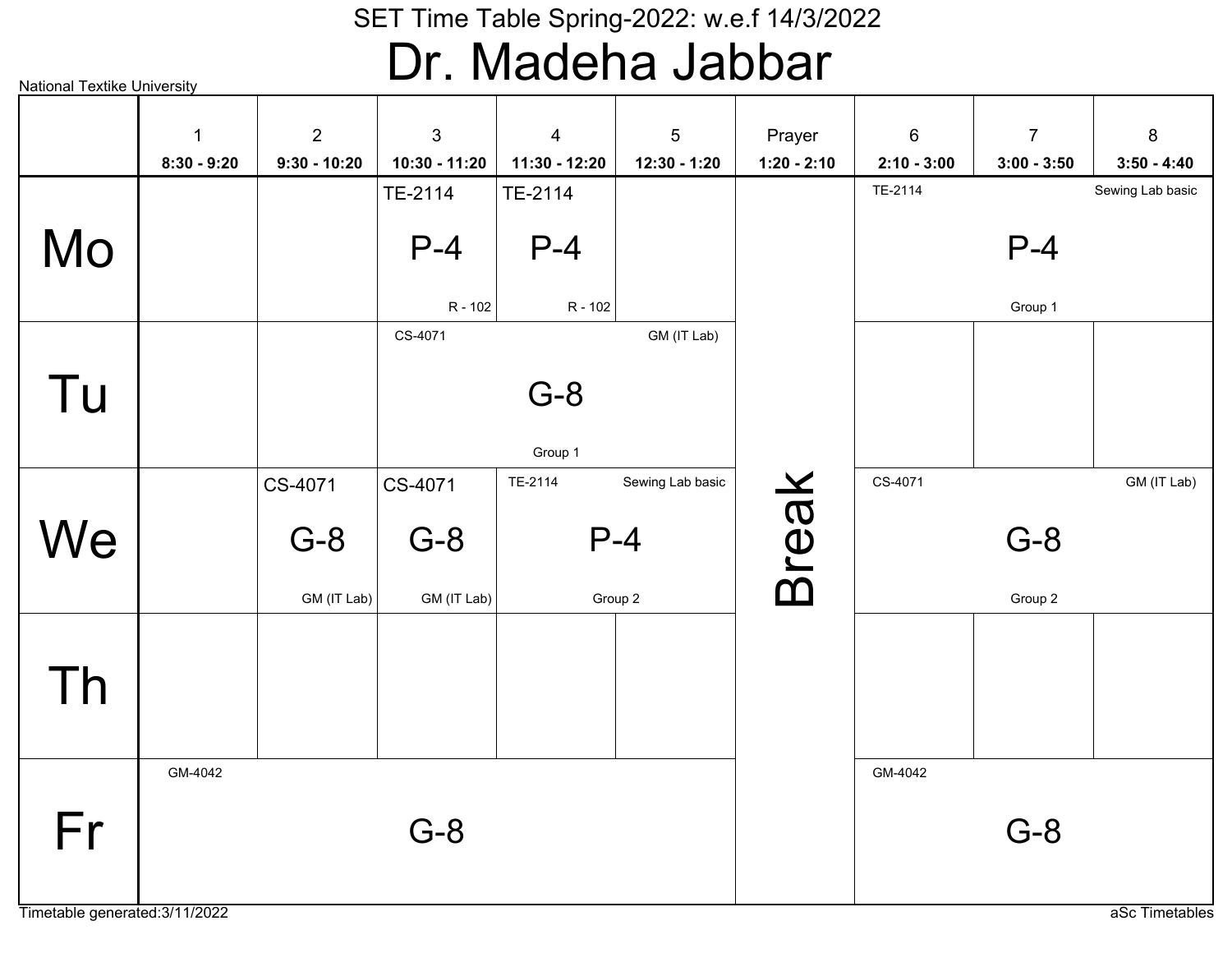# SET Time Table Spring-2022: w.e.f 14/3/2022

## Dr. Madeha Jabbar

National Textike University

| | 1<br>8:30 - 9:20 | 2<br>9:30 - 10:20 | 3<br>10:30 - 11:20 | 4<br>11:30 - 12:20 | 5<br>12:30 - 1:20 | Prayer<br>1:20 - 2:10 | 6<br>2:10 - 3:00 | 7<br>3:00 - 3:50 | 8<br>3:50 - 4:40 |
|---|---|---|---|---|---|---|---|---|---|
| Mo | | | TE-2114 P-4 R - 102 | TE-2114 P-4 R - 102 | | Break | TE-2114 P-4 Sewing Lab basic Group 1 | | |
| Tu | | | CS-4071 G-8 GM (IT Lab) Group 1 | | | Break | | | |
| We | | CS-4071 G-8 GM (IT Lab) | CS-4071 G-8 GM (IT Lab) | TE-2114 P-4 Sewing Lab basic Group 2 | | Break | CS-4071 G-8 GM (IT Lab) Group 2 | | |
| Th | | | | | | Break | | | |
| Fr | GM-4042 G-8 | | | | | Break | GM-4042 G-8 | | |

Timetable generated:3/11/2022

aSc Timetables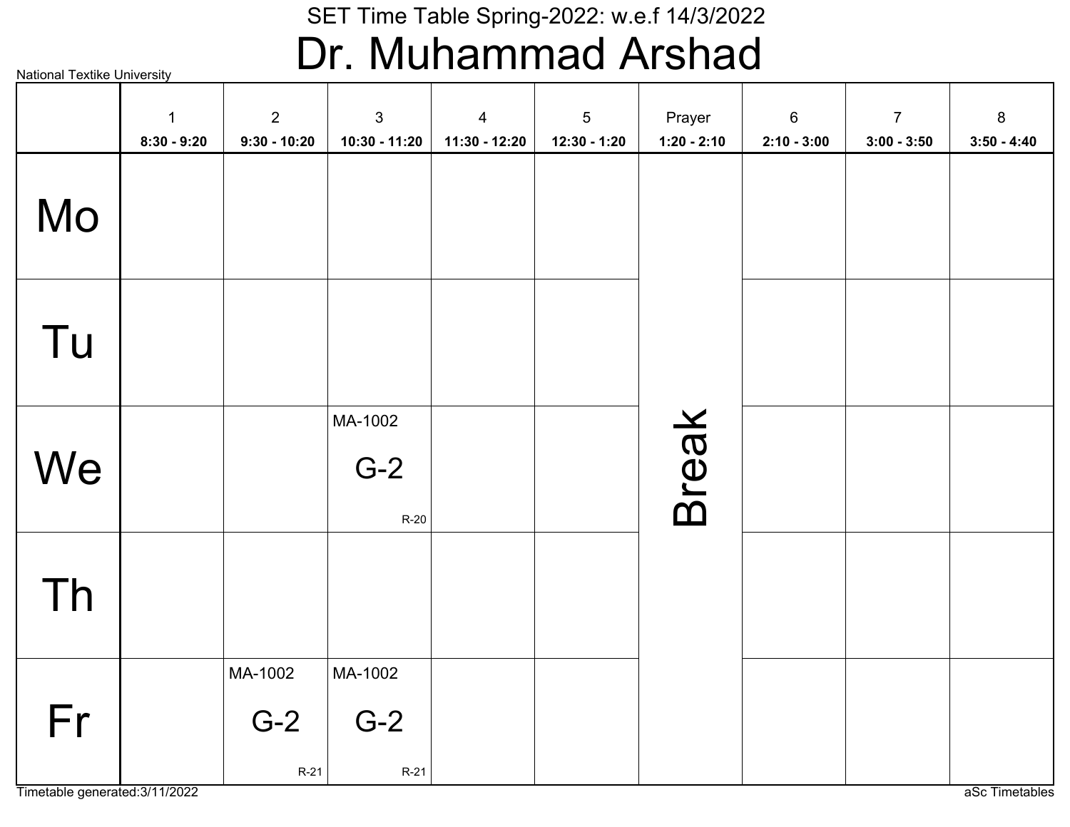SET Time Table Spring-2022: w.e.f 14/3/2022

# Dr. Muhammad Arshad

National Textike University

| | 1<br>8:30 - 9:20 | 2<br>9:30 - 10:20 | 3<br>10:30 - 11:20 | 4<br>11:30 - 12:20 | 5<br>12:30 - 1:20 | Prayer<br>1:20 - 2:10 | 6<br>2:10 - 3:00 | 7<br>3:00 - 3:50 | 8<br>3:50 - 4:40 |
|---|---|---|---|---|---|---|---|---|---|
| Mo | | | | | | Break | | | |
| Tu | | | | | | | | | |
| We | | | MA-1002 G-2 R-20 | | | | | | |
| Th | | | | | | | | | |
| Fr | | MA-1002 G-2 R-21 | MA-1002 G-2 R-21 | | | | | | |

Timetable generated:3/11/2022

aSc Timetables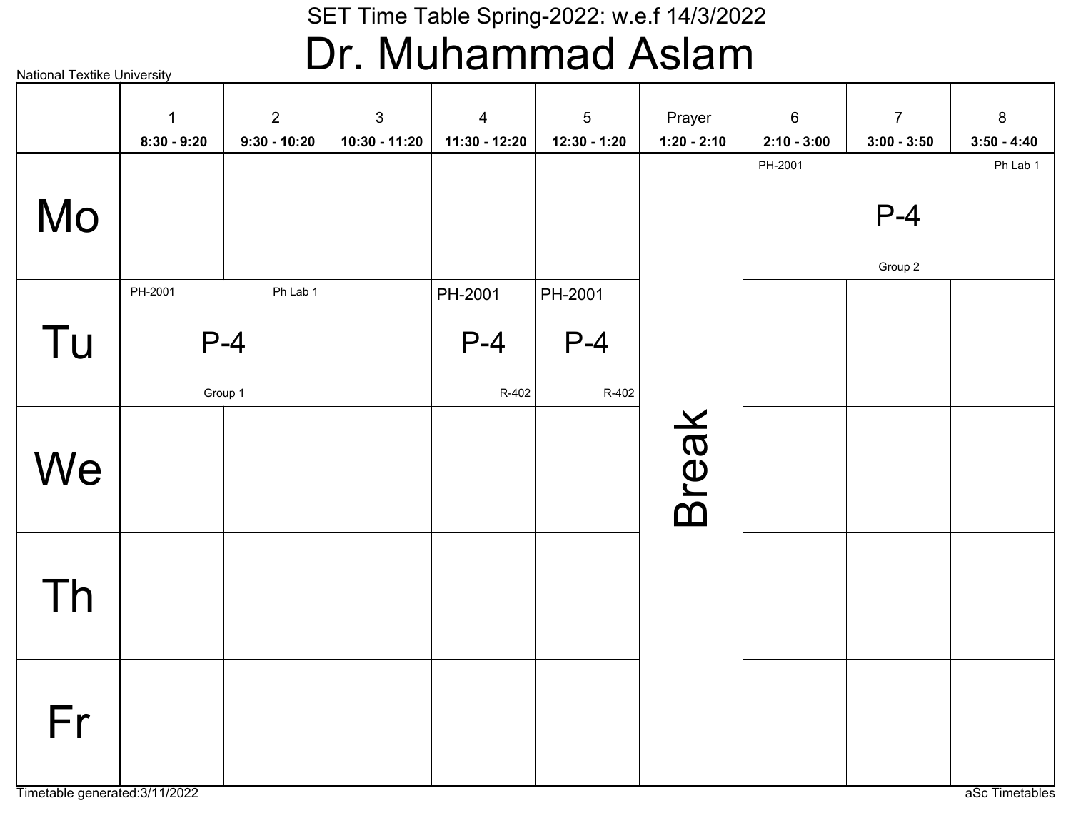SET Time Table Spring-2022: w.e.f 14/3/2022

# Dr. Muhammad Aslam

National Textike University

| | 1<br>8:30 - 9:20 | 2<br>9:30 - 10:20 | 3<br>10:30 - 11:20 | 4<br>11:30 - 12:20 | 5<br>12:30 - 1:20 | Prayer<br>1:20 - 2:10 | 6<br>2:10 - 3:00 | 7<br>3:00 - 3:50 | 8<br>3:50 - 4:40 |
|---|---|---|---|---|---|---|---|---|---|
| Mo | | | | | | Break | PH-2001 P-4 Group 2 Ph Lab 1 | | |
| Tu | PH-2001 P-4 Group 1 Ph Lab 1 | | | PH-2001 P-4 R-402 | PH-2001 P-4 R-402 | | | | |
| We | | | | | | | | | |
| Th | | | | | | | | | |
| Fr | | | | | | | | | |

Timetable generated:3/11/2022

aSc Timetables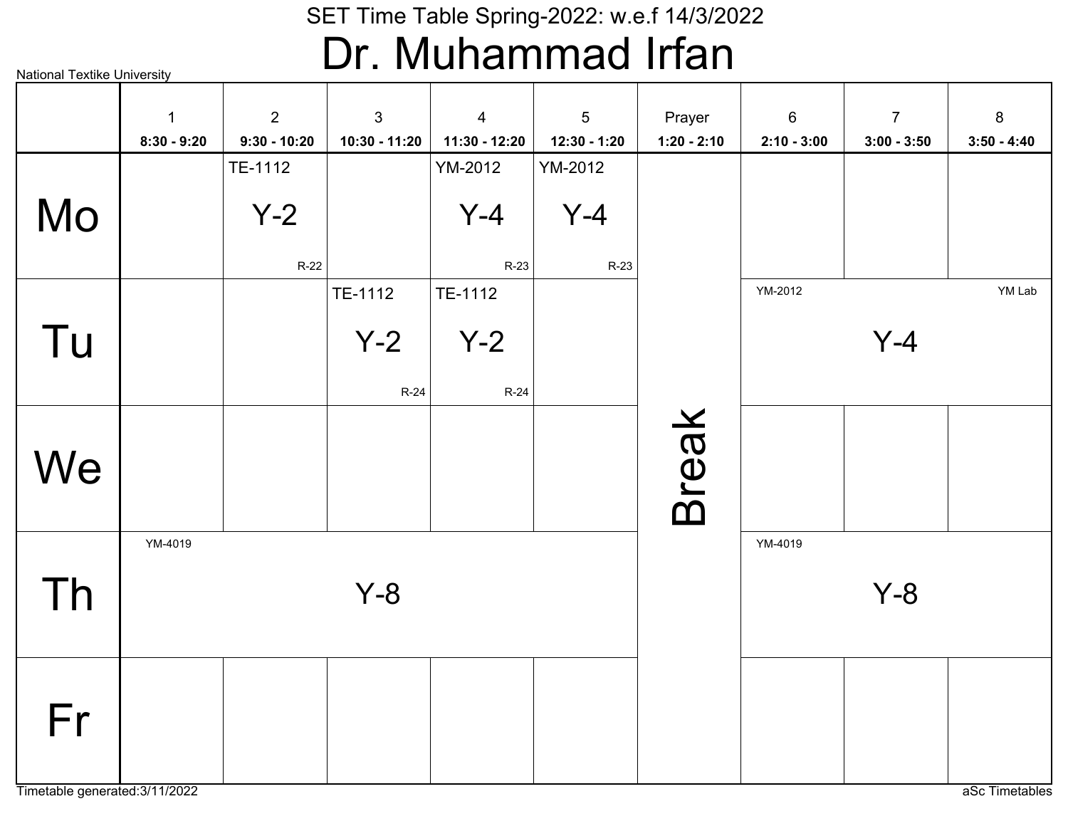SET Time Table Spring-2022: w.e.f 14/3/2022

# Dr. Muhammad Irfan

National Textike University

| | 1<br>8:30 - 9:20 | 2<br>9:30 - 10:20 | 3<br>10:30 - 11:20 | 4<br>11:30 - 12:20 | 5<br>12:30 - 1:20 | Prayer<br>1:20 - 2:10 | 6<br>2:10 - 3:00 | 7<br>3:00 - 3:50 | 8<br>3:50 - 4:40 |
|---|---|---|---|---|---|---|---|---|---|
| Mo | | TE-1112 Y-2 R-22 | | YM-2012 Y-4 R-23 | YM-2012 Y-4 R-23 | Break | | | |
| Tu | | | TE-1112 Y-2 R-24 | TE-1112 Y-2 R-24 | | | YM-2012 Y-4 YM Lab | | |
| We | | | | | | | | | |
| Th | YM-4019 Y-8 | | | | | | YM-4019 Y-8 | | |
| Fr | | | | | | | | | |

Timetable generated:3/11/2022

aSc Timetables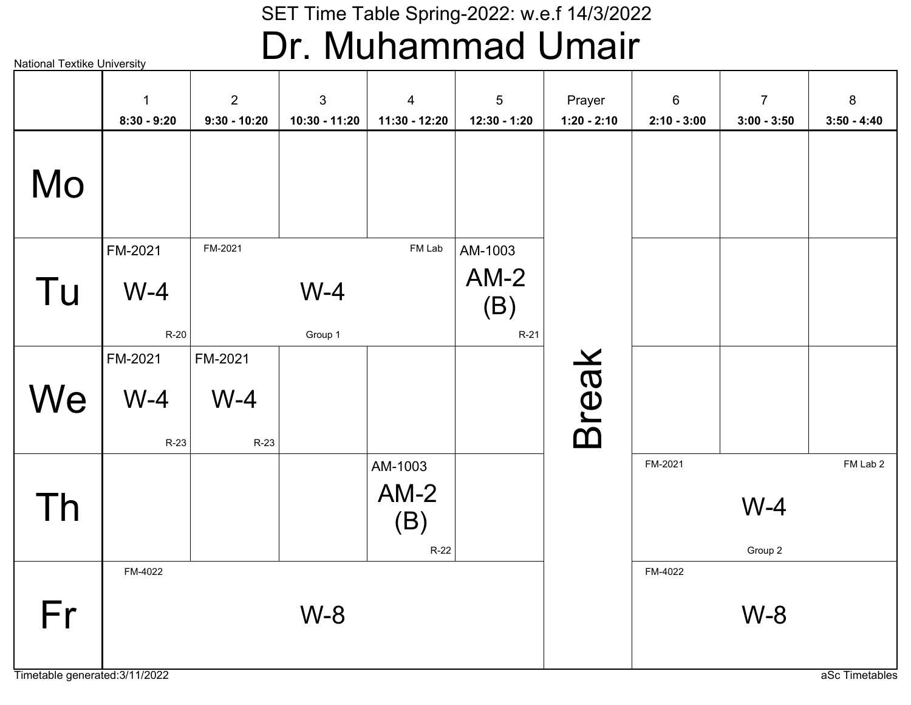# SET Time Table Spring-2022: w.e.f 14/3/2022

## Dr. Muhammad Umair

National Textike University

| | 1<br>8:30 - 9:20 | 2<br>9:30 - 10:20 | 3<br>10:30 - 11:20 | 4<br>11:30 - 12:20 | 5<br>12:30 - 1:20 | Prayer<br>1:20 - 2:10 | 6<br>2:10 - 3:00 | 7<br>3:00 - 3:50 | 8<br>3:50 - 4:40 |
|---|---|---|---|---|---|---|---|---|---|
| Mo | | | | | | Break | | | |
| Tu | FM-2021 W-4 R-20 | FM-2021 W-4 Group 1 FM Lab | | | AM-1003 AM-2 (B) R-21 | | | | |
| We | FM-2021 W-4 R-23 | FM-2021 W-4 R-23 | | | | | | | |
| Th | | | | AM-1003 AM-2 (B) R-22 | | | FM-2021 W-4 Group 2 FM Lab 2 | | |
| Fr | FM-4022 W-8 | | | | | | FM-4022 W-8 | | |

Timetable generated:3/11/2022

aSc Timetables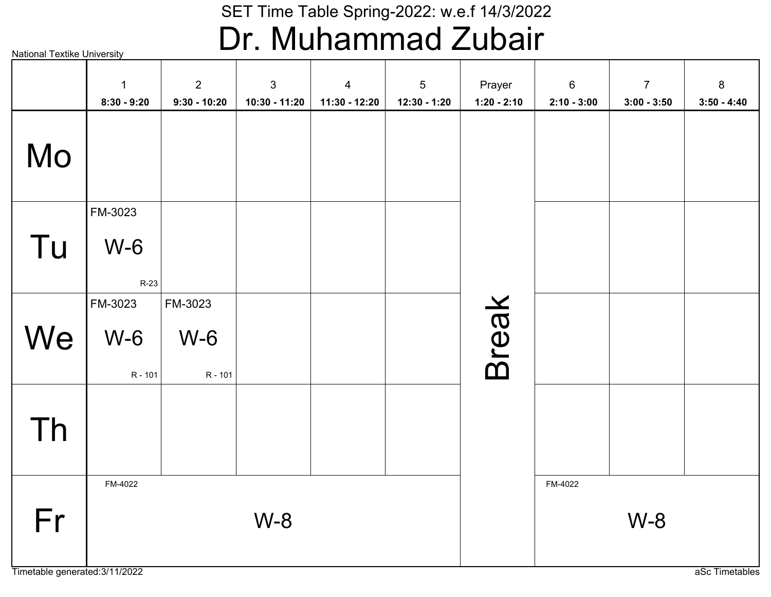National Textike University

SET Time Table Spring-2022: w.e.f 14/3/2022

# Dr. Muhammad Zubair

| | 1<br>8:30 - 9:20 | 2<br>9:30 - 10:20 | 3<br>10:30 - 11:20 | 4<br>11:30 - 12:20 | 5<br>12:30 - 1:20 | Prayer<br>1:20 - 2:10 | 6<br>2:10 - 3:00 | 7<br>3:00 - 3:50 | 8<br>3:50 - 4:40 |
|---|---|---|---|---|---|---|---|---|---|
| Mo | | | | | | Break | | | |
| Tu | FM-3023 W-6 R-23 | | | | | | | | |
| We | FM-3023 W-6 R - 101 | FM-3023 W-6 R - 101 | | | | | | | |
| Th | | | | | | | | | |
| Fr | FM-4022 W-8 | | | | | | FM-4022 W-8 | | |

Timetable generated:3/11/2022

aSc Timetables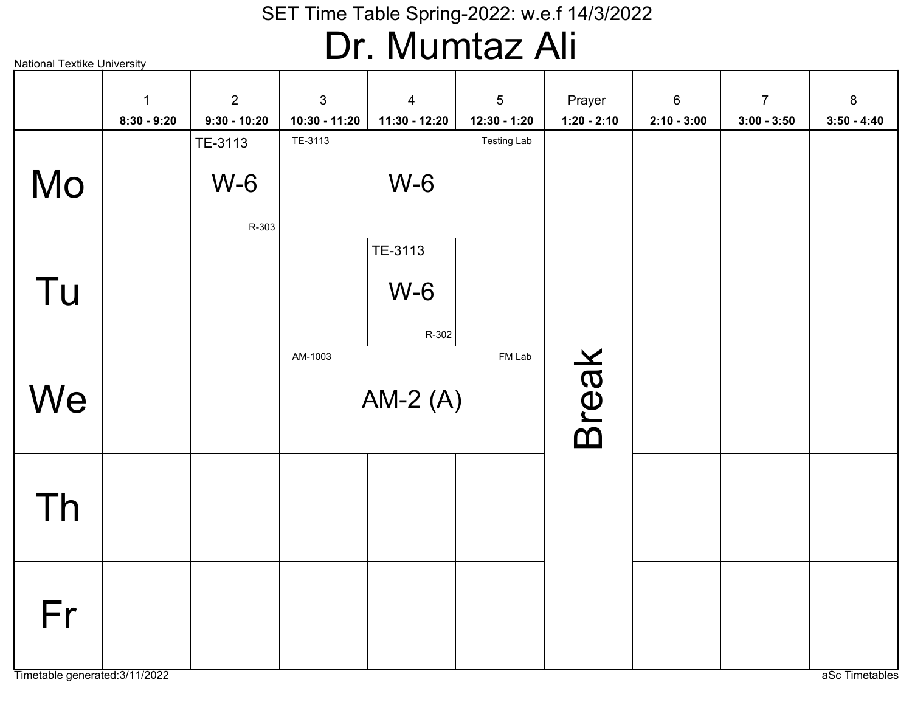# SET Time Table Spring-2022: w.e.f 14/3/2022

# Dr. Mumtaz Ali

National Textike University

| | 1<br>8:30 - 9:20 | 2<br>9:30 - 10:20 | 3<br>10:30 - 11:20 | 4<br>11:30 - 12:20 | 5<br>12:30 - 1:20 | Prayer<br>1:20 - 2:10 | 6<br>2:10 - 3:00 | 7<br>3:00 - 3:50 | 8<br>3:50 - 4:40 |
|---|---|---|---|---|---|---|---|---|---|
| Mo | | TE-3113 W-6 R-303 | TE-3113 W-6 Testing Lab | | | Break | | | |
| Tu | | | | TE-3113 W-6 R-302 | | | | | |
| We | | | AM-1003 AM-2 (A) FM Lab | | | | | | |
| Th | | | | | | | | | |
| Fr | | | | | | | | | |

Timetable generated:3/11/2022

aSc Timetables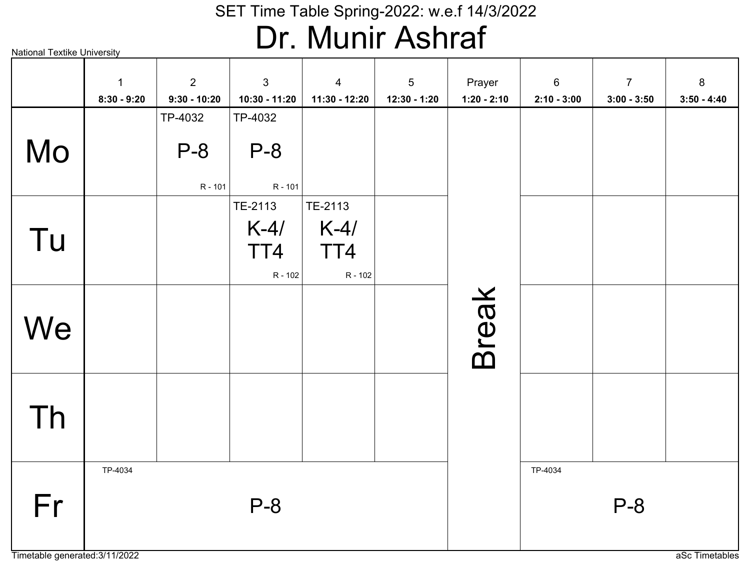SET Time Table Spring-2022: w.e.f 14/3/2022

# Dr. Munir Ashraf

National Textike University

| | 1<br>8:30 - 9:20 | 2<br>9:30 - 10:20 | 3<br>10:30 - 11:20 | 4<br>11:30 - 12:20 | 5<br>12:30 - 1:20 | Prayer<br>1:20 - 2:10 | 6<br>2:10 - 3:00 | 7<br>3:00 - 3:50 | 8<br>3:50 - 4:40 |
|---|---|---|---|---|---|---|---|---|---|
| Mo | | TP-4032 P-8 R - 101 | TP-4032 P-8 R - 101 | | | Break | | | |
| Tu | | | TE-2113 K-4/ TT4 R - 102 | TE-2113 K-4/ TT4 R - 102 | | Break | | | |
| We | | | | | | Break | | | |
| Th | | | | | | Break | | | |
| Fr | TP-4034 P-8 | | | | | Break | TP-4034 P-8 | | |

Timetable generated:3/11/2022

aSc Timetables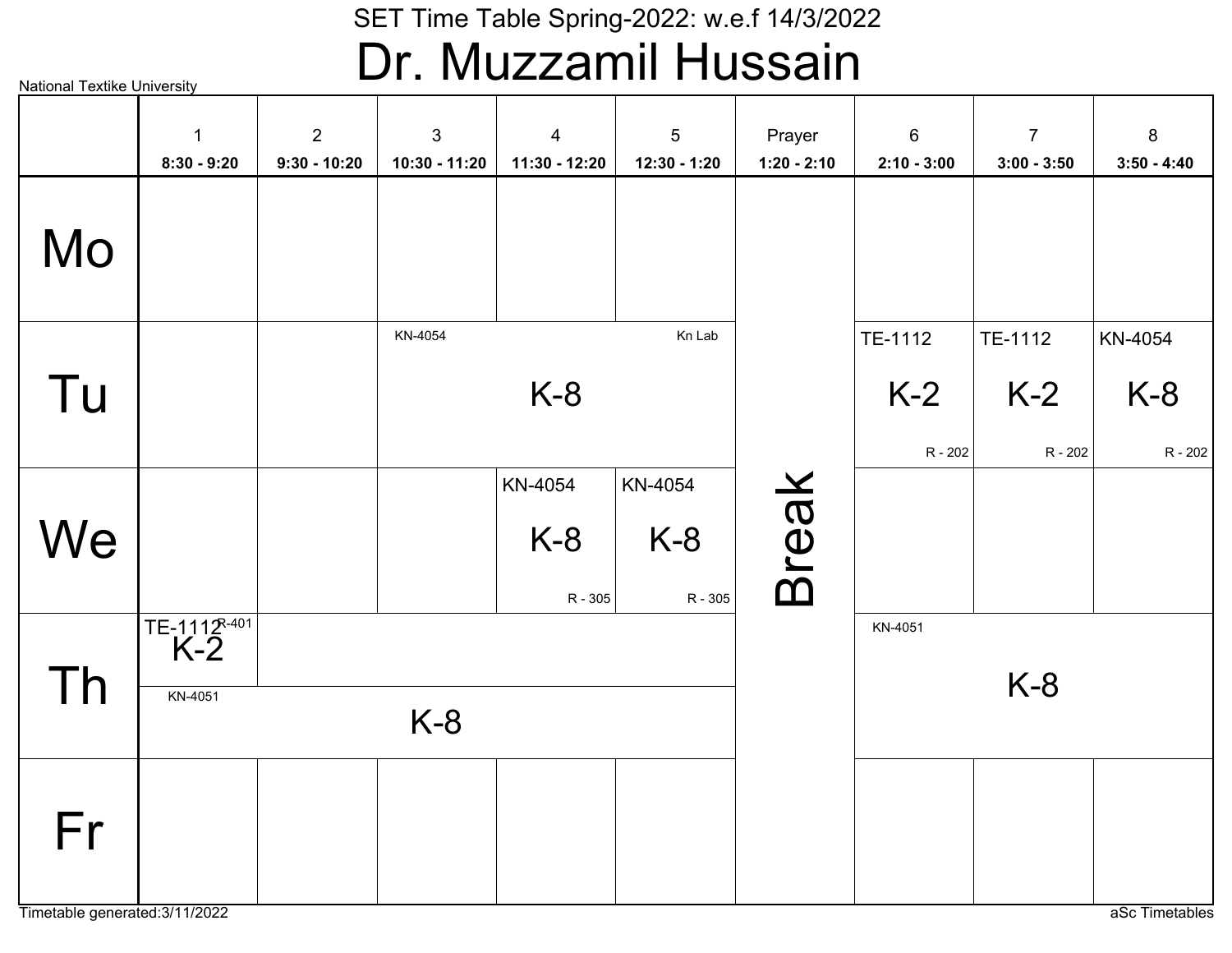National Textike University

SET Time Table Spring-2022: w.e.f 14/3/2022

# Dr. Muzzamil Hussain

| | 1<br>8:30 - 9:20 | 2<br>9:30 - 10:20 | 3<br>10:30 - 11:20 | 4<br>11:30 - 12:20 | 5<br>12:30 - 1:20 | Prayer<br>1:20 - 2:10 | 6<br>2:10 - 3:00 | 7<br>3:00 - 3:50 | 8<br>3:50 - 4:40 |
|---|---|---|---|---|---|---|---|---|---|
| Mo | | | | | | Break | | | |
| Tu | | | KN-4054 K-8 Kn Lab (periods 3–5) | | | | TE-1112 K-2 R - 202 | TE-1112 K-2 R - 202 | KN-4054 K-8 R - 202 |
| We | | | | KN-4054 K-8 R - 305 | KN-4054 K-8 R - 305 | | | | |
| Th | TE-1112 K-2 R-401 / KN-4051 K-8 (periods 1–5) | | | | | | KN-4051 K-8 (periods 6–8) | | |
| Fr | | | | | | | | | |

Timetable generated:3/11/2022

aSc Timetables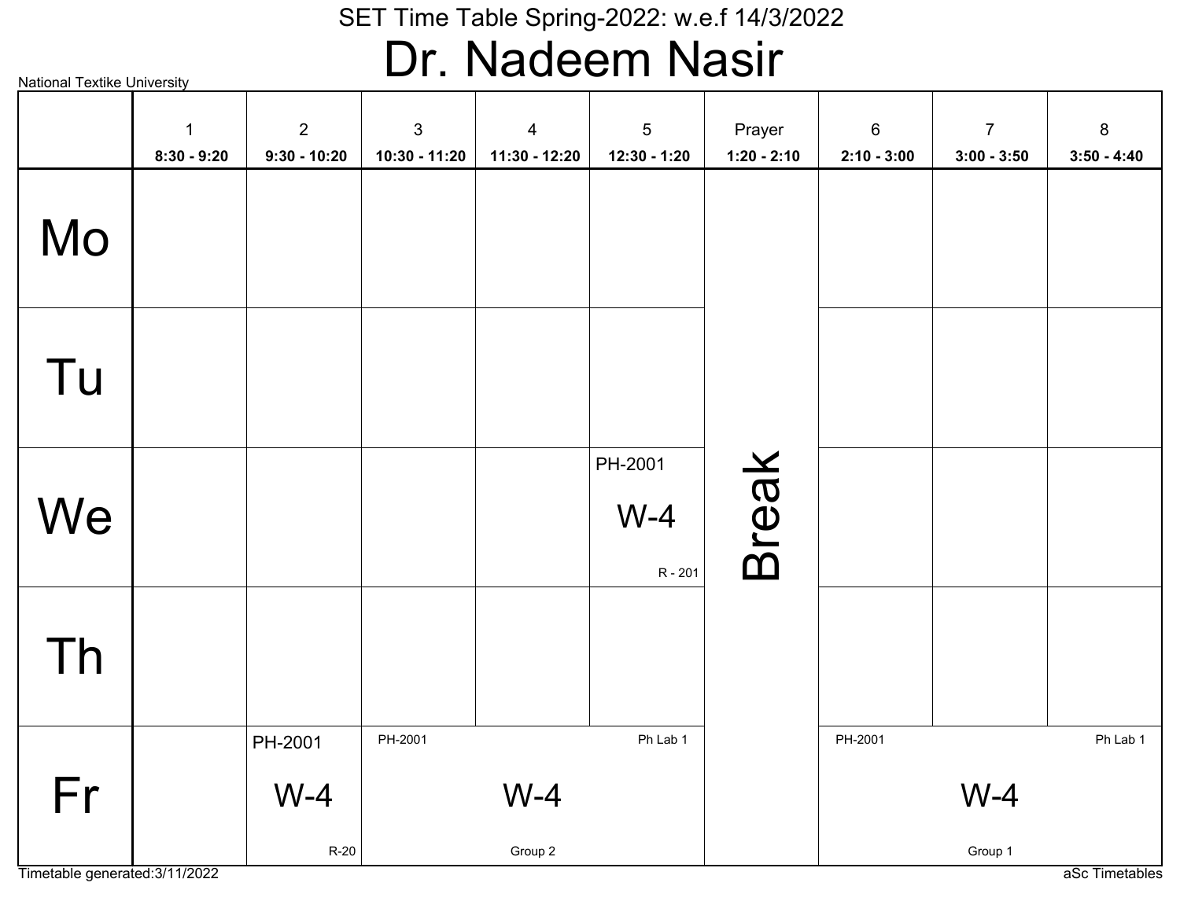SET Time Table Spring-2022: w.e.f 14/3/2022

# Dr. Nadeem Nasir

National Textike University

| | 1<br>8:30 - 9:20 | 2<br>9:30 - 10:20 | 3<br>10:30 - 11:20 | 4<br>11:30 - 12:20 | 5<br>12:30 - 1:20 | Prayer<br>1:20 - 2:10 | 6<br>2:10 - 3:00 | 7<br>3:00 - 3:50 | 8<br>3:50 - 4:40 |
|---|---|---|---|---|---|---|---|---|---|
| Mo | | | | | | Break | | | |
| Tu | | | | | | | | | |
| We | | | | | PH-2001 W-4 R - 201 | | | | |
| Th | | | | | | | | | |
| Fr | | PH-2001 W-4 R-20 | PH-2001 W-4 Ph Lab 1 Group 2 | | | | PH-2001 W-4 Ph Lab 1 Group 1 | | |

Timetable generated:3/11/2022

aSc Timetables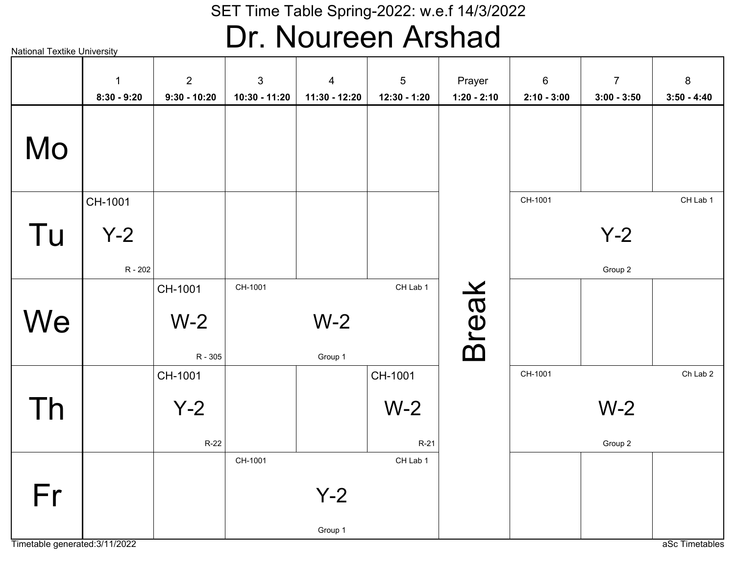SET Time Table Spring-2022: w.e.f 14/3/2022

# Dr. Noureen Arshad

National Textike University

| | 1<br>8:30 - 9:20 | 2<br>9:30 - 10:20 | 3<br>10:30 - 11:20 | 4<br>11:30 - 12:20 | 5<br>12:30 - 1:20 | Prayer<br>1:20 - 2:10 | 6<br>2:10 - 3:00 | 7<br>3:00 - 3:50 | 8<br>3:50 - 4:40 |
|---|---|---|---|---|---|---|---|---|---|
| Mo | | | | | | Break | | | |
| Tu | CH-1001 Y-2 R - 202 | | | | | Break | CH-1001 Y-2 Group 2 CH Lab 1 | | |
| We | | CH-1001 W-2 R - 305 | CH-1001 W-2 Group 1 CH Lab 1 | | | Break | | | |
| Th | | CH-1001 Y-2 R-22 | | | CH-1001 W-2 R-21 | Break | CH-1001 W-2 Group 2 Ch Lab 2 | | |
| Fr | | | CH-1001 Y-2 Group 1 CH Lab 1 | | | Break | | | |

Timetable generated:3/11/2022

aSc Timetables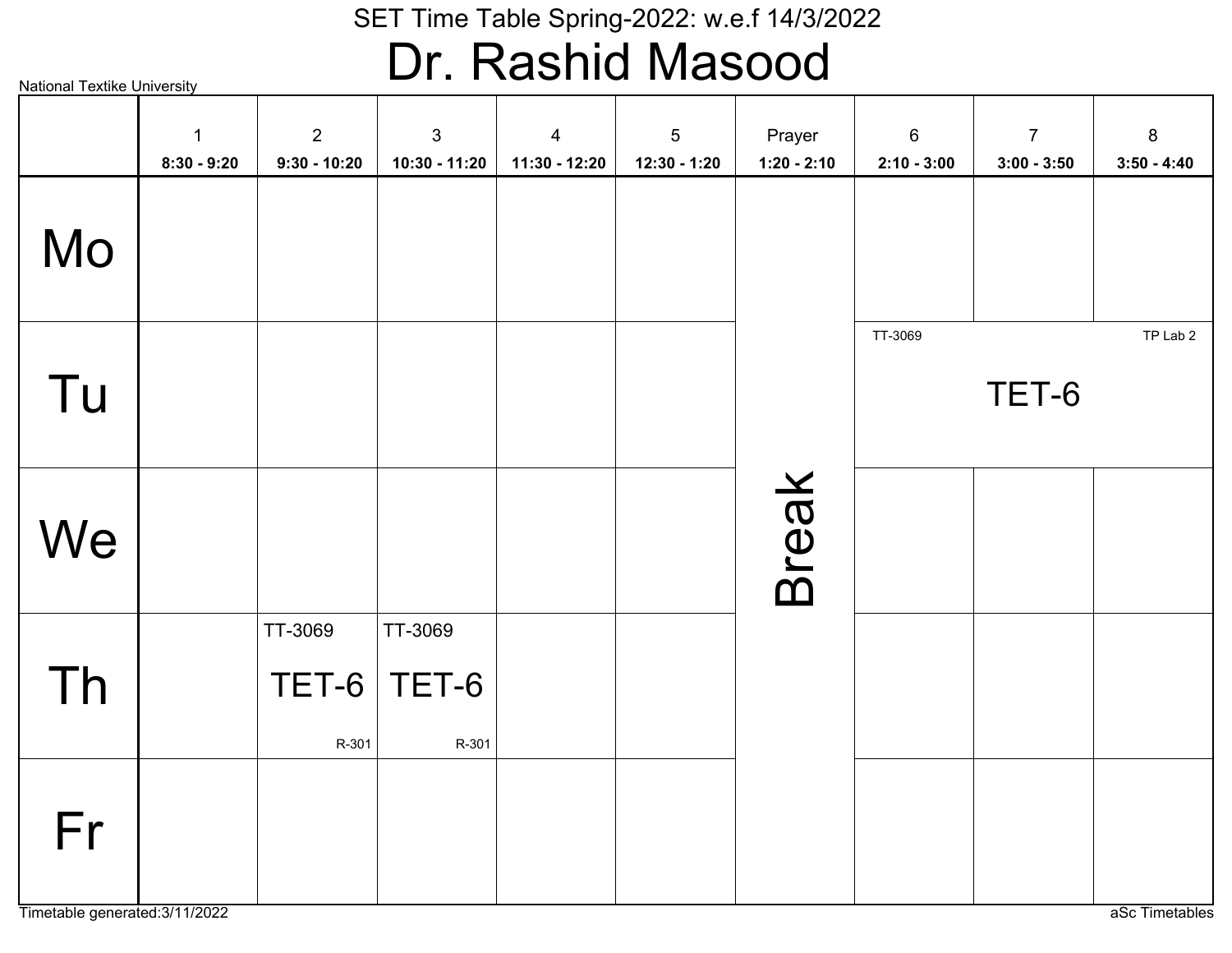SET Time Table Spring-2022: w.e.f 14/3/2022

# Dr. Rashid Masood

National Textike University

| | 1<br>8:30 - 9:20 | 2<br>9:30 - 10:20 | 3<br>10:30 - 11:20 | 4<br>11:30 - 12:20 | 5<br>12:30 - 1:20 | Prayer<br>1:20 - 2:10 | 6<br>2:10 - 3:00 | 7<br>3:00 - 3:50 | 8<br>3:50 - 4:40 |
|---|---|---|---|---|---|---|---|---|---|
| Mo | | | | | | Break | | | |
| Tu | | | | | | | TT-3069 TET-6 TP Lab 2 | | |
| We | | | | | | | | | |
| Th | | TT-3069 TET-6 R-301 | TT-3069 TET-6 R-301 | | | | | | |
| Fr | | | | | | | | | |

Timetable generated:3/11/2022

aSc Timetables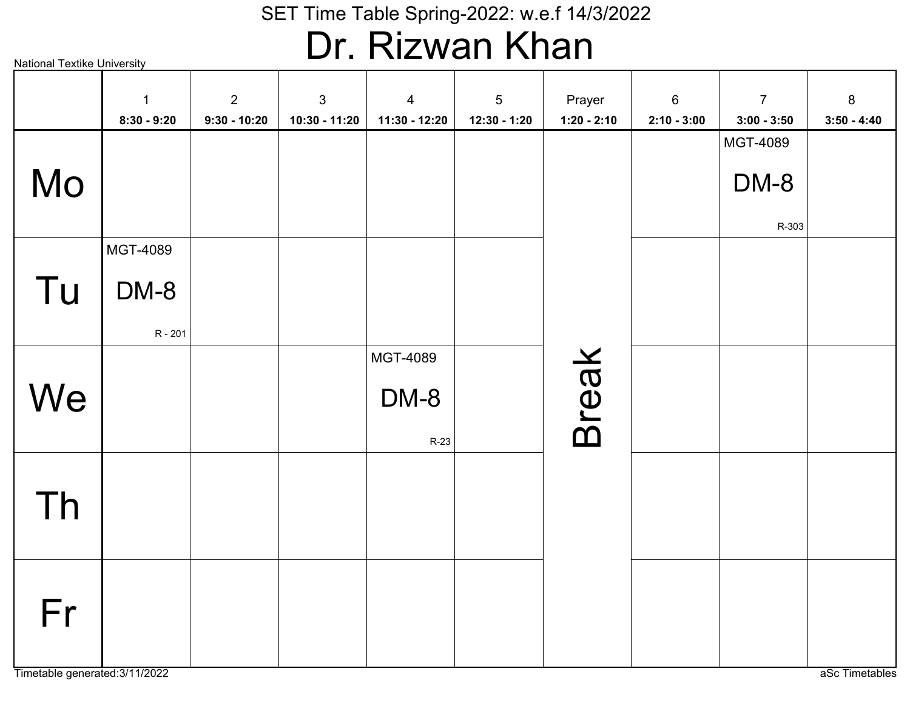SET Time Table Spring-2022: w.e.f 14/3/2022

# Dr. Rizwan Khan

National Textike University

| | 1<br>8:30 - 9:20 | 2<br>9:30 - 10:20 | 3<br>10:30 - 11:20 | 4<br>11:30 - 12:20 | 5<br>12:30 - 1:20 | Prayer<br>1:20 - 2:10 | 6<br>2:10 - 3:00 | 7<br>3:00 - 3:50 | 8<br>3:50 - 4:40 |
|---|---|---|---|---|---|---|---|---|---|
| Mo | | | | | | Break | | MGT-4089 DM-8 R-303 | |
| Tu | MGT-4089 DM-8 R - 201 | | | | | | | | |
| We | | | | MGT-4089 DM-8 R-23 | | | | | |
| Th | | | | | | | | | |
| Fr | | | | | | | | | |

Timetable generated:3/11/2022

aSc Timetables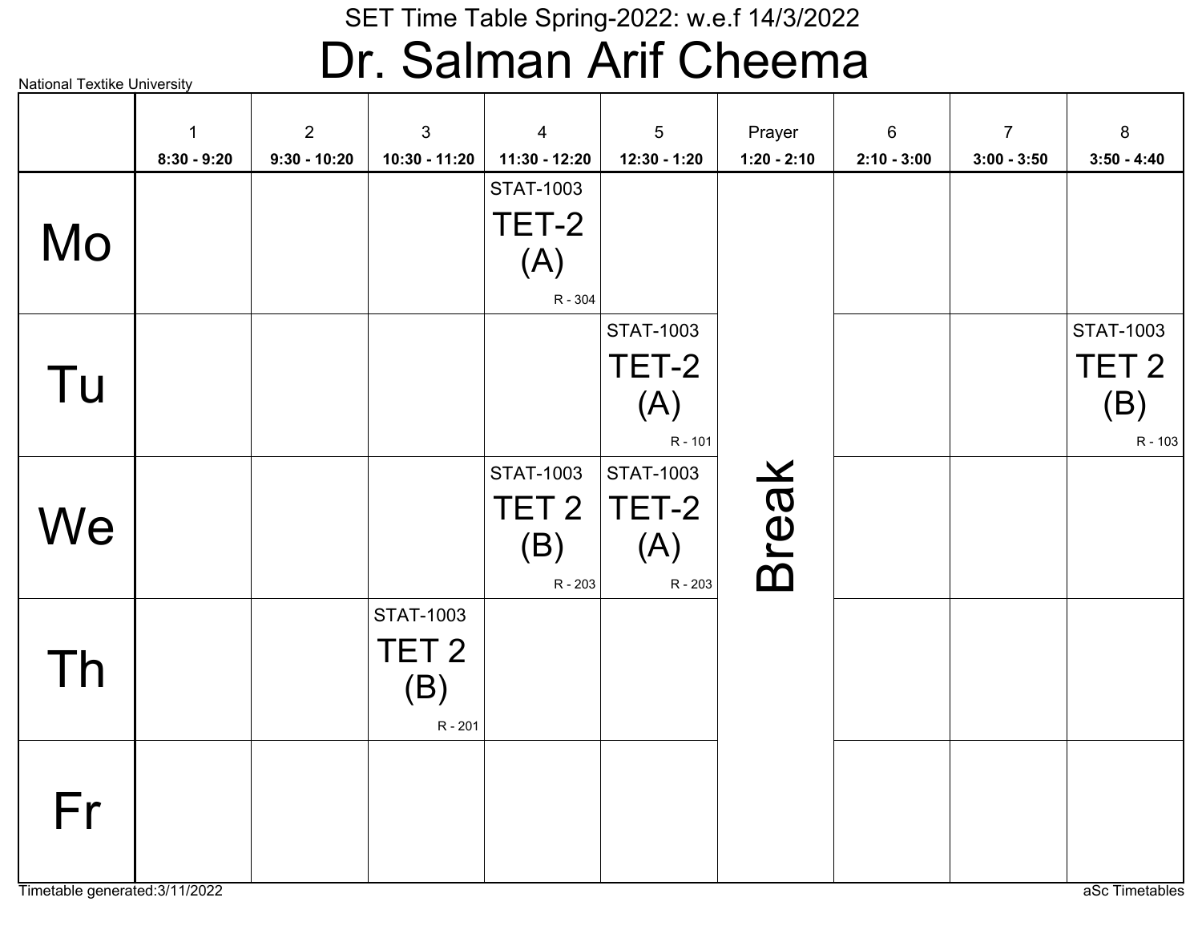SET Time Table Spring-2022: w.e.f 14/3/2022

# Dr. Salman Arif Cheema

National Textike University

| | 1<br>8:30 - 9:20 | 2<br>9:30 - 10:20 | 3<br>10:30 - 11:20 | 4<br>11:30 - 12:20 | 5<br>12:30 - 1:20 | Prayer<br>1:20 - 2:10 | 6<br>2:10 - 3:00 | 7<br>3:00 - 3:50 | 8<br>3:50 - 4:40 |
|---|---|---|---|---|---|---|---|---|---|
| Mo | | | | STAT-1003 TET-2 (A) R - 304 | | Break | | | |
| Tu | | | | | STAT-1003 TET-2 (A) R - 101 | | | | STAT-1003 TET 2 (B) R - 103 |
| We | | | | STAT-1003 TET 2 (B) R - 203 | STAT-1003 TET-2 (A) R - 203 | | | | |
| Th | | | STAT-1003 TET 2 (B) R - 201 | | | | | | |
| Fr | | | | | | | | | |

Timetable generated:3/11/2022

aSc Timetables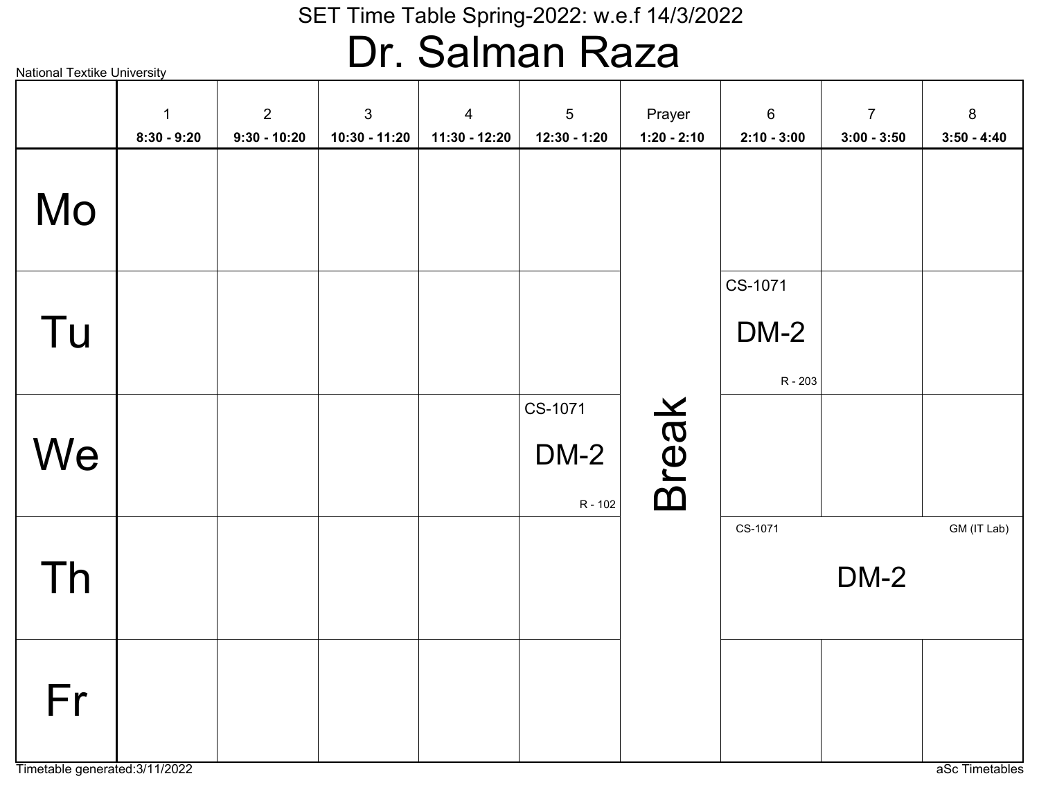SET Time Table Spring-2022: w.e.f 14/3/2022

# Dr. Salman Raza

National Textike University

| | 1<br>8:30 - 9:20 | 2<br>9:30 - 10:20 | 3<br>10:30 - 11:20 | 4<br>11:30 - 12:20 | 5<br>12:30 - 1:20 | Prayer<br>1:20 - 2:10 | 6<br>2:10 - 3:00 | 7<br>3:00 - 3:50 | 8<br>3:50 - 4:40 |
|---|---|---|---|---|---|---|---|---|---|
| Mo | | | | | | Break | | | |
| Tu | | | | | | | CS-1071 DM-2 R - 203 | | |
| We | | | | | CS-1071 DM-2 R - 102 | | | | |
| Th | | | | | | | CS-1071 DM-2 GM (IT Lab) | | |
| Fr | | | | | | | | | |

Timetable generated:3/11/2022

aSc Timetables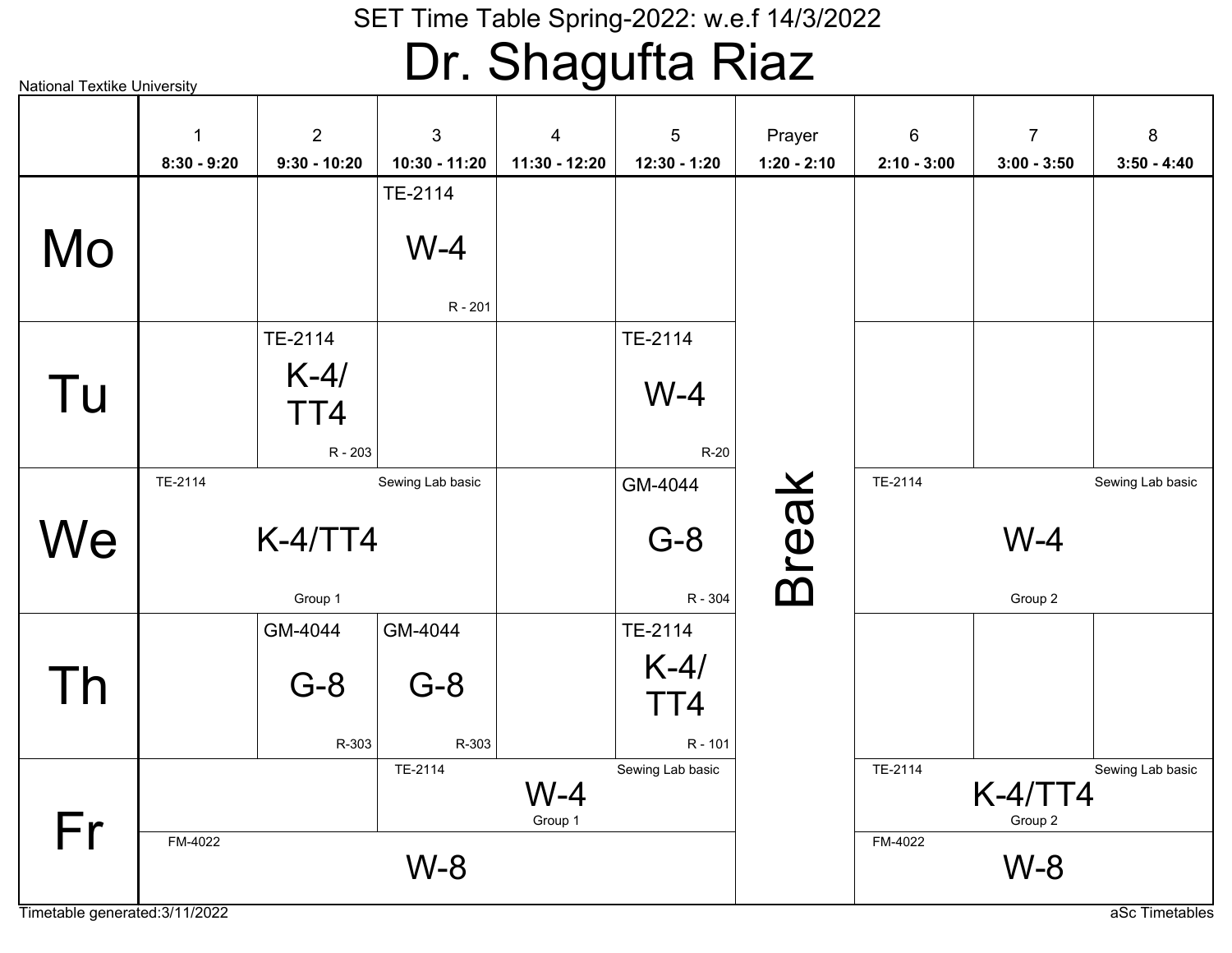# SET Time Table Spring-2022: w.e.f 14/3/2022

# Dr. Shagufta Riaz

National Textike University

| | 1<br>8:30 - 9:20 | 2<br>9:30 - 10:20 | 3<br>10:30 - 11:20 | 4<br>11:30 - 12:20 | 5<br>12:30 - 1:20 | Prayer<br>1:20 - 2:10 | 6<br>2:10 - 3:00 | 7<br>3:00 - 3:50 | 8<br>3:50 - 4:40 |
|---|---|---|---|---|---|---|---|---|---|
| Mo | | | TE-2114 W-4 R - 201 | | | Break | | | |
| Tu | | TE-2114 K-4/ TT4 R - 203 | | | TE-2114 W-4 R-20 | Break | | | |
| We | TE-2114 K-4/TT4 Group 1 Sewing Lab basic | TE-2114 K-4/TT4 Group 1 Sewing Lab basic | TE-2114 K-4/TT4 Group 1 Sewing Lab basic | | GM-4044 G-8 R - 304 | Break | TE-2114 W-4 Group 2 Sewing Lab basic | TE-2114 W-4 Group 2 Sewing Lab basic | TE-2114 W-4 Group 2 Sewing Lab basic |
| Th | | GM-4044 G-8 R-303 | GM-4044 G-8 R-303 | | TE-2114 K-4/ TT4 R - 101 | Break | | | |
| Fr | FM-4022 W-8 | FM-4022 W-8 | TE-2114 W-4 Group 1 Sewing Lab basic / FM-4022 W-8 | TE-2114 W-4 Group 1 Sewing Lab basic / FM-4022 W-8 | TE-2114 W-4 Group 1 Sewing Lab basic / FM-4022 W-8 | Break | TE-2114 K-4/TT4 Group 2 Sewing Lab basic / FM-4022 W-8 | TE-2114 K-4/TT4 Group 2 Sewing Lab basic / FM-4022 W-8 | TE-2114 K-4/TT4 Group 2 Sewing Lab basic / FM-4022 W-8 |

Timetable generated:3/11/2022

aSc Timetables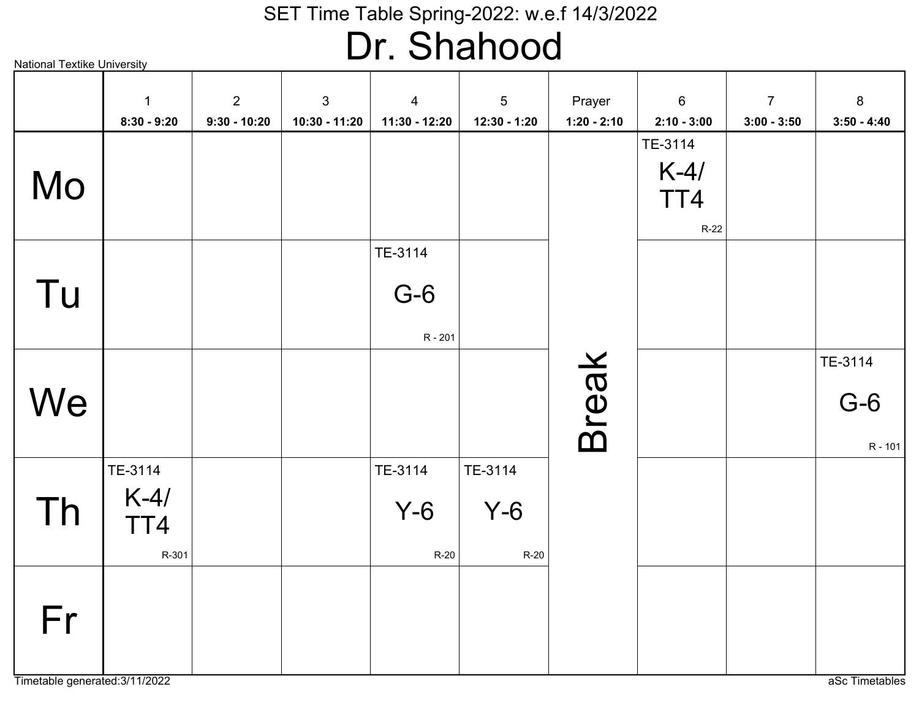# SET Time Table Spring-2022: w.e.f 14/3/2022

## Dr. Shahood

National Textike University

| | 1<br>8:30 - 9:20 | 2<br>9:30 - 10:20 | 3<br>10:30 - 11:20 | 4<br>11:30 - 12:20 | 5<br>12:30 - 1:20 | Prayer<br>1:20 - 2:10 | 6<br>2:10 - 3:00 | 7<br>3:00 - 3:50 | 8<br>3:50 - 4:40 |
|---|---|---|---|---|---|---|---|---|---|
| Mo | | | | | | Break | TE-3114 K-4/ TT4 R-22 | | |
| Tu | | | | TE-3114 G-6 R - 201 | | Break | | | |
| We | | | | | | Break | | | TE-3114 G-6 R - 101 |
| Th | TE-3114 K-4/ TT4 R-301 | | | TE-3114 Y-6 R-20 | TE-3114 Y-6 R-20 | Break | | | |
| Fr | | | | | | Break | | | |

Timetable generated:3/11/2022

aSc Timetables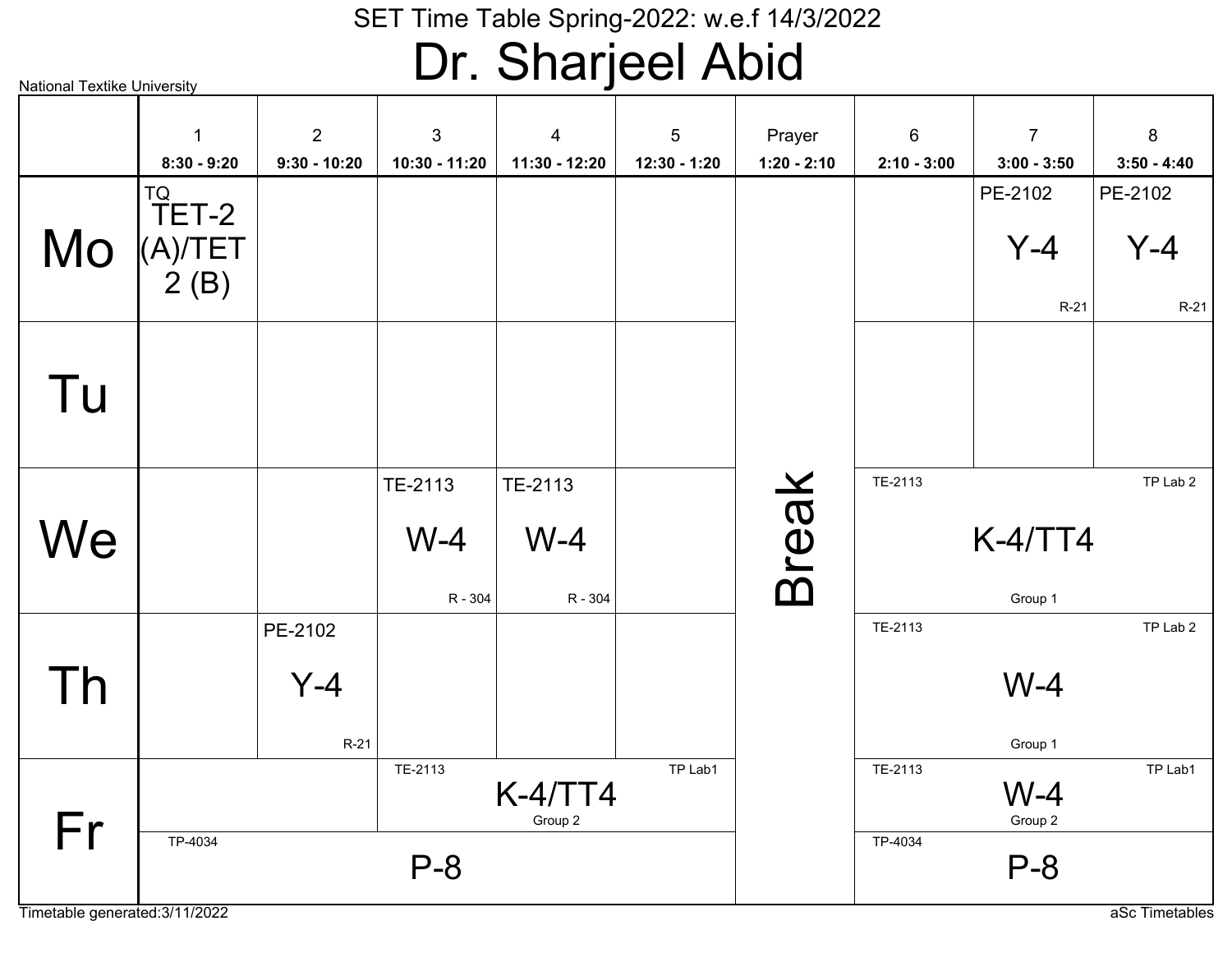# SET Time Table Spring-2022: w.e.f 14/3/2022

## Dr. Sharjeel Abid

National Textike University

| | 1<br>8:30 - 9:20 | 2<br>9:30 - 10:20 | 3<br>10:30 - 11:20 | 4<br>11:30 - 12:20 | 5<br>12:30 - 1:20 | Prayer<br>1:20 - 2:10 | 6<br>2:10 - 3:00 | 7<br>3:00 - 3:50 | 8<br>3:50 - 4:40 |
|---|---|---|---|---|---|---|---|---|---|
| Mo | TQ TET-2 (A)/TET 2 (B) | | | | | Break | | PE-2102 Y-4 R-21 | PE-2102 Y-4 R-21 |
| Tu | | | | | | | | | |
| We | | | TE-2113 W-4 R - 304 | TE-2113 W-4 R - 304 | | | TE-2113 K-4/TT4 Group 1 TP Lab 2 | | |
| Th | | PE-2102 Y-4 R-21 | | | | | TE-2113 W-4 Group 1 TP Lab 2 | | |
| Fr | | | TE-2113 K-4/TT4 Group 2 TP Lab1 | | | | TE-2113 W-4 Group 2 TP Lab1 | | |
| Fr | TP-4034 P-8 | | | | | | TP-4034 P-8 | | |

Timetable generated:3/11/2022

aSc Timetables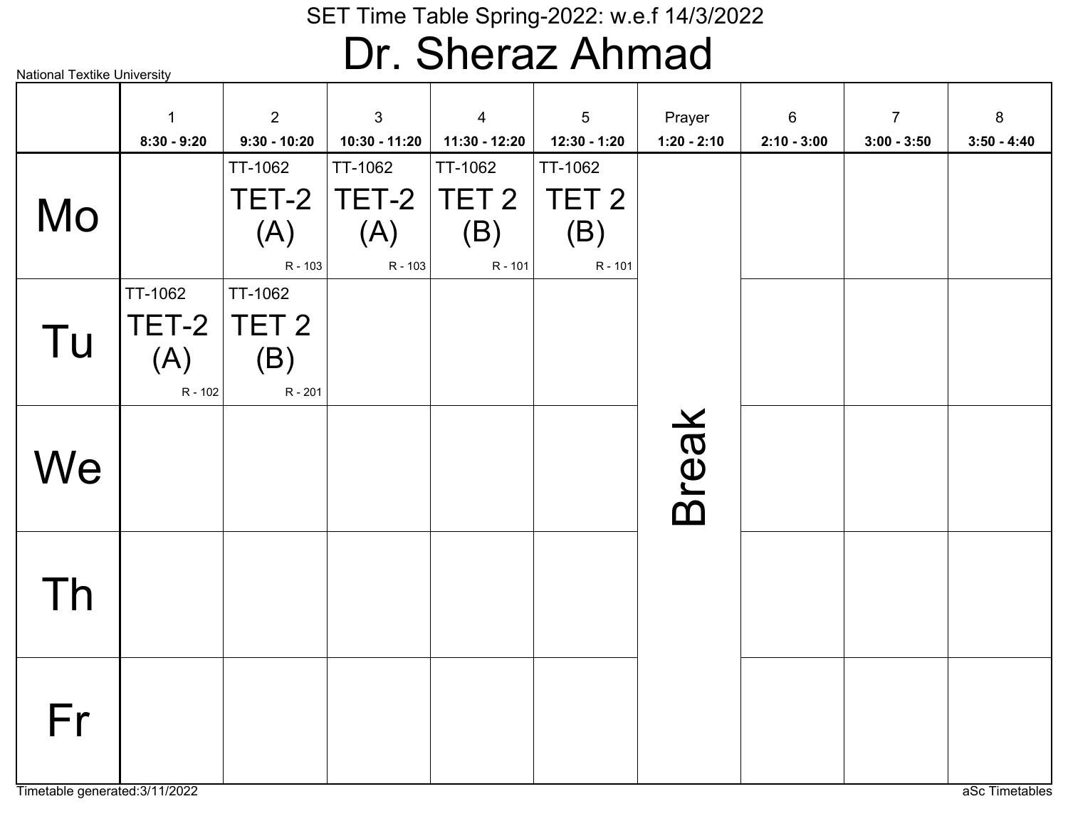SET Time Table Spring-2022: w.e.f 14/3/2022

# Dr. Sheraz Ahmad

National Textike University

| | 1<br>8:30 - 9:20 | 2<br>9:30 - 10:20 | 3<br>10:30 - 11:20 | 4<br>11:30 - 12:20 | 5<br>12:30 - 1:20 | Prayer<br>1:20 - 2:10 | 6<br>2:10 - 3:00 | 7<br>3:00 - 3:50 | 8<br>3:50 - 4:40 |
|---|---|---|---|---|---|---|---|---|---|
| Mo | | TT-1062 TET-2 (A) R - 103 | TT-1062 TET-2 (A) R - 103 | TT-1062 TET 2 (B) R - 101 | TT-1062 TET 2 (B) R - 101 | Break | | | |
| Tu | TT-1062 TET-2 (A) R - 102 | TT-1062 TET 2 (B) R - 201 | | | | | | | |
| We | | | | | | | | | |
| Th | | | | | | | | | |
| Fr | | | | | | | | | |

Timetable generated:3/11/2022

aSc Timetables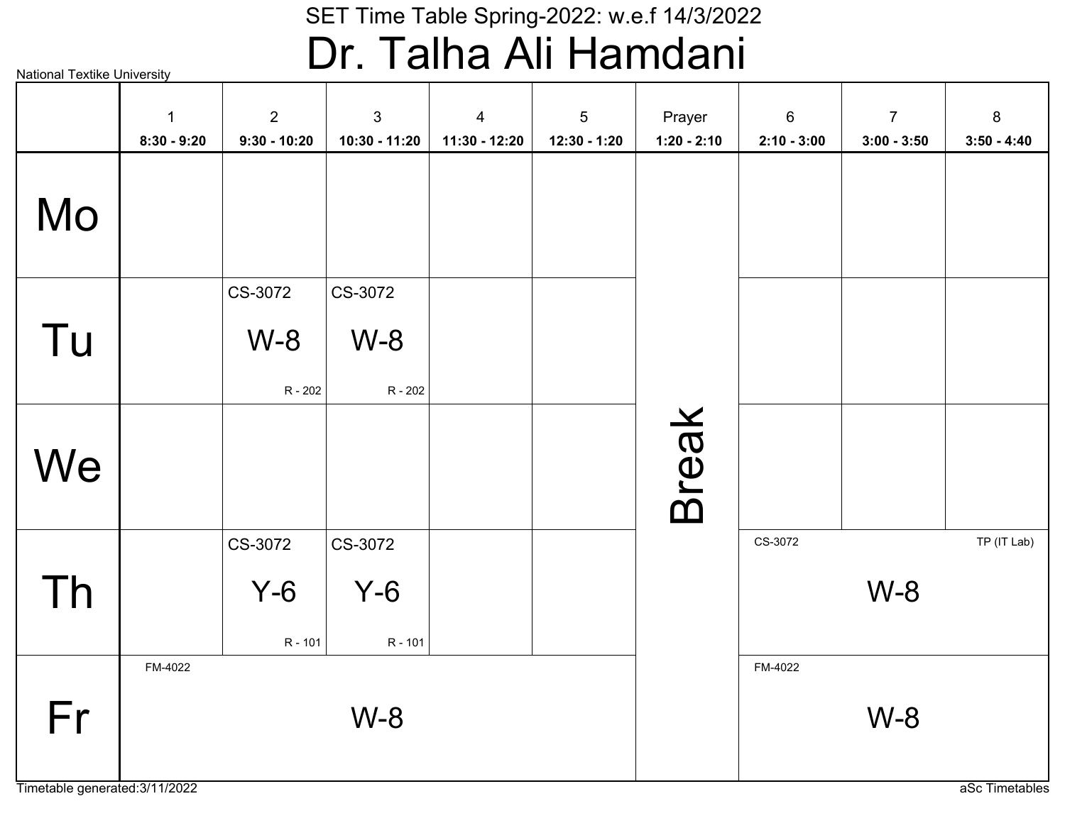SET Time Table Spring-2022: w.e.f 14/3/2022

# Dr. Talha Ali Hamdani

National Textike University

| | 1<br>8:30 - 9:20 | 2<br>9:30 - 10:20 | 3<br>10:30 - 11:20 | 4<br>11:30 - 12:20 | 5<br>12:30 - 1:20 | Prayer<br>1:20 - 2:10 | 6<br>2:10 - 3:00 | 7<br>3:00 - 3:50 | 8<br>3:50 - 4:40 |
|---|---|---|---|---|---|---|---|---|---|
| Mo | | | | | | Break | | | |
| Tu | | CS-3072 W-8 R - 202 | CS-3072 W-8 R - 202 | | | | | | |
| We | | | | | | | | | |
| Th | | CS-3072 Y-6 R - 101 | CS-3072 Y-6 R - 101 | | | | CS-3072 W-8 TP (IT Lab) | | |
| Fr | FM-4022 W-8 | | | | | | FM-4022 W-8 | | |

Timetable generated:3/11/2022

aSc Timetables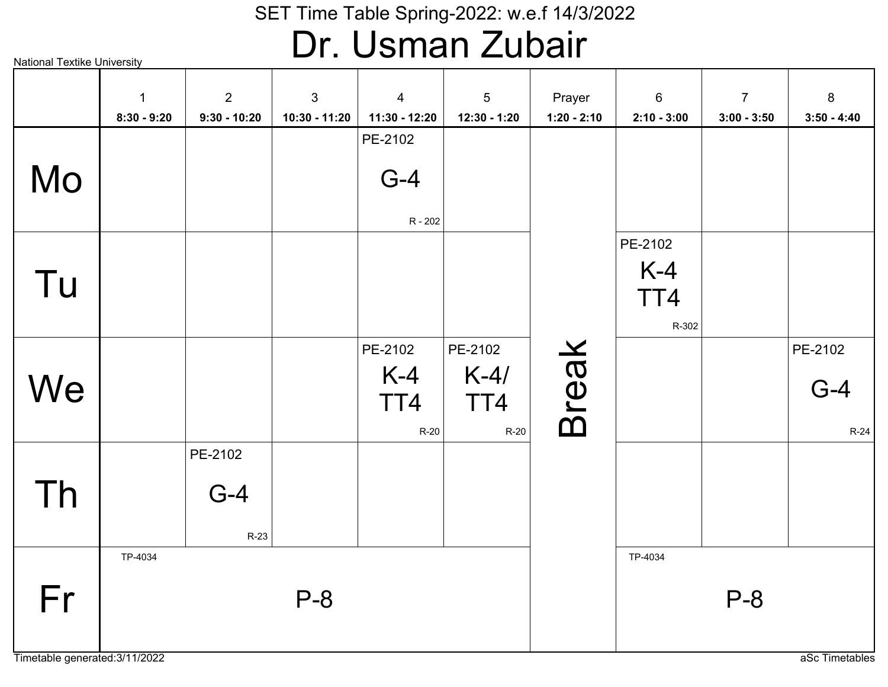# SET Time Table Spring-2022: w.e.f 14/3/2022

## Dr. Usman Zubair

National Textike University

| | 1<br>8:30 - 9:20 | 2<br>9:30 - 10:20 | 3<br>10:30 - 11:20 | 4<br>11:30 - 12:20 | 5<br>12:30 - 1:20 | Prayer<br>1:20 - 2:10 | 6<br>2:10 - 3:00 | 7<br>3:00 - 3:50 | 8<br>3:50 - 4:40 |
|---|---|---|---|---|---|---|---|---|---|
| Mo | | | | PE-2102 G-4 R - 202 | | Break | | | |
| Tu | | | | | | Break | PE-2102 K-4 TT4 R-302 | | |
| We | | | | PE-2102 K-4 TT4 R-20 | PE-2102 K-4/ TT4 R-20 | Break | | | PE-2102 G-4 R-24 |
| Th | | PE-2102 G-4 R-23 | | | | Break | | | |
| Fr | TP-4034 P-8 | | | | | Break | TP-4034 P-8 | | |

Timetable generated:3/11/2022

aSc Timetables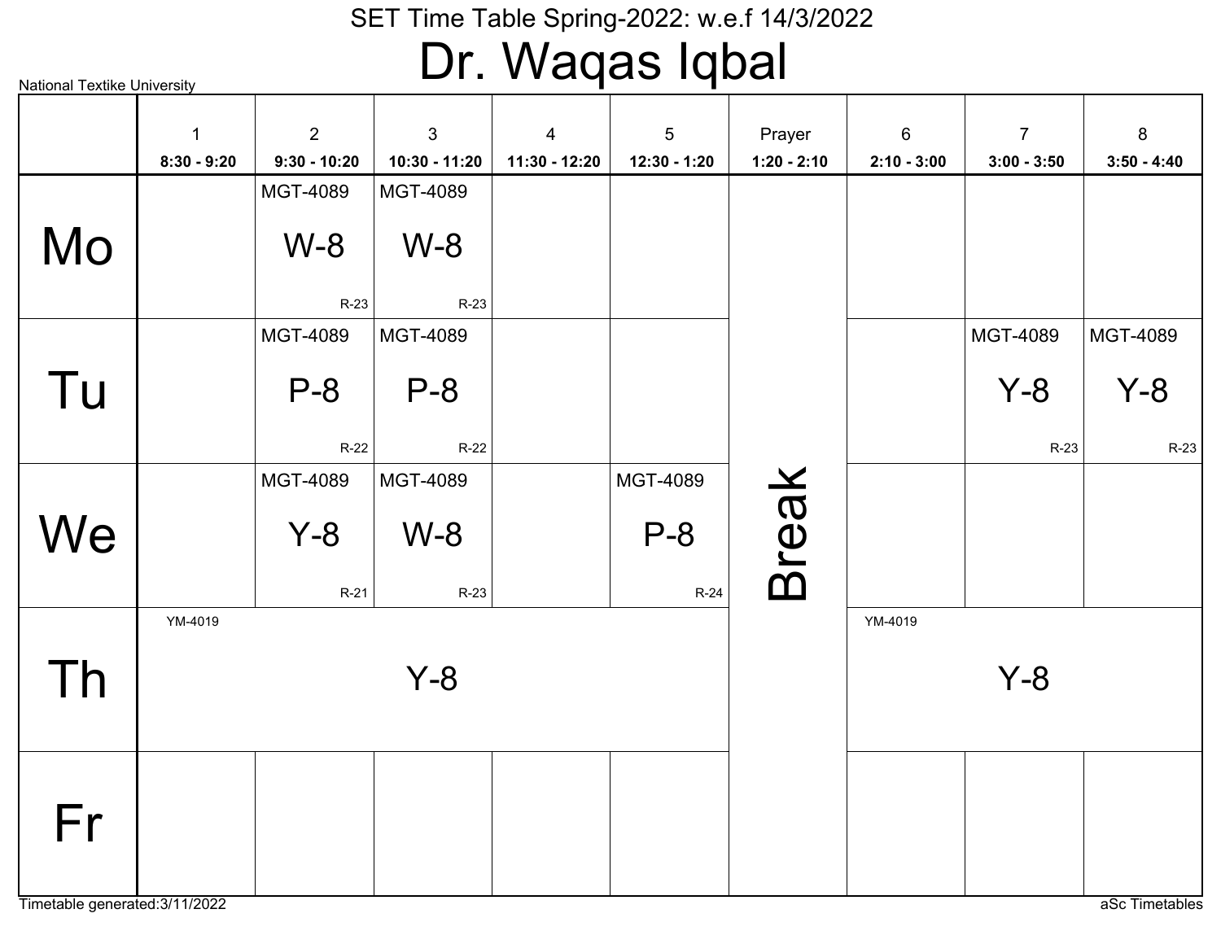National Textike University

SET Time Table Spring-2022: w.e.f 14/3/2022

# Dr. Waqas Iqbal

| | 1<br>8:30 - 9:20 | 2<br>9:30 - 10:20 | 3<br>10:30 - 11:20 | 4<br>11:30 - 12:20 | 5<br>12:30 - 1:20 | Prayer<br>1:20 - 2:10 | 6<br>2:10 - 3:00 | 7<br>3:00 - 3:50 | 8<br>3:50 - 4:40 |
|---|---|---|---|---|---|---|---|---|---|
| Mo | | MGT-4089 W-8 R-23 | MGT-4089 W-8 R-23 | | | Break | | | |
| Tu | | MGT-4089 P-8 R-22 | MGT-4089 P-8 R-22 | | | Break | | MGT-4089 Y-8 R-23 | MGT-4089 Y-8 R-23 |
| We | | MGT-4089 Y-8 R-21 | MGT-4089 W-8 R-23 | | MGT-4089 P-8 R-24 | Break | | | |
| Th | YM-4019 Y-8 | | | | | Break | YM-4019 Y-8 | | |
| Fr | | | | | | Break | | | |

Timetable generated:3/11/2022

aSc Timetables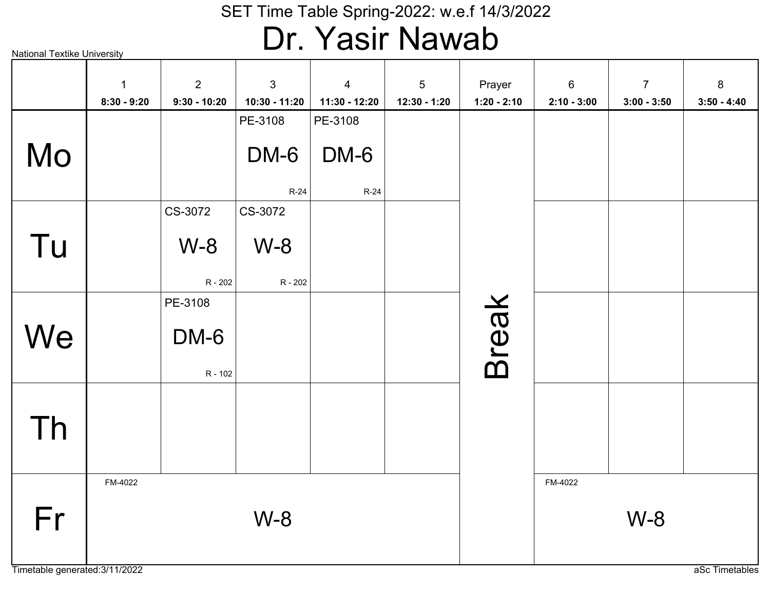SET Time Table Spring-2022: w.e.f 14/3/2022

# Dr. Yasir Nawab

National Textike University

| | 1<br>8:30 - 9:20 | 2<br>9:30 - 10:20 | 3<br>10:30 - 11:20 | 4<br>11:30 - 12:20 | 5<br>12:30 - 1:20 | Prayer<br>1:20 - 2:10 | 6<br>2:10 - 3:00 | 7<br>3:00 - 3:50 | 8<br>3:50 - 4:40 |
|---|---|---|---|---|---|---|---|---|---|
| Mo | | | PE-3108 DM-6 R-24 | PE-3108 DM-6 R-24 | | Break | | | |
| Tu | | CS-3072 W-8 R - 202 | CS-3072 W-8 R - 202 | | | Break | | | |
| We | | PE-3108 DM-6 R - 102 | | | | Break | | | |
| Th | | | | | | Break | | | |
| Fr | FM-4022 W-8 | | | | | Break | FM-4022 W-8 | | |

Timetable generated:3/11/2022

aSc Timetables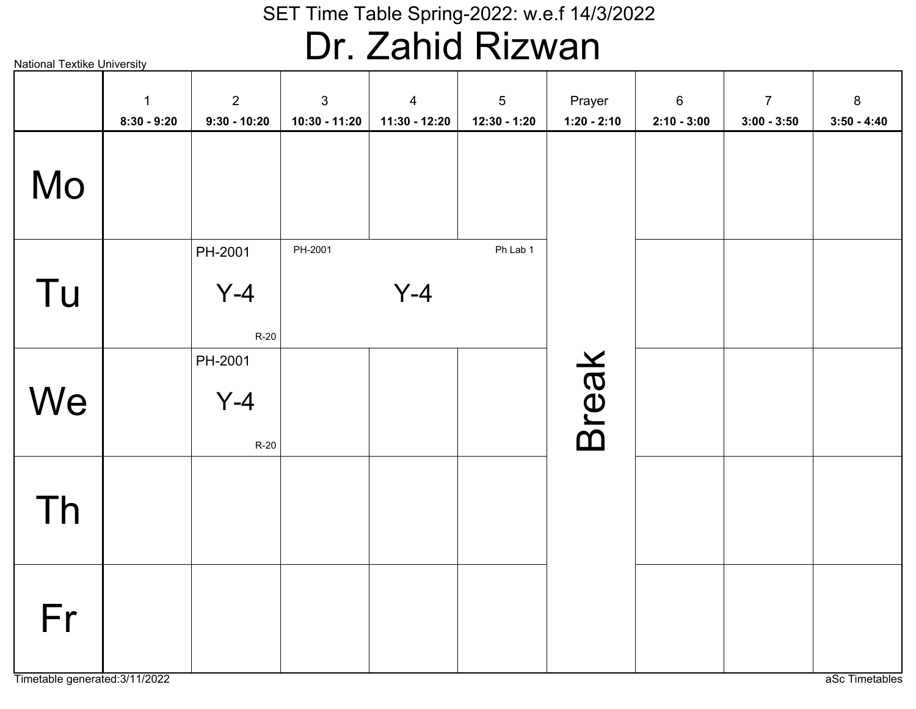SET Time Table Spring-2022: w.e.f 14/3/2022

# Dr. Zahid Rizwan

National Textike University

| | 1<br>8:30 - 9:20 | 2<br>9:30 - 10:20 | 3<br>10:30 - 11:20 | 4<br>11:30 - 12:20 | 5<br>12:30 - 1:20 | Prayer<br>1:20 - 2:10 | 6<br>2:10 - 3:00 | 7<br>3:00 - 3:50 | 8<br>3:50 - 4:40 |
|---|---|---|---|---|---|---|---|---|---|
| Mo | | | | | | Break | | | |
| Tu | | PH-2001 Y-4 R-20 | PH-2001 Y-4 Ph Lab 1 | | | | | | |
| We | | PH-2001 Y-4 R-20 | | | | | | | |
| Th | | | | | | | | | |
| Fr | | | | | | | | | |

Timetable generated:3/11/2022

aSc Timetables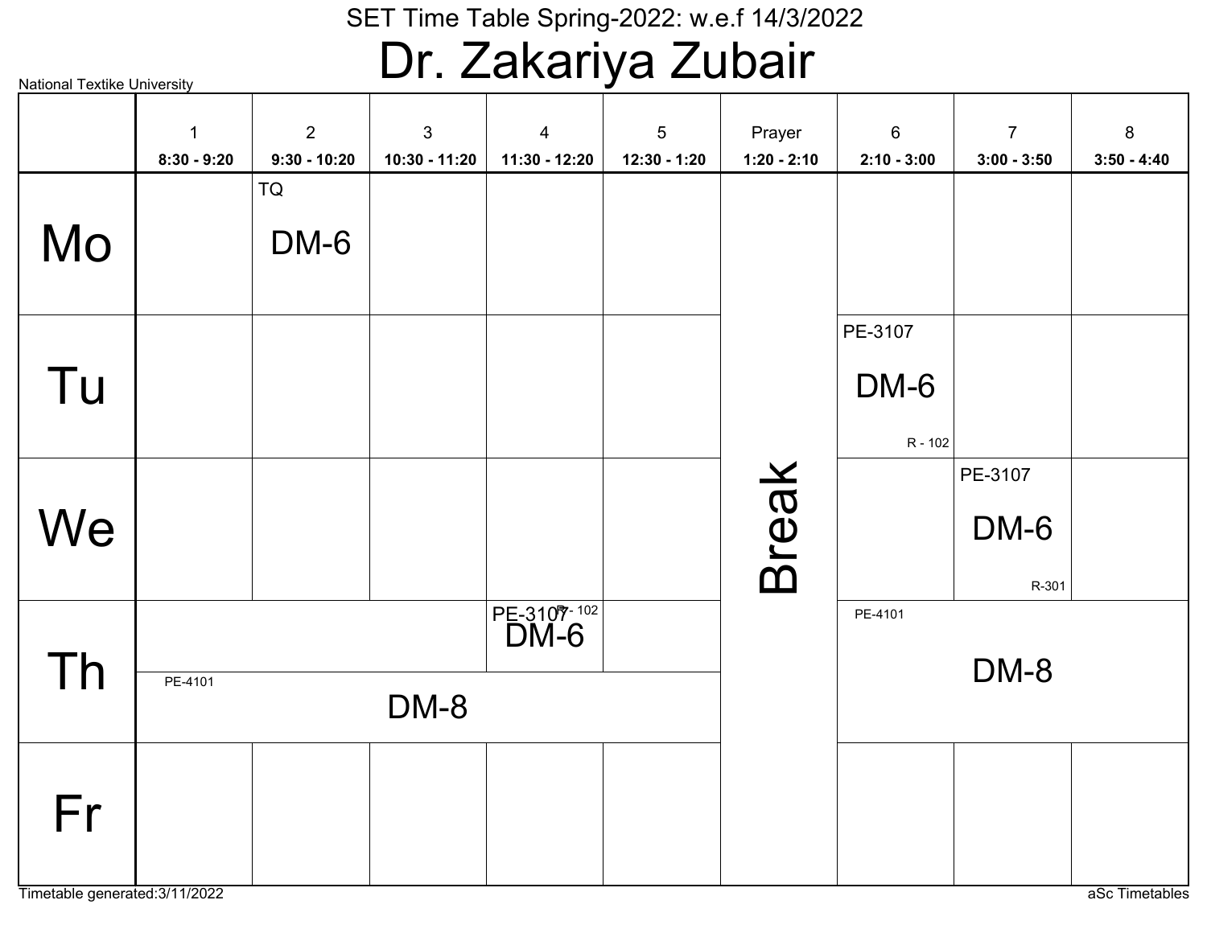SET Time Table Spring-2022: w.e.f 14/3/2022

# Dr. Zakariya Zubair

National Textike University

| | 1<br>8:30 - 9:20 | 2<br>9:30 - 10:20 | 3<br>10:30 - 11:20 | 4<br>11:30 - 12:20 | 5<br>12:30 - 1:20 | Prayer<br>1:20 - 2:10 | 6<br>2:10 - 3:00 | 7<br>3:00 - 3:50 | 8<br>3:50 - 4:40 |
|---|---|---|---|---|---|---|---|---|---|
| Mo | | TQ DM-6 | | | | Break | | | |
| Tu | | | | | | | PE-3107 DM-6 R - 102 | | |
| We | | | | | | | | PE-3107 DM-6 R-301 | |
| Th | | | | PE-3107 DM-6 R- 102 | | | PE-4101 DM-8 | | |
| Th | PE-4101 DM-8 | | | | | | | | |
| Fr | | | | | | | | | |

Timetable generated:3/11/2022

aSc Timetables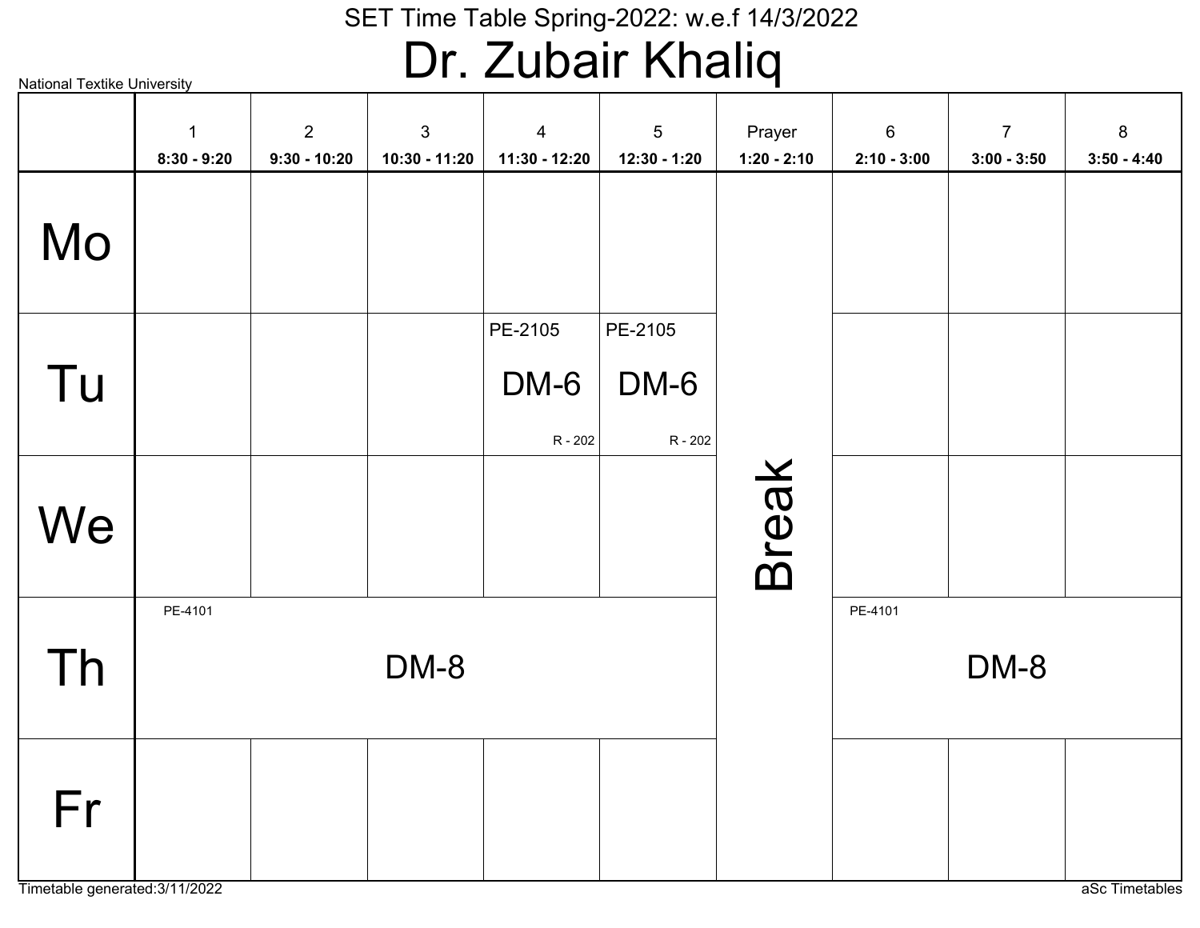SET Time Table Spring-2022: w.e.f 14/3/2022

# Dr. Zubair Khaliq

National Textike University

| | 1<br>8:30 - 9:20 | 2<br>9:30 - 10:20 | 3<br>10:30 - 11:20 | 4<br>11:30 - 12:20 | 5<br>12:30 - 1:20 | Prayer<br>1:20 - 2:10 | 6<br>2:10 - 3:00 | 7<br>3:00 - 3:50 | 8<br>3:50 - 4:40 |
|---|---|---|---|---|---|---|---|---|---|
| Mo | | | | | | Break | | | |
| Tu | | | | PE-2105 DM-6 R - 202 | PE-2105 DM-6 R - 202 | | | | |
| We | | | | | | | | | |
| Th | PE-4101 DM-8 | | | | | | PE-4101 DM-8 | | |
| Fr | | | | | | | | | |

Timetable generated:3/11/2022

aSc Timetables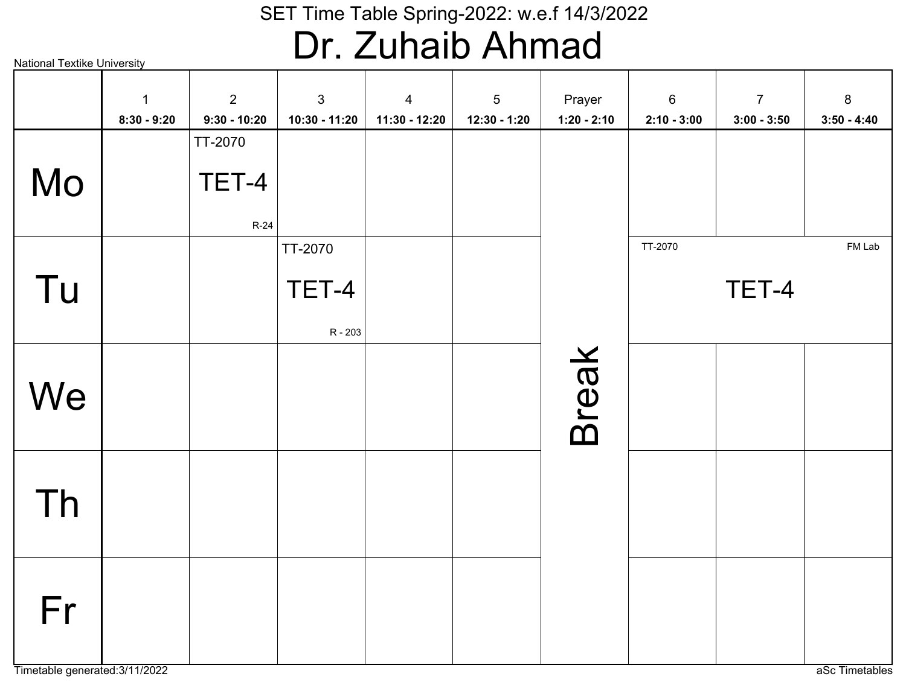SET Time Table Spring-2022: w.e.f 14/3/2022

# Dr. Zuhaib Ahmad

National Textike University

| | 1<br>8:30 - 9:20 | 2<br>9:30 - 10:20 | 3<br>10:30 - 11:20 | 4<br>11:30 - 12:20 | 5<br>12:30 - 1:20 | Prayer<br>1:20 - 2:10 | 6<br>2:10 - 3:00 | 7<br>3:00 - 3:50 | 8<br>3:50 - 4:40 |
|---|---|---|---|---|---|---|---|---|---|
| Mo | | TT-2070 TET-4 R-24 | | | | Break | | | |
| Tu | | | TT-2070 TET-4 R - 203 | | | | TT-2070 TET-4 FM Lab | | |
| We | | | | | | | | | |
| Th | | | | | | | | | |
| Fr | | | | | | | | | |

Timetable generated:3/11/2022

aSc Timetables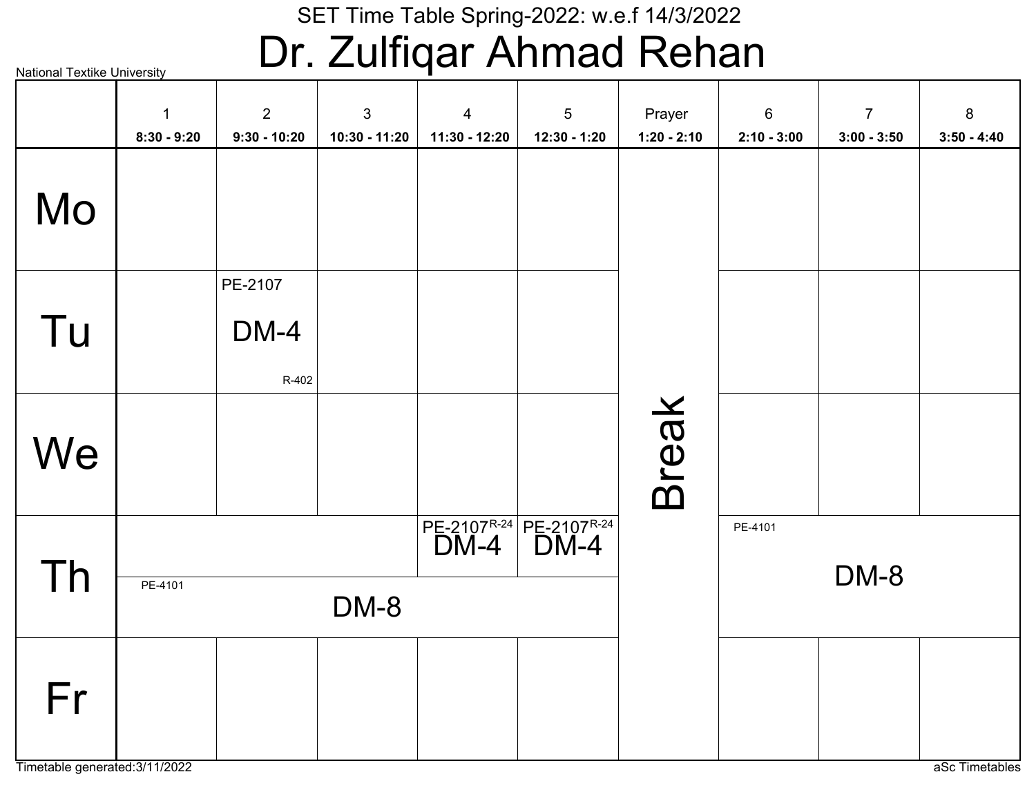National Textike University

SET Time Table Spring-2022: w.e.f 14/3/2022

# Dr. Zulfiqar Ahmad Rehan

| | 1<br>8:30 - 9:20 | 2<br>9:30 - 10:20 | 3<br>10:30 - 11:20 | 4<br>11:30 - 12:20 | 5<br>12:30 - 1:20 | Prayer<br>1:20 - 2:10 | 6<br>2:10 - 3:00 | 7<br>3:00 - 3:50 | 8<br>3:50 - 4:40 |
|---|---|---|---|---|---|---|---|---|---|
| Mo | | | | | | Break | | | |
| Tu | | PE-2107 DM-4 R-402 | | | | | | | |
| We | | | | | | | | | |
| Th | | | | PE-2107 R-24 DM-4 | PE-2107 R-24 DM-4 | | PE-4101 DM-8 | | |
| Th | PE-4101 DM-8 | | | | | | | | |
| Fr | | | | | | | | | |

Timetable generated:3/11/2022

aSc Timetables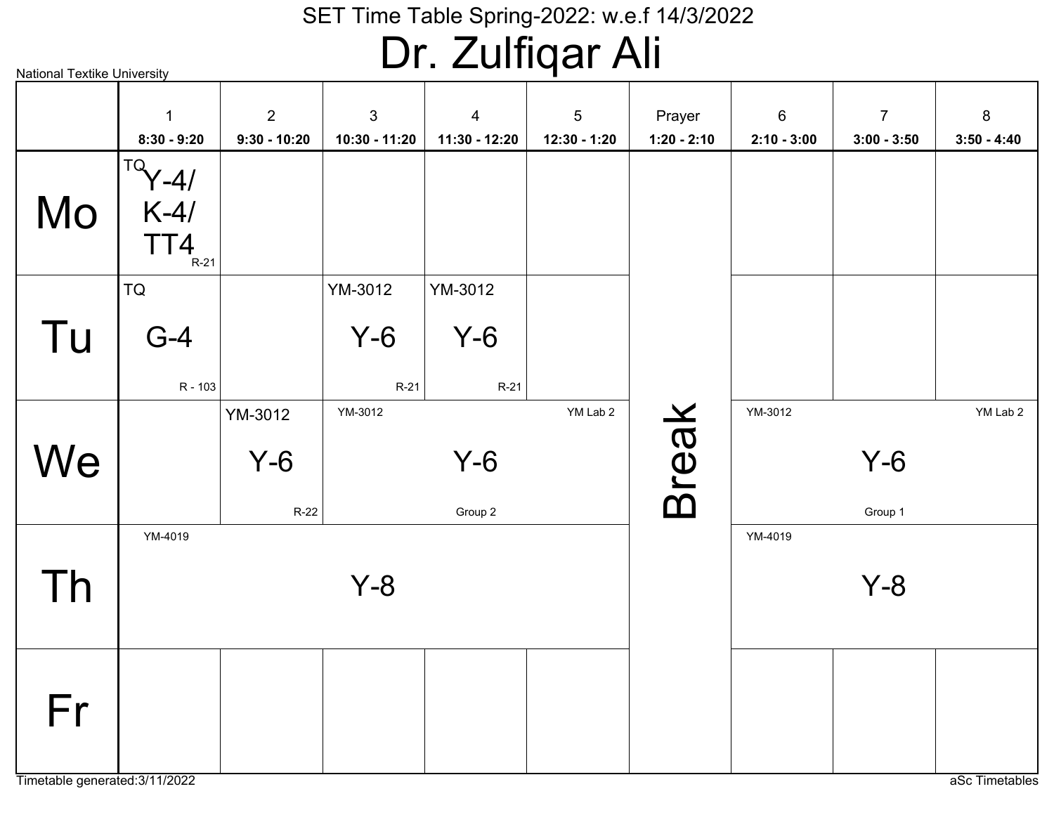SET Time Table Spring-2022: w.e.f 14/3/2022

# Dr. Zulfiqar Ali

National Textike University

| | 1<br>8:30 - 9:20 | 2<br>9:30 - 10:20 | 3<br>10:30 - 11:20 | 4<br>11:30 - 12:20 | 5<br>12:30 - 1:20 | Prayer<br>1:20 - 2:10 | 6<br>2:10 - 3:00 | 7<br>3:00 - 3:50 | 8<br>3:50 - 4:40 |
|---|---|---|---|---|---|---|---|---|---|
| Mo | TQ Y-4/ K-4/ TT4 R-21 | | | | | Break | | | |
| Tu | TQ G-4 R - 103 | | YM-3012 Y-6 R-21 | YM-3012 Y-6 R-21 | | | | | |
| We | | YM-3012 Y-6 R-22 | YM-3012 Y-6 Group 2 YM Lab 2 | | | | YM-3012 Y-6 Group 1 YM Lab 2 | | |
| Th | YM-4019 Y-8 | | | | | | YM-4019 Y-8 | | |
| Fr | | | | | | | | | |

Timetable generated:3/11/2022

aSc Timetables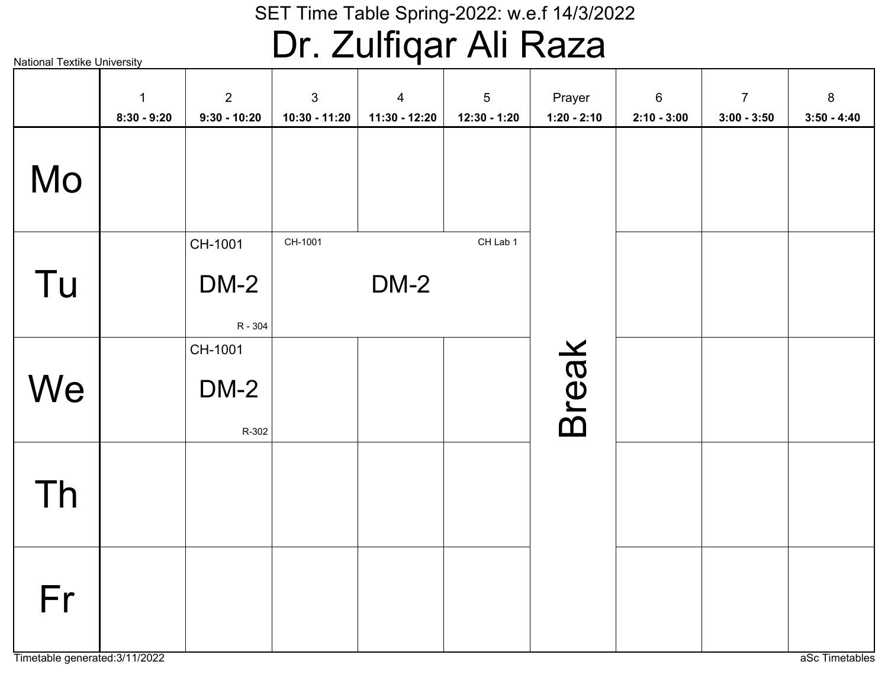National Textike University

SET Time Table Spring-2022: w.e.f 14/3/2022

# Dr. Zulfiqar Ali Raza

| | 1<br>8:30 - 9:20 | 2<br>9:30 - 10:20 | 3<br>10:30 - 11:20 | 4<br>11:30 - 12:20 | 5<br>12:30 - 1:20 | Prayer<br>1:20 - 2:10 | 6<br>2:10 - 3:00 | 7<br>3:00 - 3:50 | 8<br>3:50 - 4:40 |
|---|---|---|---|---|---|---|---|---|---|
| Mo | | | | | | Break | | | |
| Tu | | CH-1001 DM-2 R - 304 | CH-1001 DM-2 CH Lab 1 | | | | | | |
| We | | CH-1001 DM-2 R-302 | | | | | | | |
| Th | | | | | | | | | |
| Fr | | | | | | | | | |

Timetable generated:3/11/2022

aSc Timetables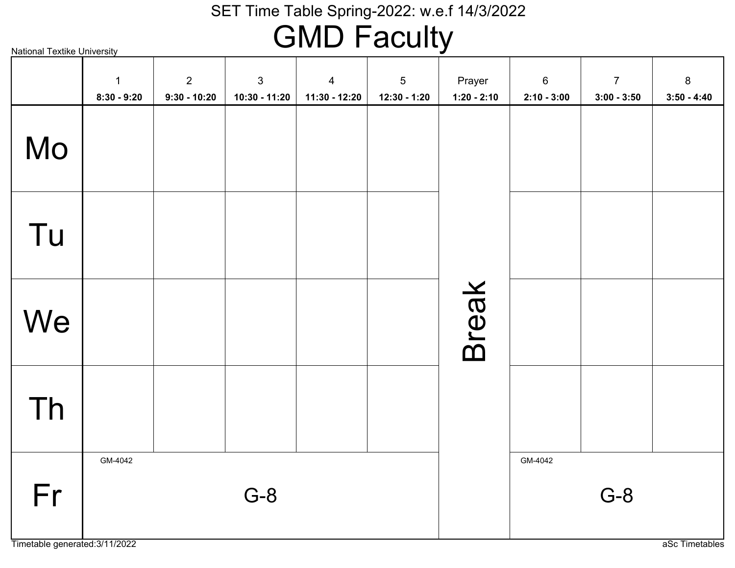# SET Time Table Spring-2022: w.e.f 14/3/2022

# GMD Faculty

National Textike University

| | 1<br>8:30 - 9:20 | 2<br>9:30 - 10:20 | 3<br>10:30 - 11:20 | 4<br>11:30 - 12:20 | 5<br>12:30 - 1:20 | Prayer<br>1:20 - 2:10 | 6<br>2:10 - 3:00 | 7<br>3:00 - 3:50 | 8<br>3:50 - 4:40 |
|---|---|---|---|---|---|---|---|---|---|
| Mo | | | | | | Break | | | |
| Tu | | | | | | | | | |
| We | | | | | | | | | |
| Th | | | | | | | | | |
| Fr | GM-4042 G-8 | | | | | | GM-4042 G-8 | | |

Timetable generated:3/11/2022

aSc Timetables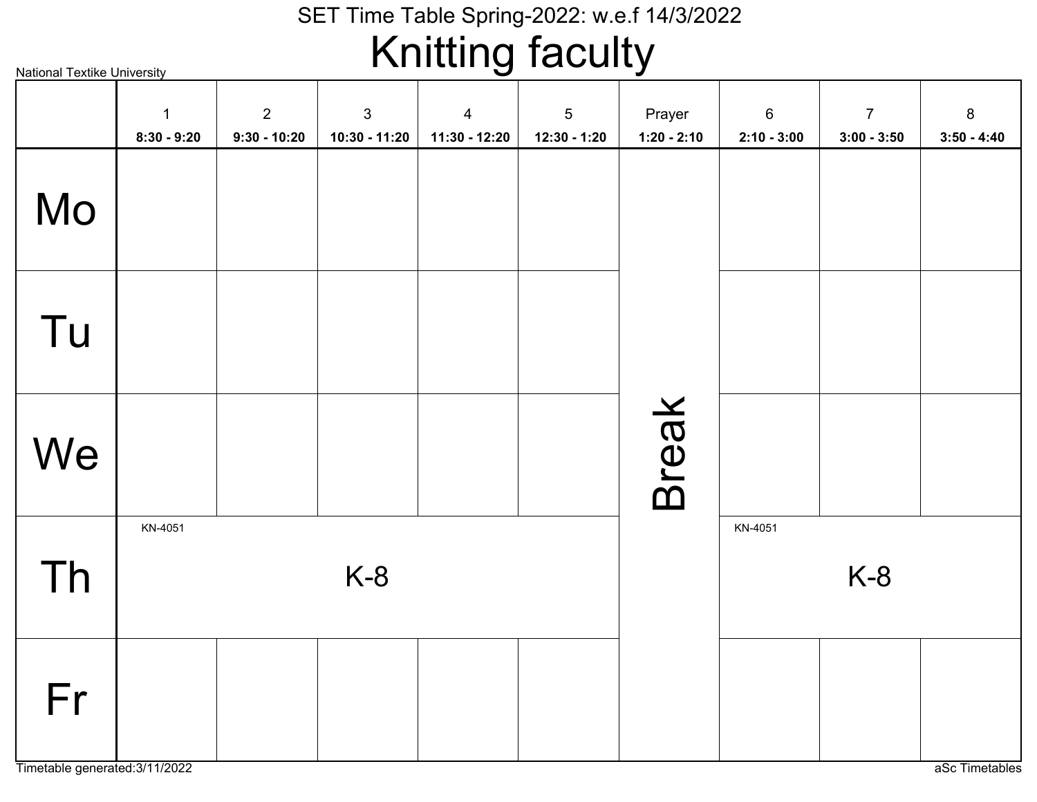National Textike University

SET Time Table Spring-2022: w.e.f 14/3/2022

# Knitting faculty

| | 1<br>8:30 - 9:20 | 2<br>9:30 - 10:20 | 3<br>10:30 - 11:20 | 4<br>11:30 - 12:20 | 5<br>12:30 - 1:20 | Prayer<br>1:20 - 2:10 | 6<br>2:10 - 3:00 | 7<br>3:00 - 3:50 | 8<br>3:50 - 4:40 |
|---|---|---|---|---|---|---|---|---|---|
| Mo | | | | | | Break | | | |
| Tu | | | | | | Break | | | |
| We | | | | | | Break | | | |
| Th | KN-4051 K-8 | | | | | Break | KN-4051 K-8 | | |
| Fr | | | | | | Break | | | |

Timetable generated:3/11/2022

aSc Timetables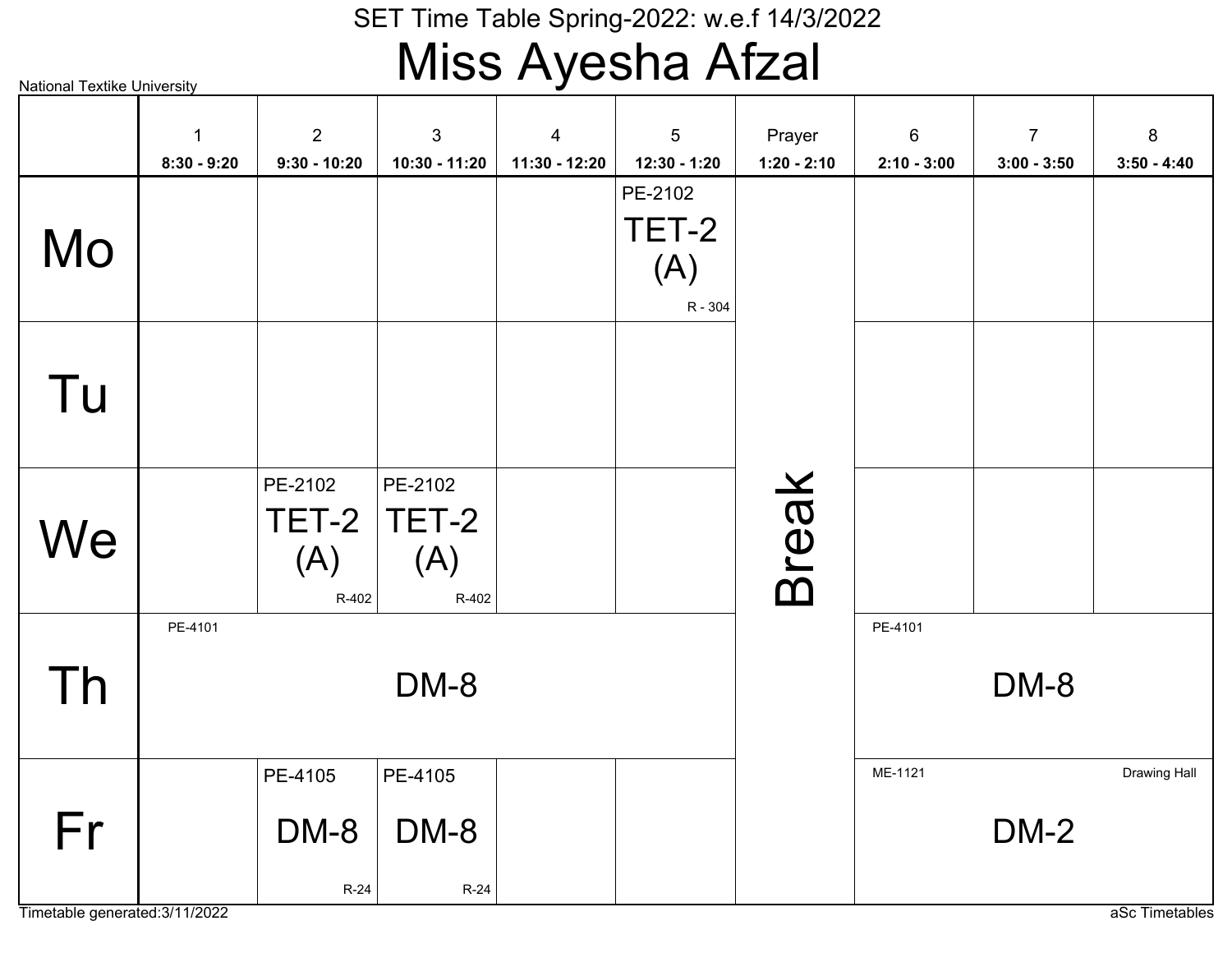National Textike University

SET Time Table Spring-2022: w.e.f 14/3/2022

# Miss Ayesha Afzal

| | 1<br>8:30 - 9:20 | 2<br>9:30 - 10:20 | 3<br>10:30 - 11:20 | 4<br>11:30 - 12:20 | 5<br>12:30 - 1:20 | Prayer<br>1:20 - 2:10 | 6<br>2:10 - 3:00 | 7<br>3:00 - 3:50 | 8<br>3:50 - 4:40 |
|---|---|---|---|---|---|---|---|---|---|
| Mo | | | | | PE-2102 TET-2 (A) R - 304 | Break | | | |
| Tu | | | | | | Break | | | |
| We | | PE-2102 TET-2 (A) R-402 | PE-2102 TET-2 (A) R-402 | | | Break | | | |
| Th | PE-4101 DM-8 | | | | | Break | PE-4101 DM-8 | | |
| Fr | | PE-4105 DM-8 R-24 | PE-4105 DM-8 R-24 | | | Break | ME-1121 DM-2 Drawing Hall | | |

Timetable generated:3/11/2022

aSc Timetables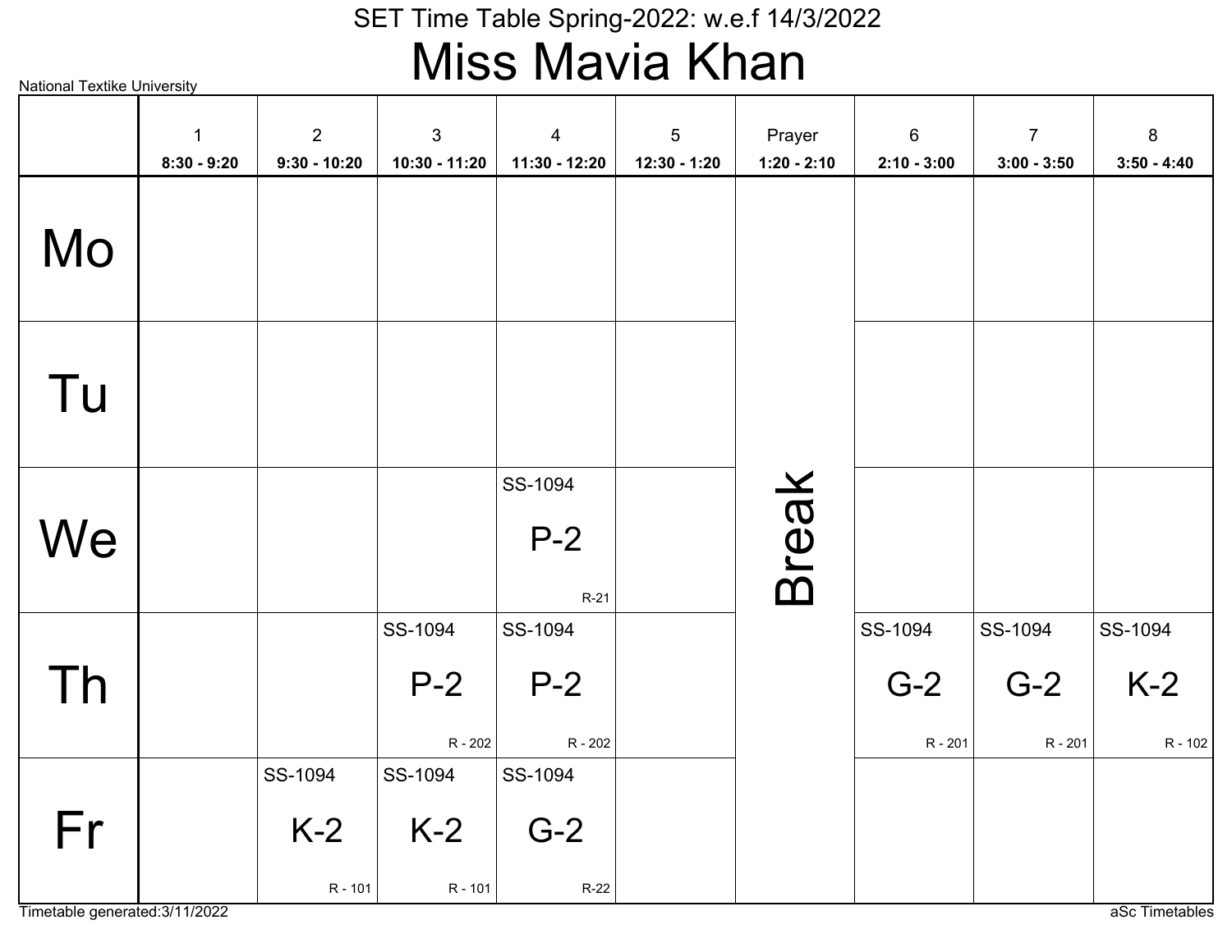# SET Time Table Spring-2022: w.e.f 14/3/2022

## Miss Mavia Khan

National Textike University

| | 1<br>8:30 - 9:20 | 2<br>9:30 - 10:20 | 3<br>10:30 - 11:20 | 4<br>11:30 - 12:20 | 5<br>12:30 - 1:20 | Prayer<br>1:20 - 2:10 | 6<br>2:10 - 3:00 | 7<br>3:00 - 3:50 | 8<br>3:50 - 4:40 |
|---|---|---|---|---|---|---|---|---|---|
| Mo | | | | | | Break | | | |
| Tu | | | | | | | | | |
| We | | | | SS-1094 P-2 R-21 | | | | | |
| Th | | | SS-1094 P-2 R - 202 | SS-1094 P-2 R - 202 | | | SS-1094 G-2 R - 201 | SS-1094 G-2 R - 201 | SS-1094 K-2 R - 102 |
| Fr | | SS-1094 K-2 R - 101 | SS-1094 K-2 R - 101 | SS-1094 G-2 R-22 | | | | | |

Timetable generated:3/11/2022

aSc Timetables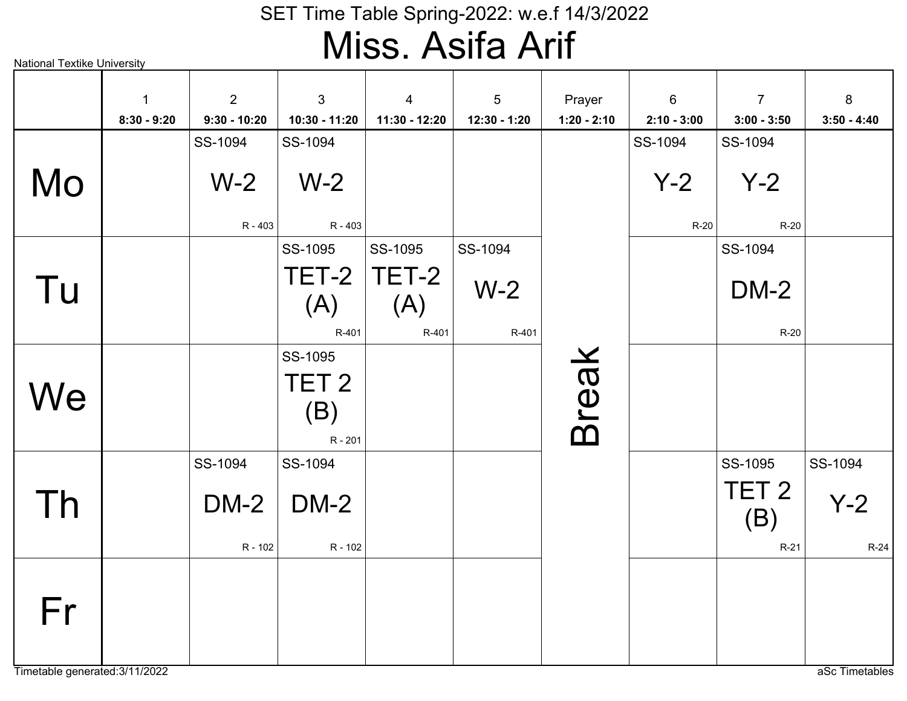SET Time Table Spring-2022: w.e.f 14/3/2022

# Miss. Asifa Arif

National Textike University

| | 1<br>8:30 - 9:20 | 2<br>9:30 - 10:20 | 3<br>10:30 - 11:20 | 4<br>11:30 - 12:20 | 5<br>12:30 - 1:20 | Prayer<br>1:20 - 2:10 | 6<br>2:10 - 3:00 | 7<br>3:00 - 3:50 | 8<br>3:50 - 4:40 |
|---|---|---|---|---|---|---|---|---|---|
| Mo | | SS-1094 W-2 R - 403 | SS-1094 W-2 R - 403 | | | Break | SS-1094 Y-2 R-20 | SS-1094 Y-2 R-20 | |
| Tu | | | SS-1095 TET-2 (A) R-401 | SS-1095 TET-2 (A) R-401 | SS-1094 W-2 R-401 | | | SS-1094 DM-2 R-20 | |
| We | | | SS-1095 TET 2 (B) R - 201 | | | | | | |
| Th | | SS-1094 DM-2 R - 102 | SS-1094 DM-2 R - 102 | | | | | SS-1095 TET 2 (B) R-21 | SS-1094 Y-2 R-24 |
| Fr | | | | | | | | | |

Timetable generated:3/11/2022

aSc Timetables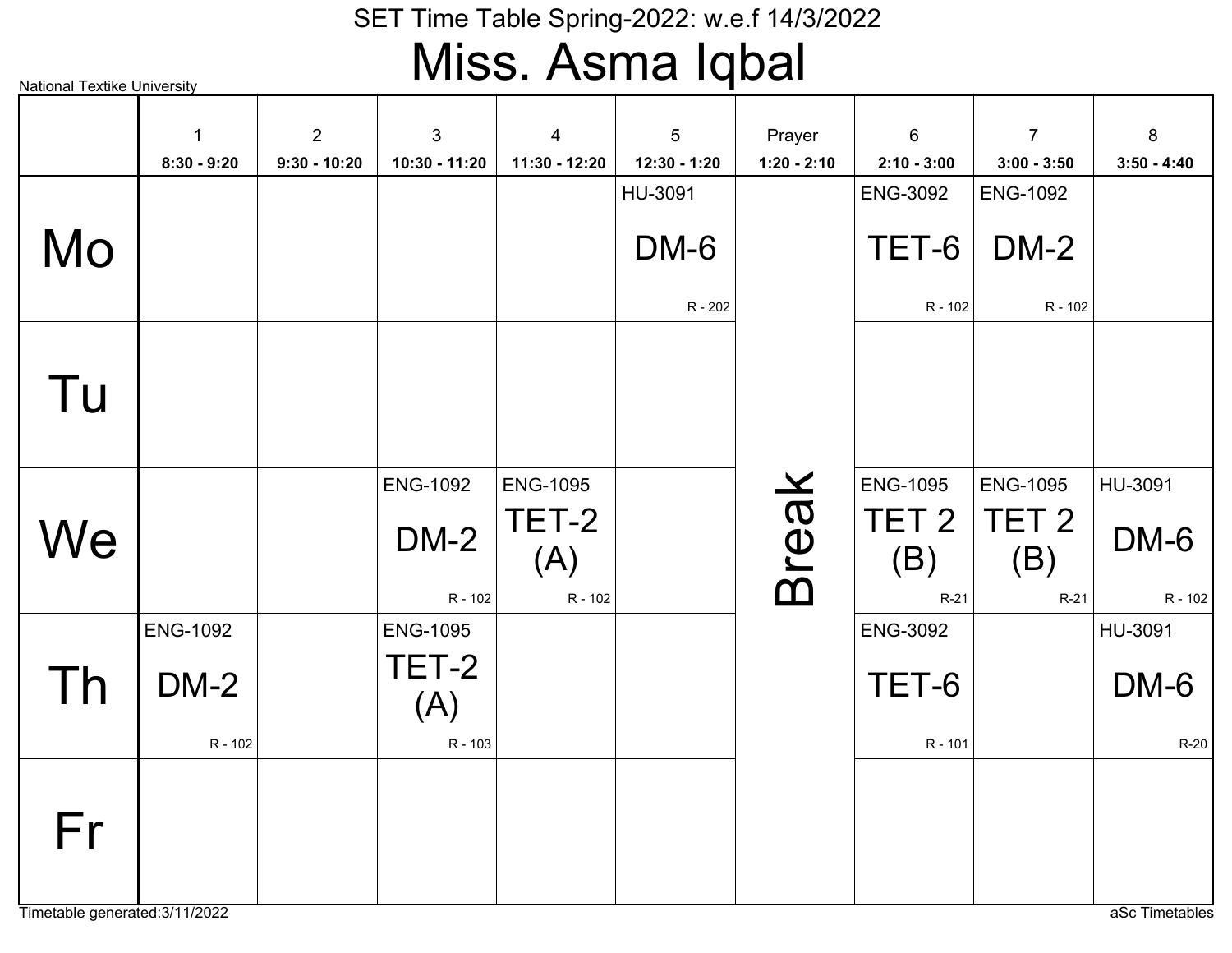SET Time Table Spring-2022: w.e.f 14/3/2022

# Miss. Asma Iqbal

National Textike University

| | 1<br>8:30 - 9:20 | 2<br>9:30 - 10:20 | 3<br>10:30 - 11:20 | 4<br>11:30 - 12:20 | 5<br>12:30 - 1:20 | Prayer<br>1:20 - 2:10 | 6<br>2:10 - 3:00 | 7<br>3:00 - 3:50 | 8<br>3:50 - 4:40 |
|---|---|---|---|---|---|---|---|---|---|
| Mo | | | | | HU-3091 DM-6 R - 202 | Break | ENG-3092 TET-6 R - 102 | ENG-1092 DM-2 R - 102 | |
| Tu | | | | | | | | | |
| We | | | ENG-1092 DM-2 R - 102 | ENG-1095 TET-2 (A) R - 102 | | | ENG-1095 TET 2 (B) R-21 | ENG-1095 TET 2 (B) R-21 | HU-3091 DM-6 R - 102 |
| Th | ENG-1092 DM-2 R - 102 | | ENG-1095 TET-2 (A) R - 103 | | | | ENG-3092 TET-6 R - 101 | | HU-3091 DM-6 R-20 |
| Fr | | | | | | | | | |

Timetable generated:3/11/2022

aSc Timetables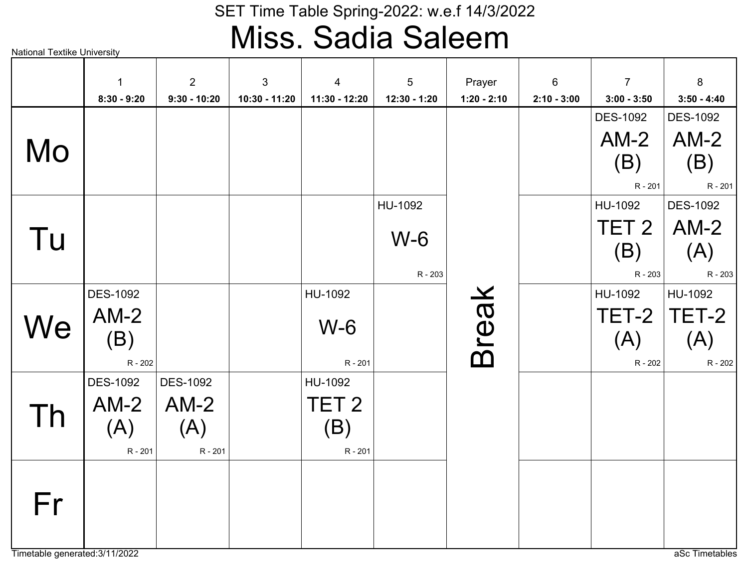SET Time Table Spring-2022: w.e.f 14/3/2022

# Miss. Sadia Saleem

National Textike University

| | 1<br>8:30 - 9:20 | 2<br>9:30 - 10:20 | 3<br>10:30 - 11:20 | 4<br>11:30 - 12:20 | 5<br>12:30 - 1:20 | Prayer<br>1:20 - 2:10 | 6<br>2:10 - 3:00 | 7<br>3:00 - 3:50 | 8<br>3:50 - 4:40 |
|---|---|---|---|---|---|---|---|---|---|
| Mo | | | | | | Break | | DES-1092 AM-2 (B) R - 201 | DES-1092 AM-2 (B) R - 201 |
| Tu | | | | | HU-1092 W-6 R - 203 | | | HU-1092 TET 2 (B) R - 203 | DES-1092 AM-2 (A) R - 203 |
| We | DES-1092 AM-2 (B) R - 202 | | | HU-1092 W-6 R - 201 | | | | HU-1092 TET-2 (A) R - 202 | HU-1092 TET-2 (A) R - 202 |
| Th | DES-1092 AM-2 (A) R - 201 | DES-1092 AM-2 (A) R - 201 | | HU-1092 TET 2 (B) R - 201 | | | | | |
| Fr | | | | | | | | | |

Timetable generated:3/11/2022

aSc Timetables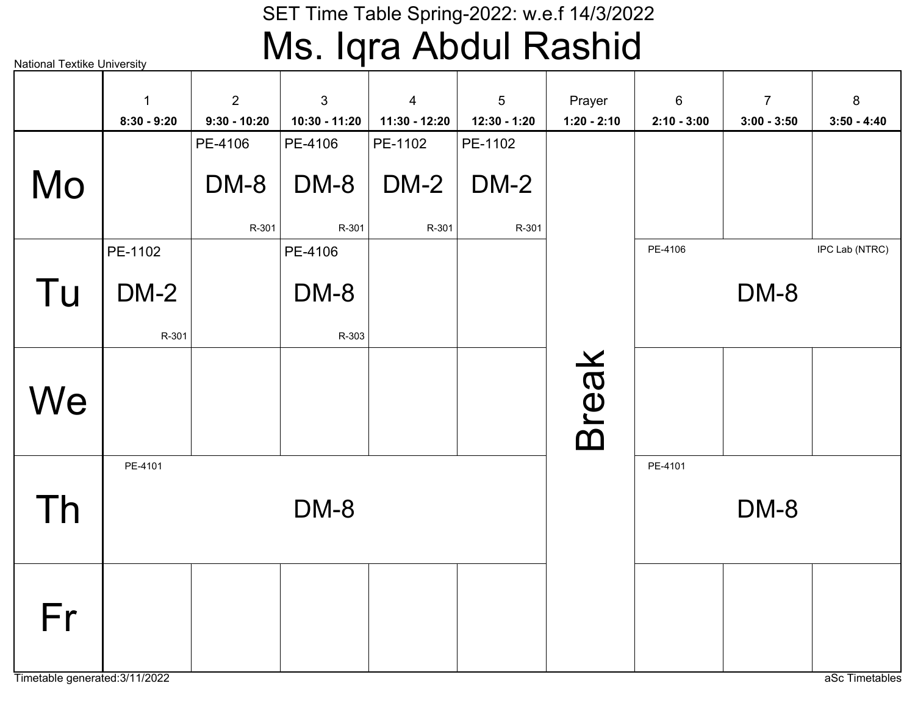SET Time Table Spring-2022: w.e.f 14/3/2022

# Ms. Iqra Abdul Rashid

National Textike University

| | 1<br>8:30 - 9:20 | 2<br>9:30 - 10:20 | 3<br>10:30 - 11:20 | 4<br>11:30 - 12:20 | 5<br>12:30 - 1:20 | Prayer<br>1:20 - 2:10 | 6<br>2:10 - 3:00 | 7<br>3:00 - 3:50 | 8<br>3:50 - 4:40 |
|---|---|---|---|---|---|---|---|---|---|
| Mo | | PE-4106 DM-8 R-301 | PE-4106 DM-8 R-301 | PE-1102 DM-2 R-301 | PE-1102 DM-2 R-301 | Break | | | |
| Tu | PE-1102 DM-2 R-301 | | PE-4106 DM-8 R-303 | | | Break | PE-4106 DM-8 IPC Lab (NTRC) | | |
| We | | | | | | Break | | | |
| Th | PE-4101 DM-8 | | | | | Break | PE-4101 DM-8 | | |
| Fr | | | | | | Break | | | |

Timetable generated:3/11/2022

aSc Timetables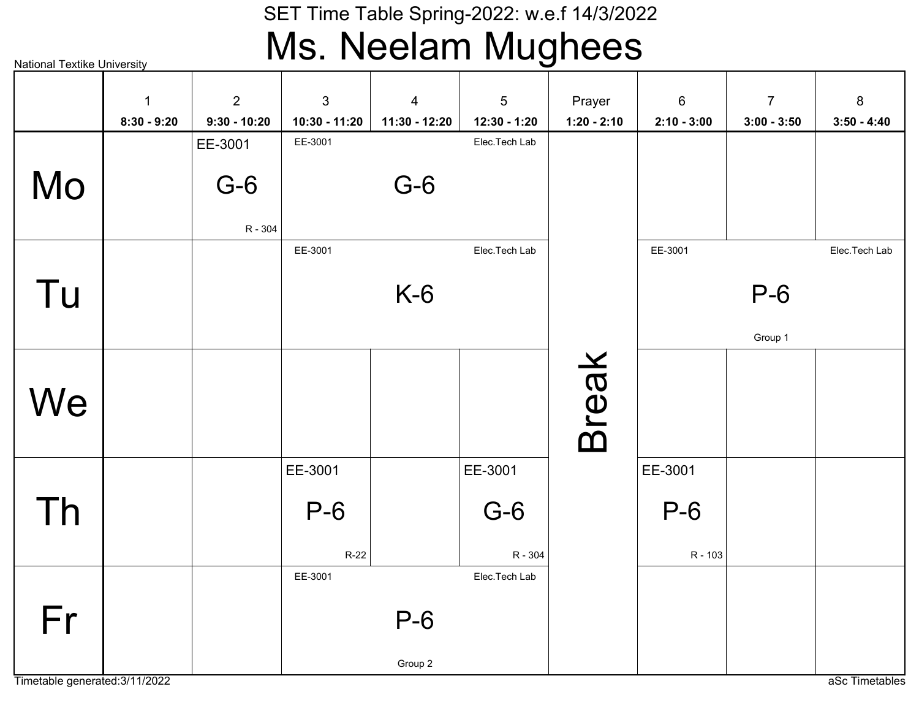SET Time Table Spring-2022: w.e.f 14/3/2022

# Ms. Neelam Mughees

National Textike University

| | 1<br>8:30 - 9:20 | 2<br>9:30 - 10:20 | 3<br>10:30 - 11:20 | 4<br>11:30 - 12:20 | 5<br>12:30 - 1:20 | Prayer<br>1:20 - 2:10 | 6<br>2:10 - 3:00 | 7<br>3:00 - 3:50 | 8<br>3:50 - 4:40 |
|---|---|---|---|---|---|---|---|---|---|
| Mo | | EE-3001 G-6 R - 304 | EE-3001 G-6 Elec.Tech Lab | | | Break | | | |
| Tu | | | EE-3001 K-6 Elec.Tech Lab | | | | EE-3001 P-6 Group 1 Elec.Tech Lab | | |
| We | | | | | | | | | |
| Th | | | EE-3001 P-6 R-22 | | EE-3001 G-6 R - 304 | | EE-3001 P-6 R - 103 | | |
| Fr | | | EE-3001 P-6 Group 2 Elec.Tech Lab | | | | | | |

Timetable generated:3/11/2022

aSc Timetables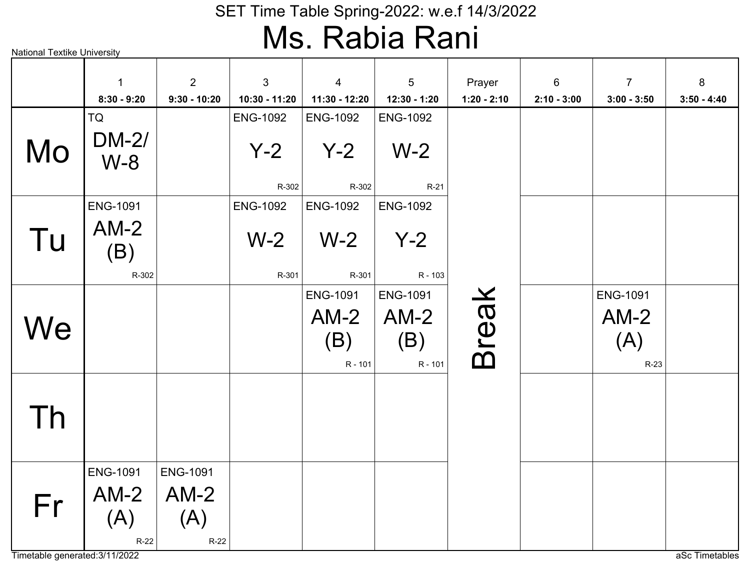# SET Time Table Spring-2022: w.e.f 14/3/2022

# Ms. Rabia Rani

National Textike University

| | 1<br>8:30 - 9:20 | 2<br>9:30 - 10:20 | 3<br>10:30 - 11:20 | 4<br>11:30 - 12:20 | 5<br>12:30 - 1:20 | Prayer<br>1:20 - 2:10 | 6<br>2:10 - 3:00 | 7<br>3:00 - 3:50 | 8<br>3:50 - 4:40 |
|---|---|---|---|---|---|---|---|---|---|
| Mo | TQ DM-2/ W-8 | | ENG-1092 Y-2 R-302 | ENG-1092 Y-2 R-302 | ENG-1092 W-2 R-21 | Break | | | |
| Tu | ENG-1091 AM-2 (B) R-302 | | ENG-1092 W-2 R-301 | ENG-1092 W-2 R-301 | ENG-1092 Y-2 R - 103 | Break | | | |
| We | | | | ENG-1091 AM-2 (B) R - 101 | ENG-1091 AM-2 (B) R - 101 | Break | | ENG-1091 AM-2 (A) R-23 | |
| Th | | | | | | Break | | | |
| Fr | ENG-1091 AM-2 (A) R-22 | ENG-1091 AM-2 (A) R-22 | | | | Break | | | |

Timetable generated:3/11/2022

aSc Timetables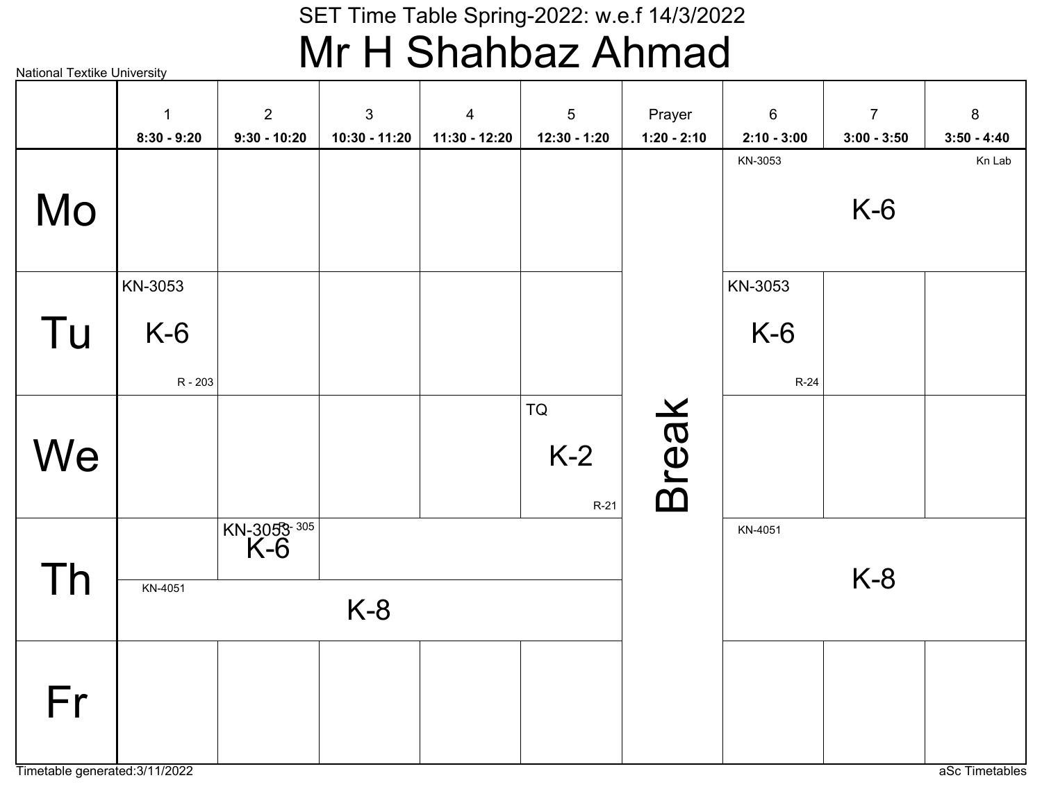National Textike University

SET Time Table Spring-2022: w.e.f 14/3/2022

# Mr H Shahbaz Ahmad

| | 1<br>8:30 - 9:20 | 2<br>9:30 - 10:20 | 3<br>10:30 - 11:20 | 4<br>11:30 - 12:20 | 5<br>12:30 - 1:20 | Prayer<br>1:20 - 2:10 | 6<br>2:10 - 3:00 | 7<br>3:00 - 3:50 | 8<br>3:50 - 4:40 |
|---|---|---|---|---|---|---|---|---|---|
| Mo | | | | | | Break | KN-3053 K-6 Kn Lab | | |
| Tu | KN-3053 K-6 R - 203 | | | | | Break | KN-3053 K-6 R-24 | | |
| We | | | | | TQ K-2 R-21 | Break | | | |
| Th | | KN-3053 K-6 R - 305 | | | | Break | KN-4051 K-8 | | |
| Th | KN-4051 K-8 | | | | | Break | | | |
| Fr | | | | | | Break | | | |

Timetable generated:3/11/2022

aSc Timetables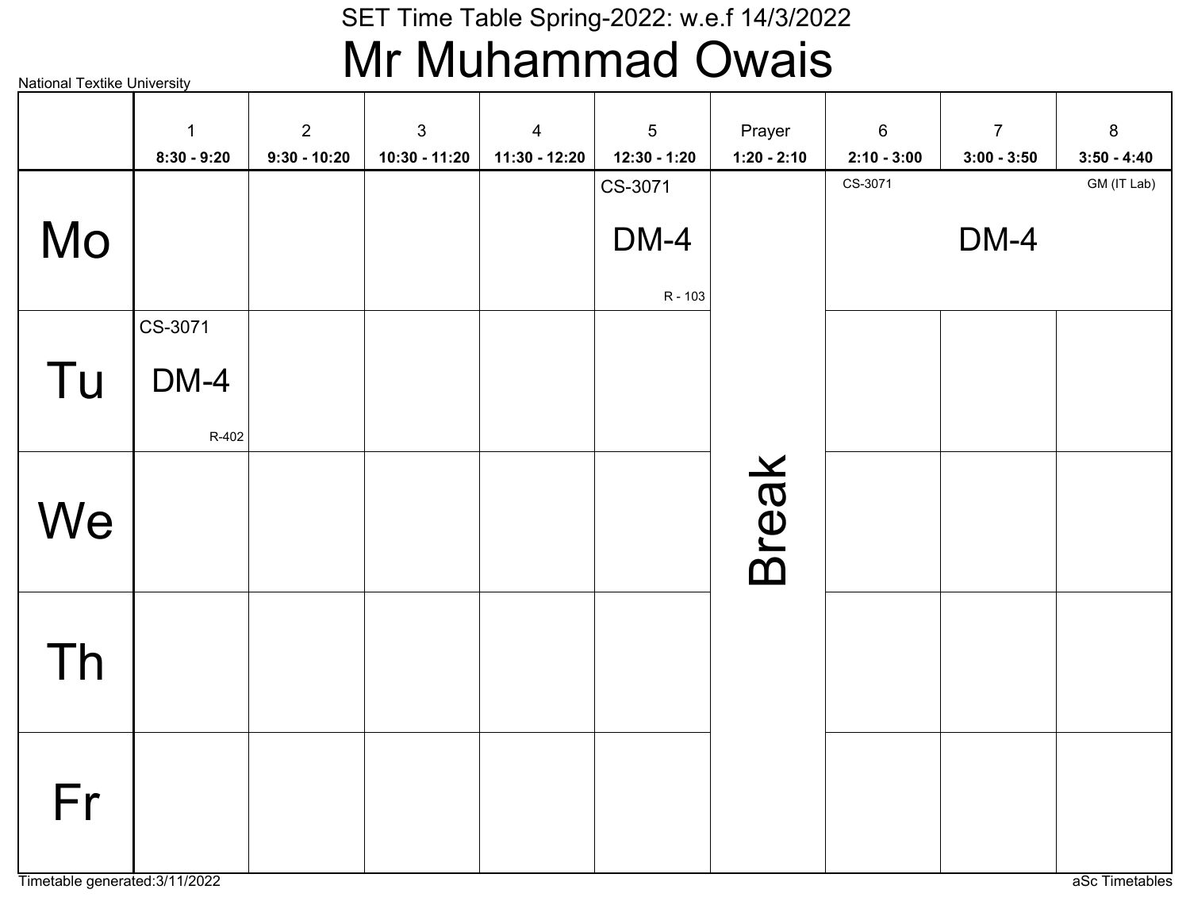National Textike University

# SET Time Table Spring-2022: w.e.f 14/3/2022

# Mr Muhammad Owais

| | 1<br>8:30 - 9:20 | 2<br>9:30 - 10:20 | 3<br>10:30 - 11:20 | 4<br>11:30 - 12:20 | 5<br>12:30 - 1:20 | Prayer<br>1:20 - 2:10 | 6<br>2:10 - 3:00 | 7<br>3:00 - 3:50 | 8<br>3:50 - 4:40 |
|---|---|---|---|---|---|---|---|---|---|
| Mo | | | | | CS-3071<br>DM-4<br>R - 103 | Break | CS-3071<br>DM-4<br>GM (IT Lab) | | |
| Tu | CS-3071<br>DM-4<br>R-402 | | | | | | | | |
| We | | | | | | | | | |
| Th | | | | | | | | | |
| Fr | | | | | | | | | |

Timetable generated:3/11/2022

aSc Timetables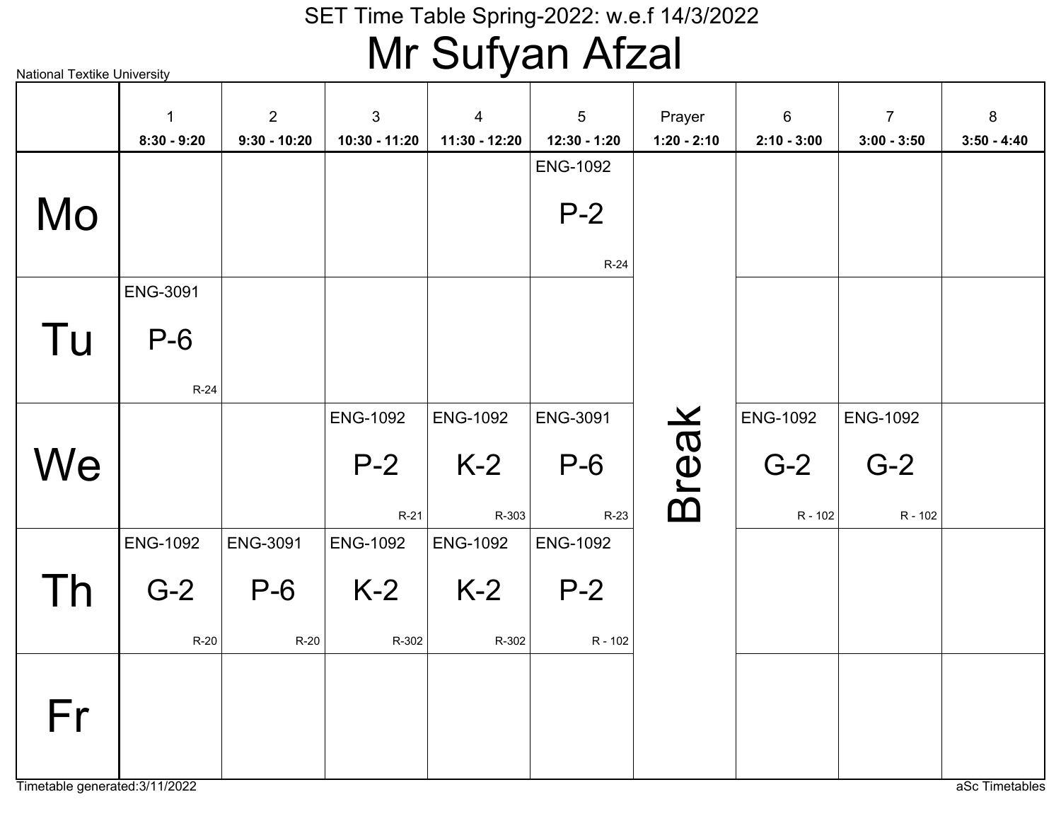SET Time Table Spring-2022: w.e.f 14/3/2022

# Mr Sufyan Afzal

National Textike University

| | 1<br>8:30 - 9:20 | 2<br>9:30 - 10:20 | 3<br>10:30 - 11:20 | 4<br>11:30 - 12:20 | 5<br>12:30 - 1:20 | Prayer<br>1:20 - 2:10 | 6<br>2:10 - 3:00 | 7<br>3:00 - 3:50 | 8<br>3:50 - 4:40 |
|---|---|---|---|---|---|---|---|---|---|
| Mo | | | | | ENG-1092 P-2 R-24 | Break | | | |
| Tu | ENG-3091 P-6 R-24 | | | | | | | | |
| We | | | ENG-1092 P-2 R-21 | ENG-1092 K-2 R-303 | ENG-3091 P-6 R-23 | | ENG-1092 G-2 R - 102 | ENG-1092 G-2 R - 102 | |
| Th | ENG-1092 G-2 R-20 | ENG-3091 P-6 R-20 | ENG-1092 K-2 R-302 | ENG-1092 K-2 R-302 | ENG-1092 P-2 R - 102 | | | | |
| Fr | | | | | | | | | |

Timetable generated:3/11/2022

aSc Timetables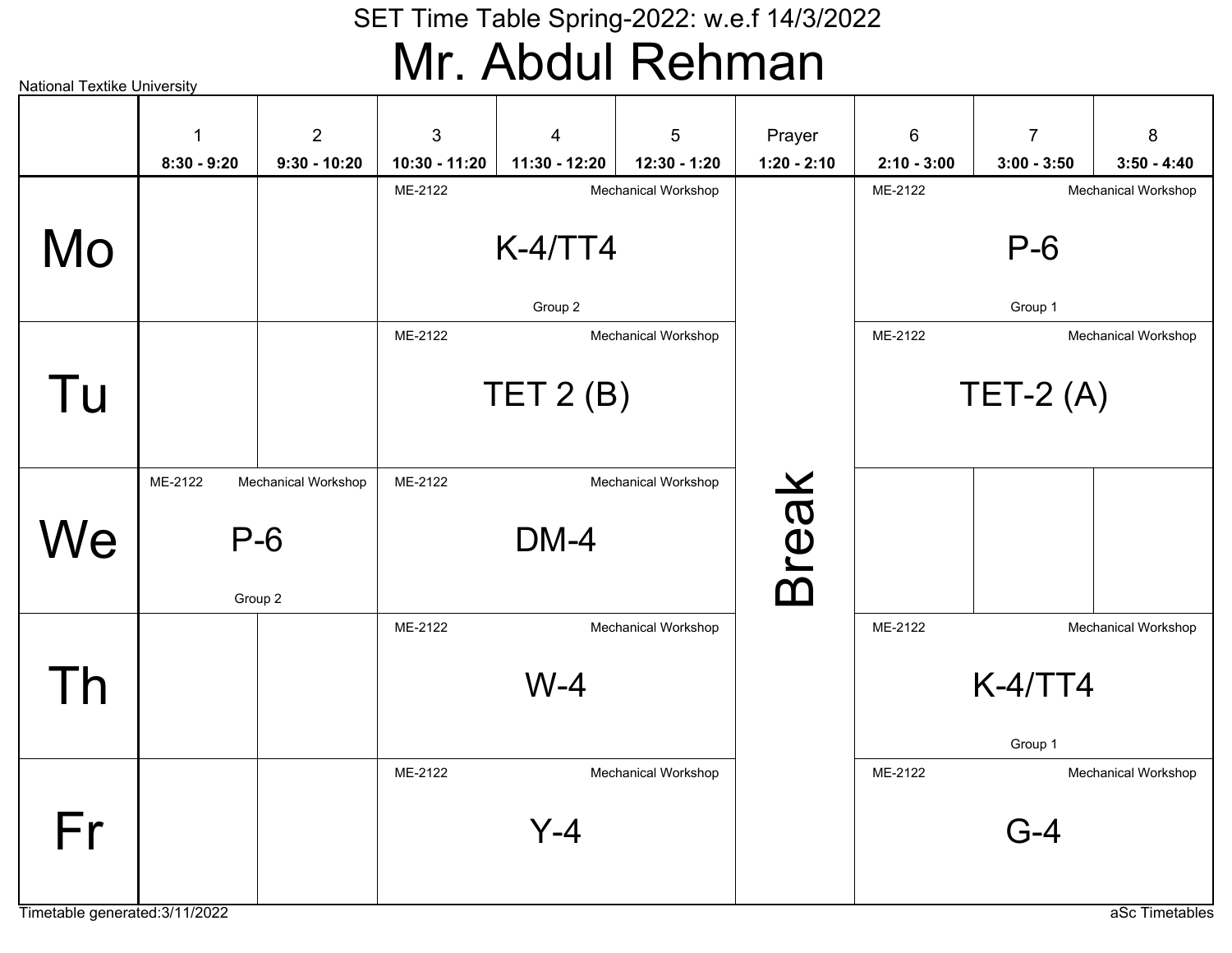SET Time Table Spring-2022: w.e.f 14/3/2022

# Mr. Abdul Rehman

National Textike University

| | 1<br>8:30 - 9:20 | 2<br>9:30 - 10:20 | 3<br>10:30 - 11:20 | 4<br>11:30 - 12:20 | 5<br>12:30 - 1:20 | Prayer<br>1:20 - 2:10 | 6<br>2:10 - 3:00 | 7<br>3:00 - 3:50 | 8<br>3:50 - 4:40 |
|---|---|---|---|---|---|---|---|---|---|
| Mo | | | ME-2122 Mechanical Workshop K-4/TT4 Group 2 | | | Break | ME-2122 Mechanical Workshop P-6 Group 1 | | |
| Tu | | | ME-2122 Mechanical Workshop TET 2 (B) | | | Break | ME-2122 Mechanical Workshop TET-2 (A) | | |
| We | ME-2122 Mechanical Workshop P-6 Group 2 | | ME-2122 Mechanical Workshop DM-4 | | | Break | | | |
| Th | | | ME-2122 Mechanical Workshop W-4 | | | Break | ME-2122 Mechanical Workshop K-4/TT4 Group 1 | | |
| Fr | | | ME-2122 Mechanical Workshop Y-4 | | | Break | ME-2122 Mechanical Workshop G-4 | | |

Timetable generated:3/11/2022

aSc Timetables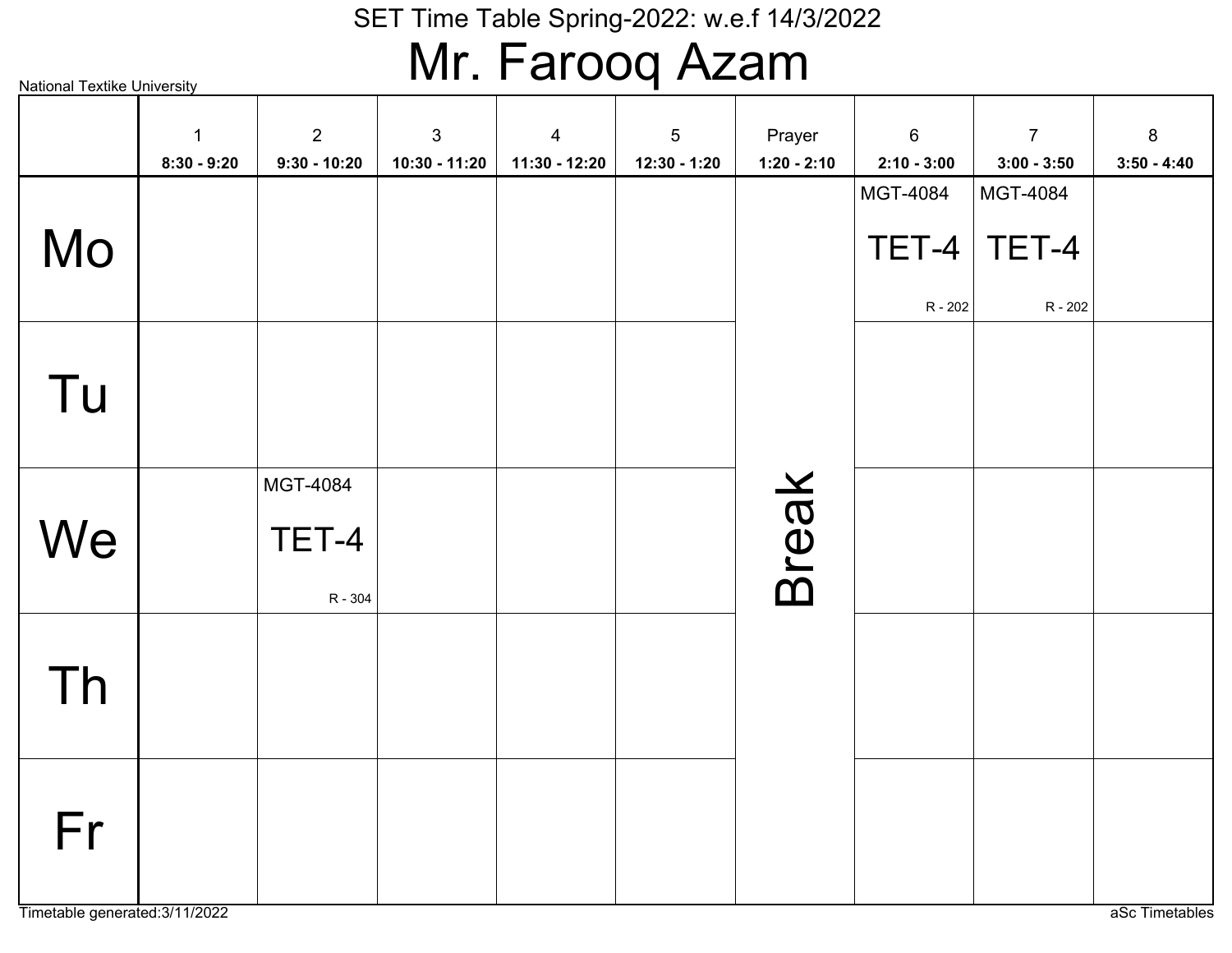SET Time Table Spring-2022: w.e.f 14/3/2022

# Mr. Farooq Azam

National Textike University

| | 1<br>8:30 - 9:20 | 2<br>9:30 - 10:20 | 3<br>10:30 - 11:20 | 4<br>11:30 - 12:20 | 5<br>12:30 - 1:20 | Prayer<br>1:20 - 2:10 | 6<br>2:10 - 3:00 | 7<br>3:00 - 3:50 | 8<br>3:50 - 4:40 |
|---|---|---|---|---|---|---|---|---|---|
| Mo | | | | | | Break | MGT-4084 TET-4 R - 202 | MGT-4084 TET-4 R - 202 | |
| Tu | | | | | | | | | |
| We | | MGT-4084 TET-4 R - 304 | | | | | | | |
| Th | | | | | | | | | |
| Fr | | | | | | | | | |

Timetable generated:3/11/2022

aSc Timetables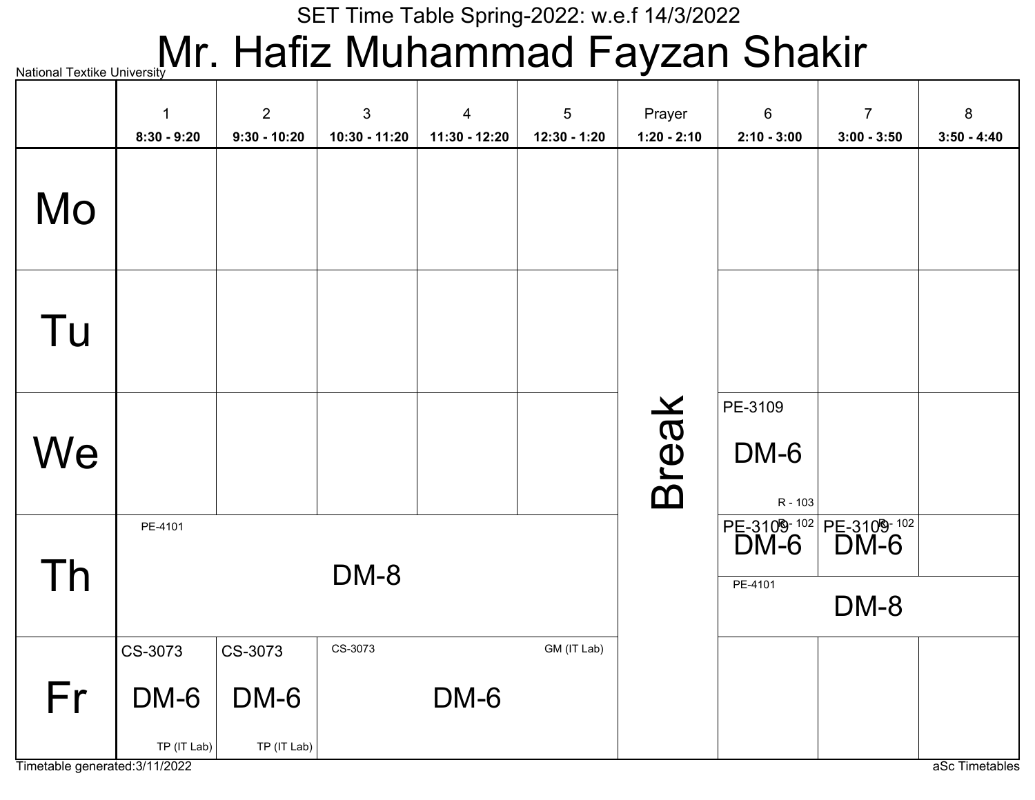SET Time Table Spring-2022: w.e.f 14/3/2022

# Mr. Hafiz Muhammad Fayzan Shakir

National Textike University

| | 1<br>8:30 - 9:20 | 2<br>9:30 - 10:20 | 3<br>10:30 - 11:20 | 4<br>11:30 - 12:20 | 5<br>12:30 - 1:20 | Prayer<br>1:20 - 2:10 | 6<br>2:10 - 3:00 | 7<br>3:00 - 3:50 | 8<br>3:50 - 4:40 |
|---|---|---|---|---|---|---|---|---|---|
| Mo | | | | | | Break | | | |
| Tu | | | | | | Break | | | |
| We | | | | | | Break | PE-3109 DM-6 R - 103 | | |
| Th | PE-4101 DM-8 | PE-4101 DM-8 | PE-4101 DM-8 | PE-4101 DM-8 | PE-4101 DM-8 | Break | PE-3109 DM-6 R - 102 / PE-4101 DM-8 | PE-3109 DM-6 R - 102 / PE-4101 DM-8 | PE-4101 DM-8 |
| Fr | CS-3073 DM-6 TP (IT Lab) | CS-3073 DM-6 TP (IT Lab) | CS-3073 DM-6 GM (IT Lab) | CS-3073 DM-6 GM (IT Lab) | CS-3073 DM-6 GM (IT Lab) | Break | | | |

Timetable generated:3/11/2022

aSc Timetables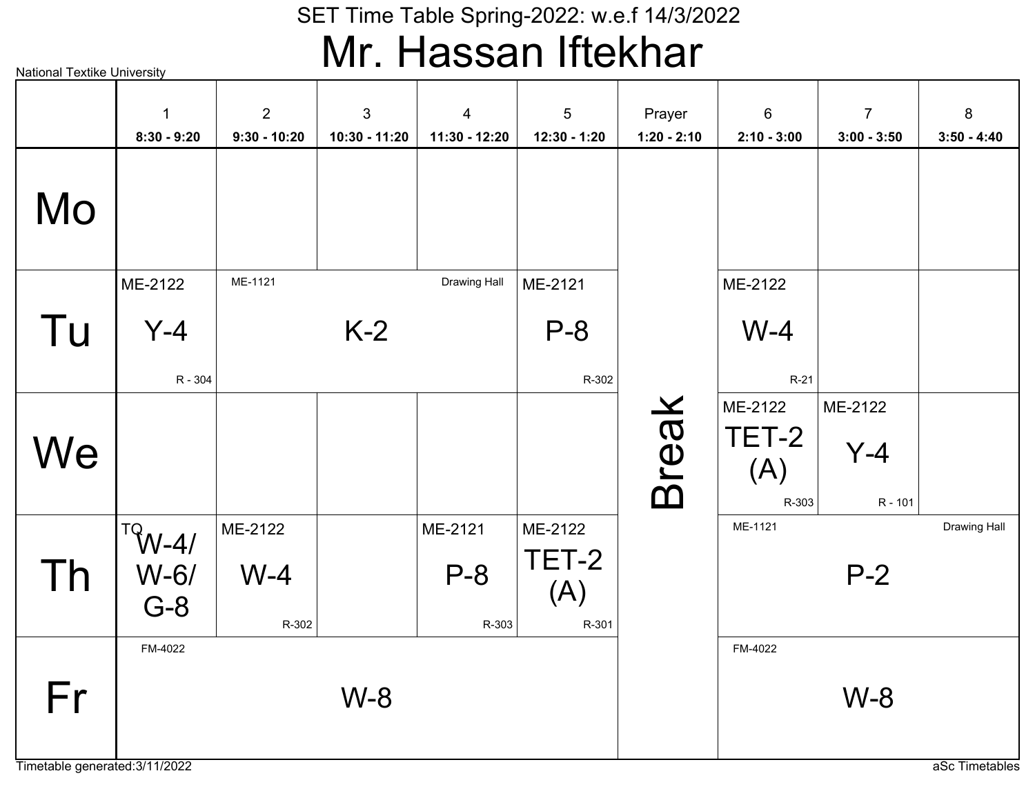# SET Time Table Spring-2022: w.e.f 14/3/2022

## Mr. Hassan Iftekhar

National Textike University

| | 1<br>8:30 - 9:20 | 2<br>9:30 - 10:20 | 3<br>10:30 - 11:20 | 4<br>11:30 - 12:20 | 5<br>12:30 - 1:20 | Prayer<br>1:20 - 2:10 | 6<br>2:10 - 3:00 | 7<br>3:00 - 3:50 | 8<br>3:50 - 4:40 |
|---|---|---|---|---|---|---|---|---|---|
| Mo | | | | | | Break | | | |
| Tu | ME-2122 Y-4 R - 304 | ME-1121 K-2 Drawing Hall | | | ME-2121 P-8 R-302 | Break | ME-2122 W-4 R-21 | | |
| We | | | | | | Break | ME-2122 TET-2 (A) R-303 | ME-2122 Y-4 R - 101 | |
| Th | TQ W-4/ W-6/ G-8 | ME-2122 W-4 R-302 | | ME-2121 P-8 R-303 | ME-2122 TET-2 (A) R-301 | Break | ME-1121 P-2 Drawing Hall | | |
| Fr | FM-4022 W-8 | | | | | Break | FM-4022 W-8 | | |

Timetable generated:3/11/2022

aSc Timetables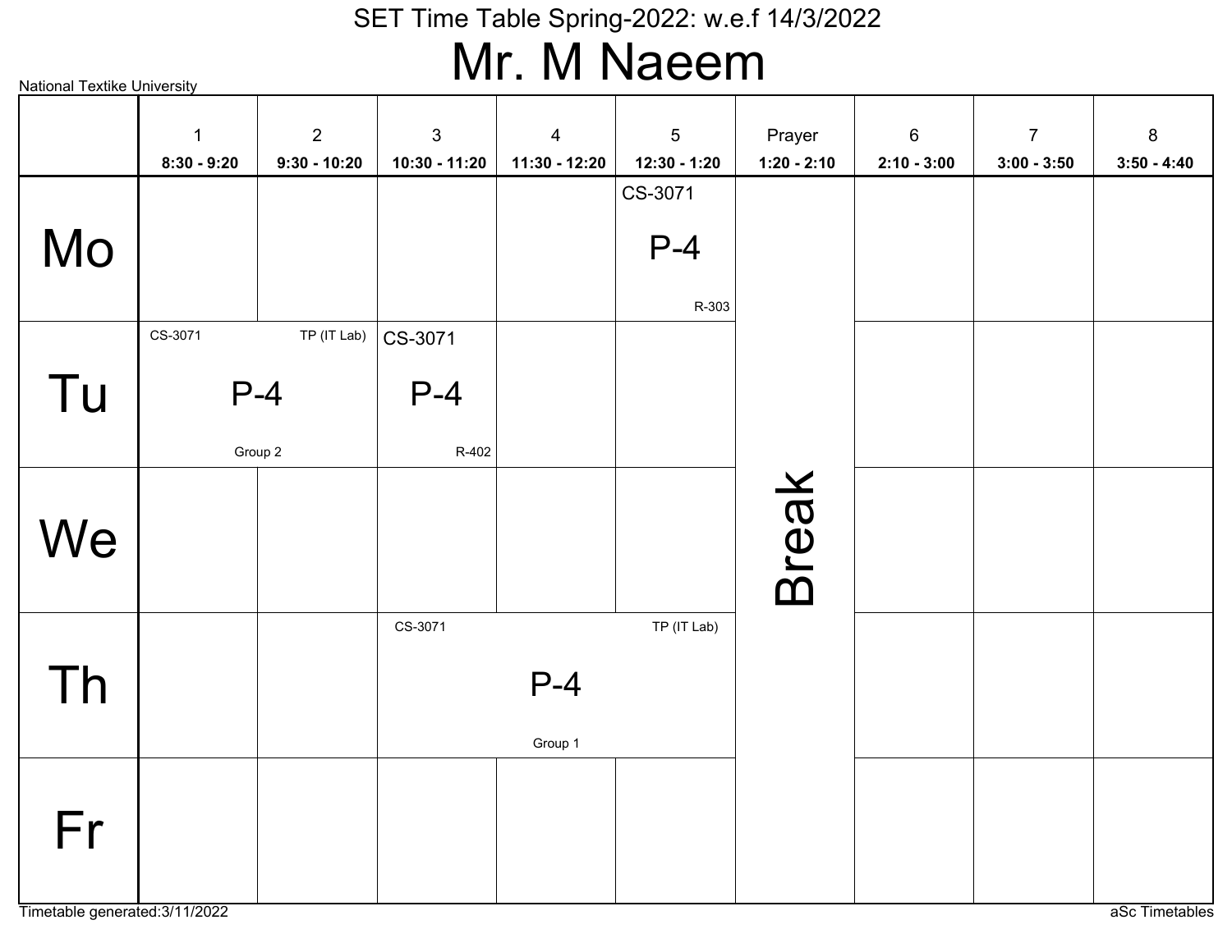# SET Time Table Spring-2022: w.e.f 14/3/2022

# Mr. M Naeem

National Textike University

| | 1<br>**8:30 - 9:20** | 2<br>**9:30 - 10:20** | 3<br>**10:30 - 11:20** | 4<br>**11:30 - 12:20** | 5<br>**12:30 - 1:20** | Prayer<br>**1:20 - 2:10** | 6<br>**2:10 - 3:00** | 7<br>**3:00 - 3:50** | 8<br>**3:50 - 4:40** |
|---|---|---|---|---|---|---|---|---|---|
| Mo | | | | | CS-3071 P-4 R-303 | Break | | | |
| Tu | CS-3071 TP (IT Lab) P-4 Group 2 | | CS-3071 P-4 R-402 | | | Break | | | |
| We | | | | | | Break | | | |
| Th | | | CS-3071 TP (IT Lab) P-4 Group 1 | | | Break | | | |
| Fr | | | | | | Break | | | |

Timetable generated:3/11/2022

aSc Timetables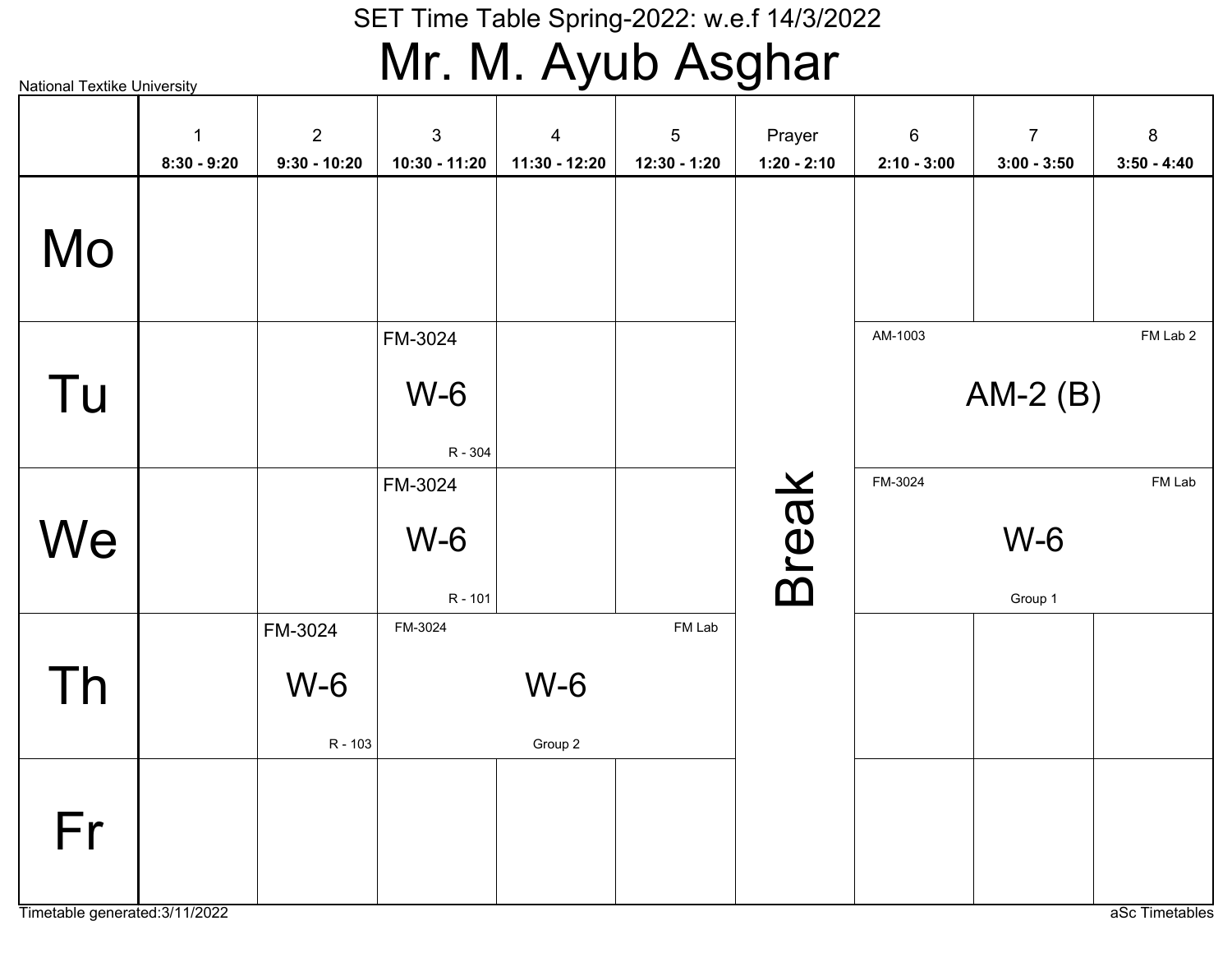# SET Time Table Spring-2022: w.e.f 14/3/2022

# Mr. M. Ayub Asghar

National Textike University

| | 1<br>**8:30 - 9:20** | 2<br>**9:30 - 10:20** | 3<br>**10:30 - 11:20** | 4<br>**11:30 - 12:20** | 5<br>**12:30 - 1:20** | Prayer<br>**1:20 - 2:10** | 6<br>**2:10 - 3:00** | 7<br>**3:00 - 3:50** | 8<br>**3:50 - 4:40** |
|---|---|---|---|---|---|---|---|---|---|
| **Mo** | | | | | | Break | | | |
| **Tu** | | | FM-3024<br>W-6<br>R - 304 | | | | AM-1003<br>AM-2 (B)<br>FM Lab 2 | | |
| **We** | | | FM-3024<br>W-6<br>R - 101 | | | | FM-3024<br>W-6<br>Group 1<br>FM Lab | | |
| **Th** | | FM-3024<br>W-6<br>R - 103 | FM-3024<br>W-6<br>Group 2<br>FM Lab | | | | | | |
| **Fr** | | | | | | | | | |

Timetable generated:3/11/2022

aSc Timetables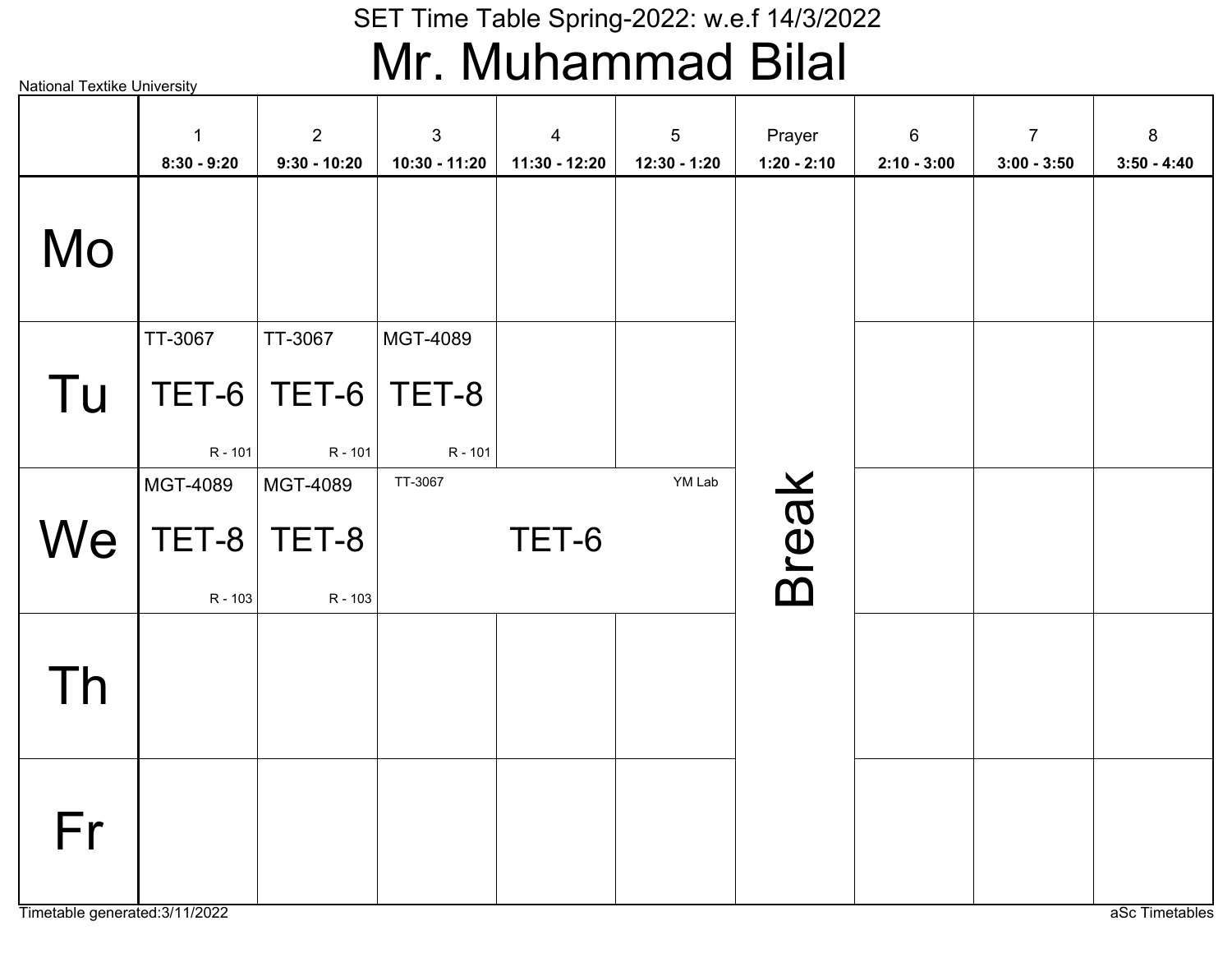# SET Time Table Spring-2022: w.e.f 14/3/2022

## Mr. Muhammad Bilal

National Textike University

| | 1<br>8:30 - 9:20 | 2<br>9:30 - 10:20 | 3<br>10:30 - 11:20 | 4<br>11:30 - 12:20 | 5<br>12:30 - 1:20 | Prayer<br>1:20 - 2:10 | 6<br>2:10 - 3:00 | 7<br>3:00 - 3:50 | 8<br>3:50 - 4:40 |
|---|---|---|---|---|---|---|---|---|---|
| Mo | | | | | | Break | | | |
| Tu | TT-3067 TET-6 R - 101 | TT-3067 TET-6 R - 101 | MGT-4089 TET-8 R - 101 | | | | | | |
| We | MGT-4089 TET-8 R - 103 | MGT-4089 TET-8 R - 103 | TT-3067 TET-6 YM Lab | | | | | | |
| Th | | | | | | | | | |
| Fr | | | | | | | | | |

Timetable generated:3/11/2022

aSc Timetables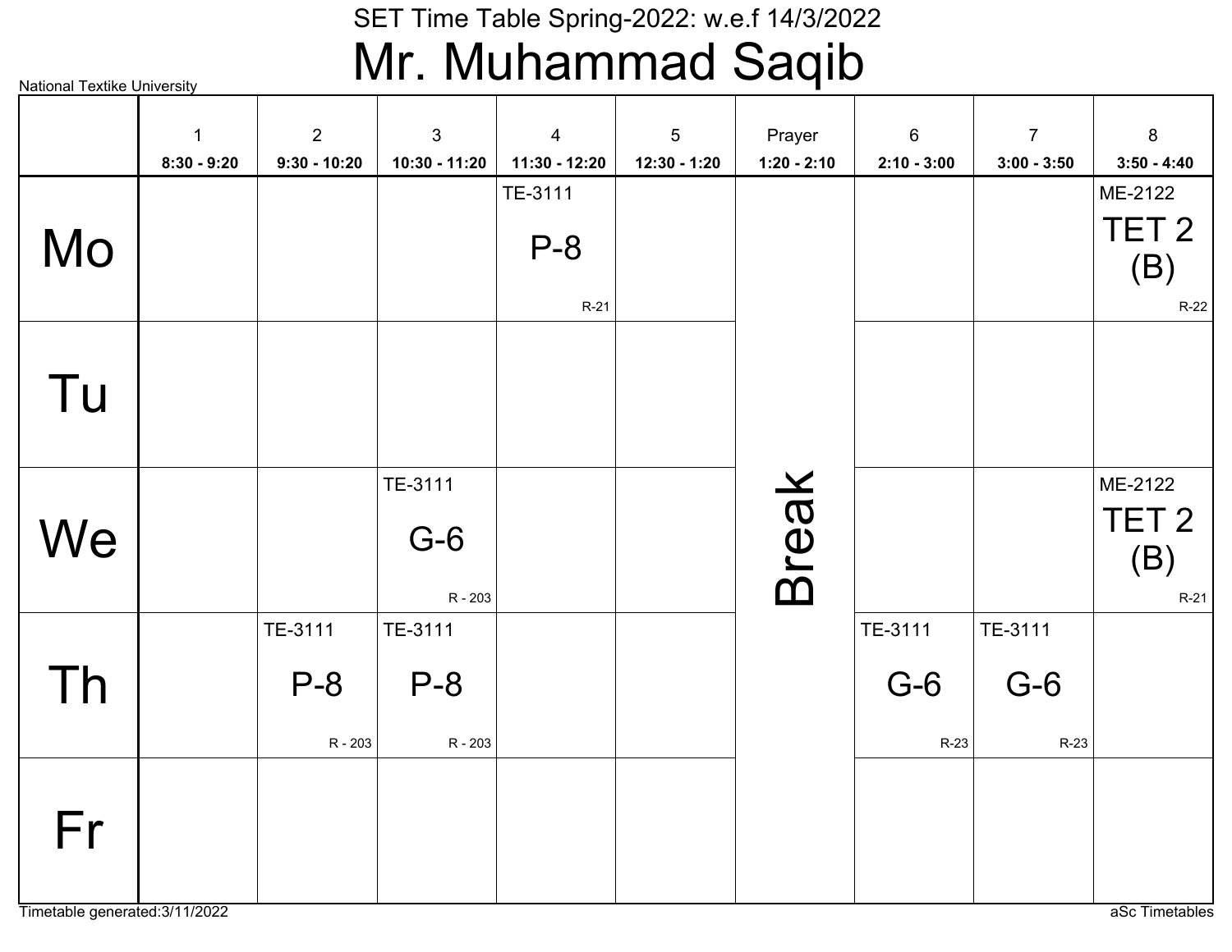# SET Time Table Spring-2022: w.e.f 14/3/2022

## Mr. Muhammad Saqib

National Textike University

| | 1<br>8:30 - 9:20 | 2<br>9:30 - 10:20 | 3<br>10:30 - 11:20 | 4<br>11:30 - 12:20 | 5<br>12:30 - 1:20 | Prayer<br>1:20 - 2:10 | 6<br>2:10 - 3:00 | 7<br>3:00 - 3:50 | 8<br>3:50 - 4:40 |
|---|---|---|---|---|---|---|---|---|---|
| Mo | | | | TE-3111 P-8 R-21 | | Break | | | ME-2122 TET 2 (B) R-22 |
| Tu | | | | | | Break | | | |
| We | | | TE-3111 G-6 R - 203 | | | Break | | | ME-2122 TET 2 (B) R-21 |
| Th | | TE-3111 P-8 R - 203 | TE-3111 P-8 R - 203 | | | Break | TE-3111 G-6 R-23 | TE-3111 G-6 R-23 | |
| Fr | | | | | | Break | | | |

Timetable generated:3/11/2022

aSc Timetables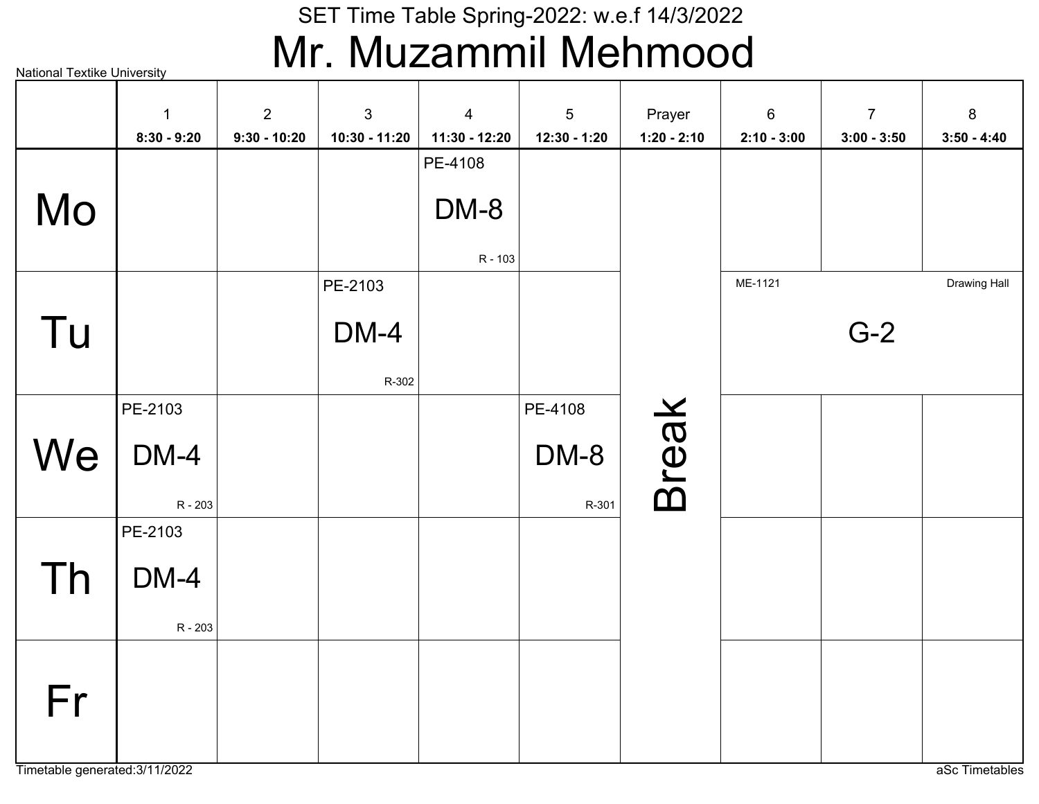National Textike University

SET Time Table Spring-2022: w.e.f 14/3/2022

# Mr. Muzammil Mehmood

| | 1<br>8:30 - 9:20 | 2<br>9:30 - 10:20 | 3<br>10:30 - 11:20 | 4<br>11:30 - 12:20 | 5<br>12:30 - 1:20 | Prayer<br>1:20 - 2:10 | 6<br>2:10 - 3:00 | 7<br>3:00 - 3:50 | 8<br>3:50 - 4:40 |
|---|---|---|---|---|---|---|---|---|---|
| Mo | | | | PE-4108<br>DM-8<br>R - 103 | | Break | | | |
| Tu | | | PE-2103<br>DM-4<br>R-302 | | | Break | ME-1121<br>G-2<br>Drawing Hall | | |
| We | PE-2103<br>DM-4<br>R - 203 | | | | PE-4108<br>DM-8<br>R-301 | Break | | | |
| Th | PE-2103<br>DM-4<br>R - 203 | | | | | Break | | | |
| Fr | | | | | | Break | | | |

Timetable generated:3/11/2022

aSc Timetables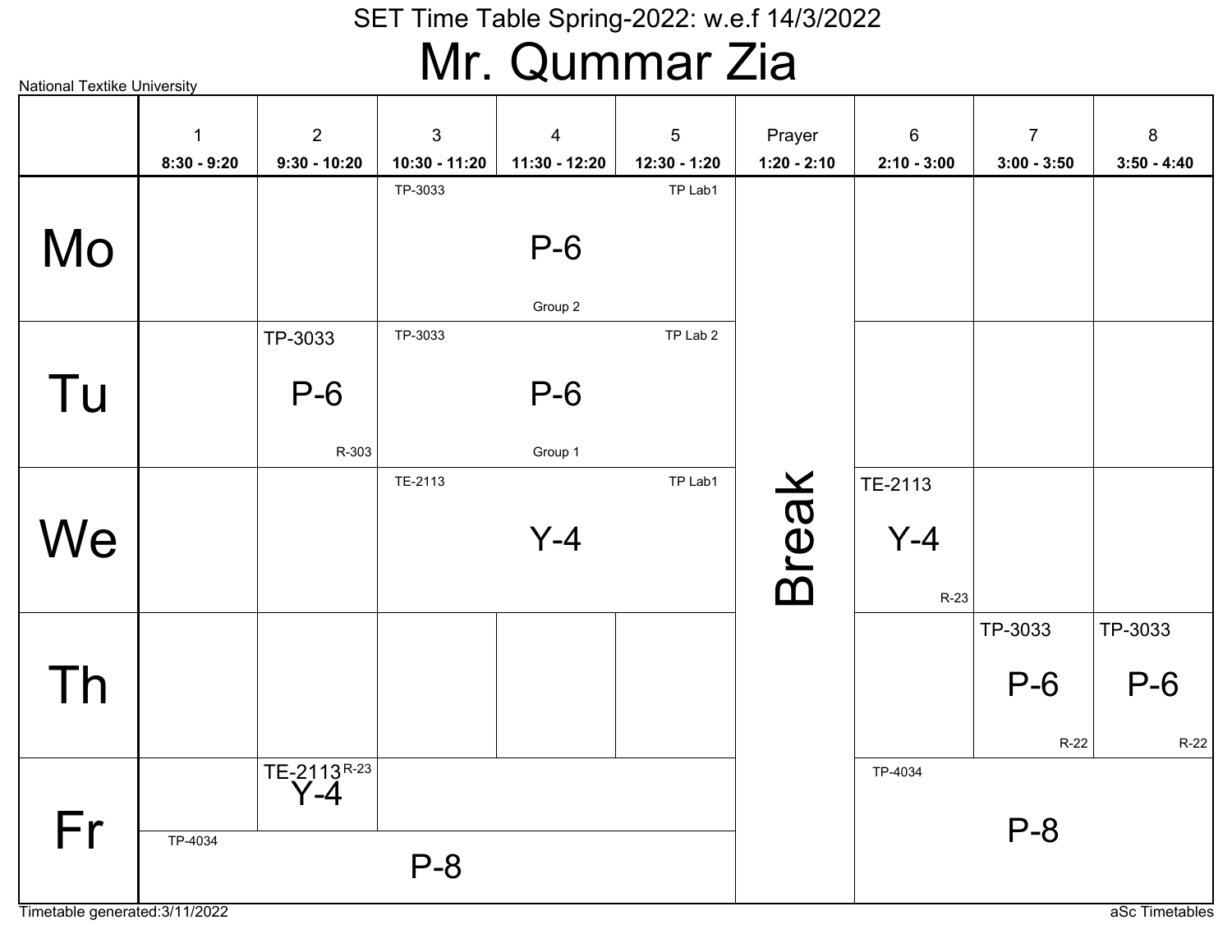SET Time Table Spring-2022: w.e.f 14/3/2022

# Mr. Qummar Zia

National Textike University

| | 1<br>8:30 - 9:20 | 2<br>9:30 - 10:20 | 3<br>10:30 - 11:20 | 4<br>11:30 - 12:20 | 5<br>12:30 - 1:20 | Prayer<br>1:20 - 2:10 | 6<br>2:10 - 3:00 | 7<br>3:00 - 3:50 | 8<br>3:50 - 4:40 |
|---|---|---|---|---|---|---|---|---|---|
| Mo | | | TP-3033 P-6 Group 2 TP Lab1 | | | Break | | | |
| Tu | | TP-3033 P-6 R-303 | TP-3033 P-6 Group 1 TP Lab 2 | | | | | | |
| We | | | TE-2113 Y-4 TP Lab1 | | | | TE-2113 Y-4 R-23 | | |
| Th | | | | | | | | TP-3033 P-6 R-22 | TP-3033 P-6 R-22 |
| Fr | | TE-2113 Y-4 R-23 | | | | | TP-4034 P-8 | | |
| Fr | TP-4034 P-8 | | | | | | | | |

Timetable generated:3/11/2022

aSc Timetables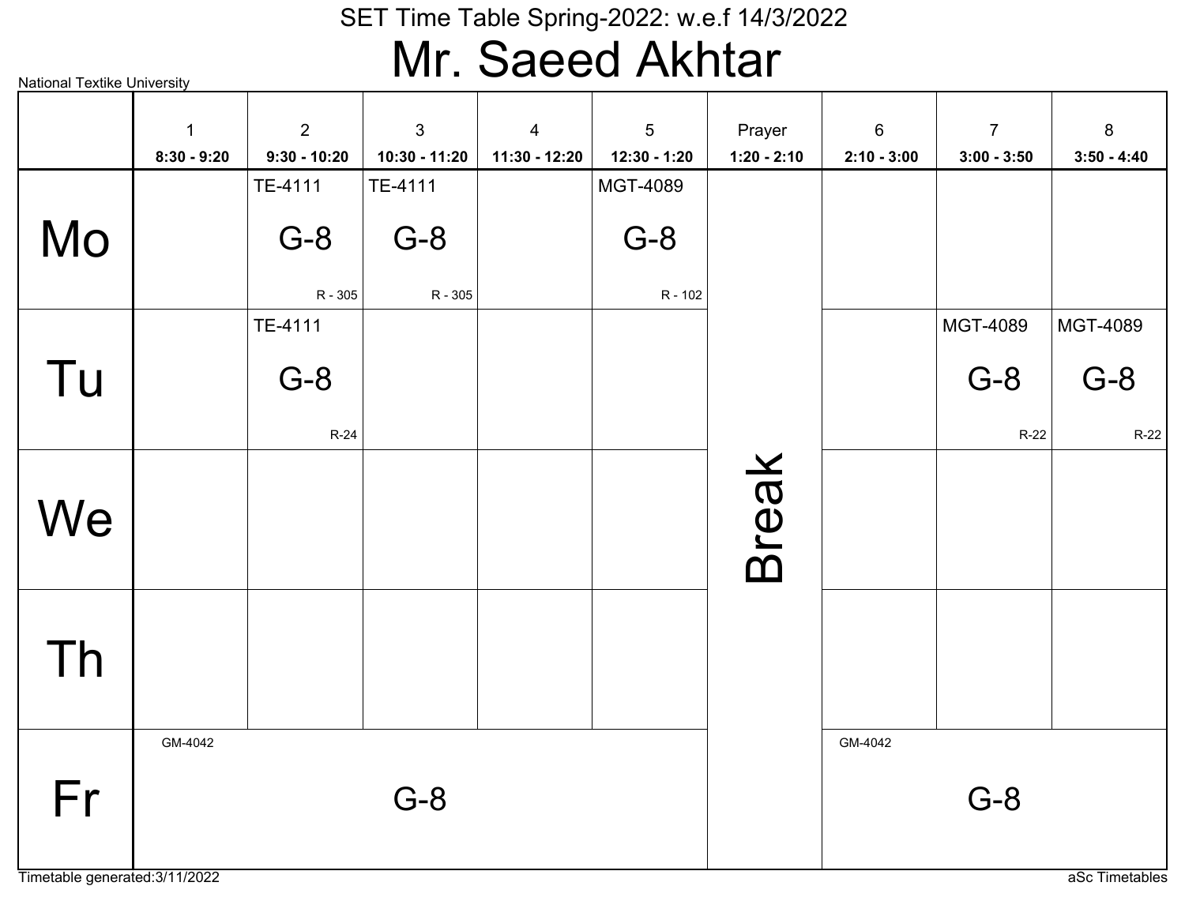SET Time Table Spring-2022: w.e.f 14/3/2022

# Mr. Saeed Akhtar

National Textike University

| | 1<br>8:30 - 9:20 | 2<br>9:30 - 10:20 | 3<br>10:30 - 11:20 | 4<br>11:30 - 12:20 | 5<br>12:30 - 1:20 | Prayer<br>1:20 - 2:10 | 6<br>2:10 - 3:00 | 7<br>3:00 - 3:50 | 8<br>3:50 - 4:40 |
|---|---|---|---|---|---|---|---|---|---|
| Mo | | TE-4111 G-8 R - 305 | TE-4111 G-8 R - 305 | | MGT-4089 G-8 R - 102 | Break | | | |
| Tu | | TE-4111 G-8 R-24 | | | | | | MGT-4089 G-8 R-22 | MGT-4089 G-8 R-22 |
| We | | | | | | | | | |
| Th | | | | | | | | | |
| Fr | GM-4042 G-8 | | | | | | GM-4042 G-8 | | |

Timetable generated:3/11/2022

aSc Timetables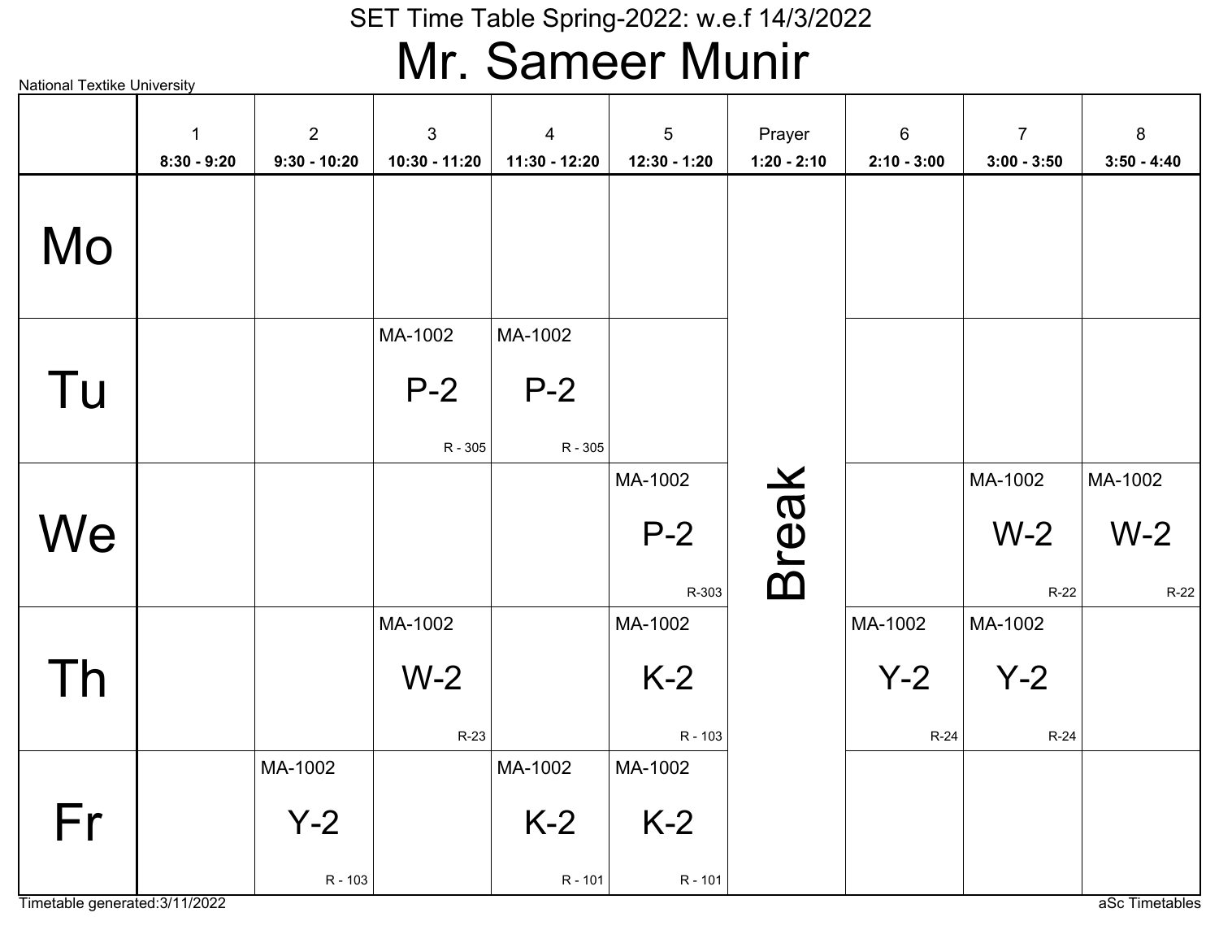SET Time Table Spring-2022: w.e.f 14/3/2022

# Mr. Sameer Munir

National Textike University

| | 1<br>8:30 - 9:20 | 2<br>9:30 - 10:20 | 3<br>10:30 - 11:20 | 4<br>11:30 - 12:20 | 5<br>12:30 - 1:20 | Prayer<br>1:20 - 2:10 | 6<br>2:10 - 3:00 | 7<br>3:00 - 3:50 | 8<br>3:50 - 4:40 |
|---|---|---|---|---|---|---|---|---|---|
| Mo | | | | | | Break | | | |
| Tu | | | MA-1002 P-2 R - 305 | MA-1002 P-2 R - 305 | | | | | |
| We | | | | | MA-1002 P-2 R-303 | | | MA-1002 W-2 R-22 | MA-1002 W-2 R-22 |
| Th | | | MA-1002 W-2 R-23 | | MA-1002 K-2 R - 103 | | MA-1002 Y-2 R-24 | MA-1002 Y-2 R-24 | |
| Fr | | MA-1002 Y-2 R - 103 | | MA-1002 K-2 R - 101 | MA-1002 K-2 R - 101 | | | | |

Timetable generated:3/11/2022

aSc Timetables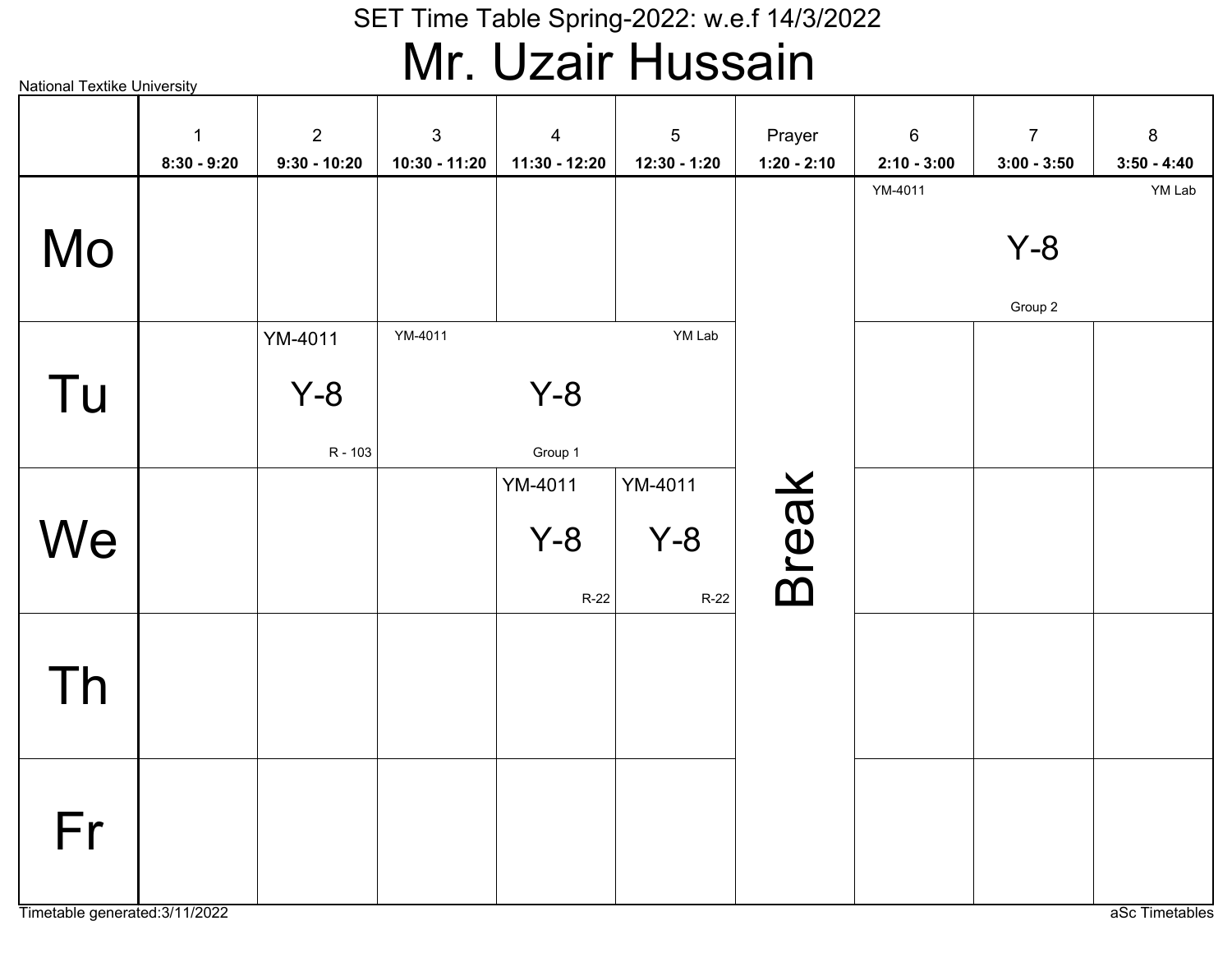# SET Time Table Spring-2022: w.e.f 14/3/2022

## Mr. Uzair Hussain

National Textike University

| | 1<br>8:30 - 9:20 | 2<br>9:30 - 10:20 | 3<br>10:30 - 11:20 | 4<br>11:30 - 12:20 | 5<br>12:30 - 1:20 | Prayer<br>1:20 - 2:10 | 6<br>2:10 - 3:00 | 7<br>3:00 - 3:50 | 8<br>3:50 - 4:40 |
|---|---|---|---|---|---|---|---|---|---|
| Mo | | | | | | Break | YM-4011 Y-8 Group 2 YM Lab | | |
| Tu | | YM-4011 Y-8 R - 103 | YM-4011 Y-8 Group 1 YM Lab | | | | | | |
| We | | | | YM-4011 Y-8 R-22 | YM-4011 Y-8 R-22 | | | | |
| Th | | | | | | | | | |
| Fr | | | | | | | | | |

Timetable generated:3/11/2022

aSc Timetables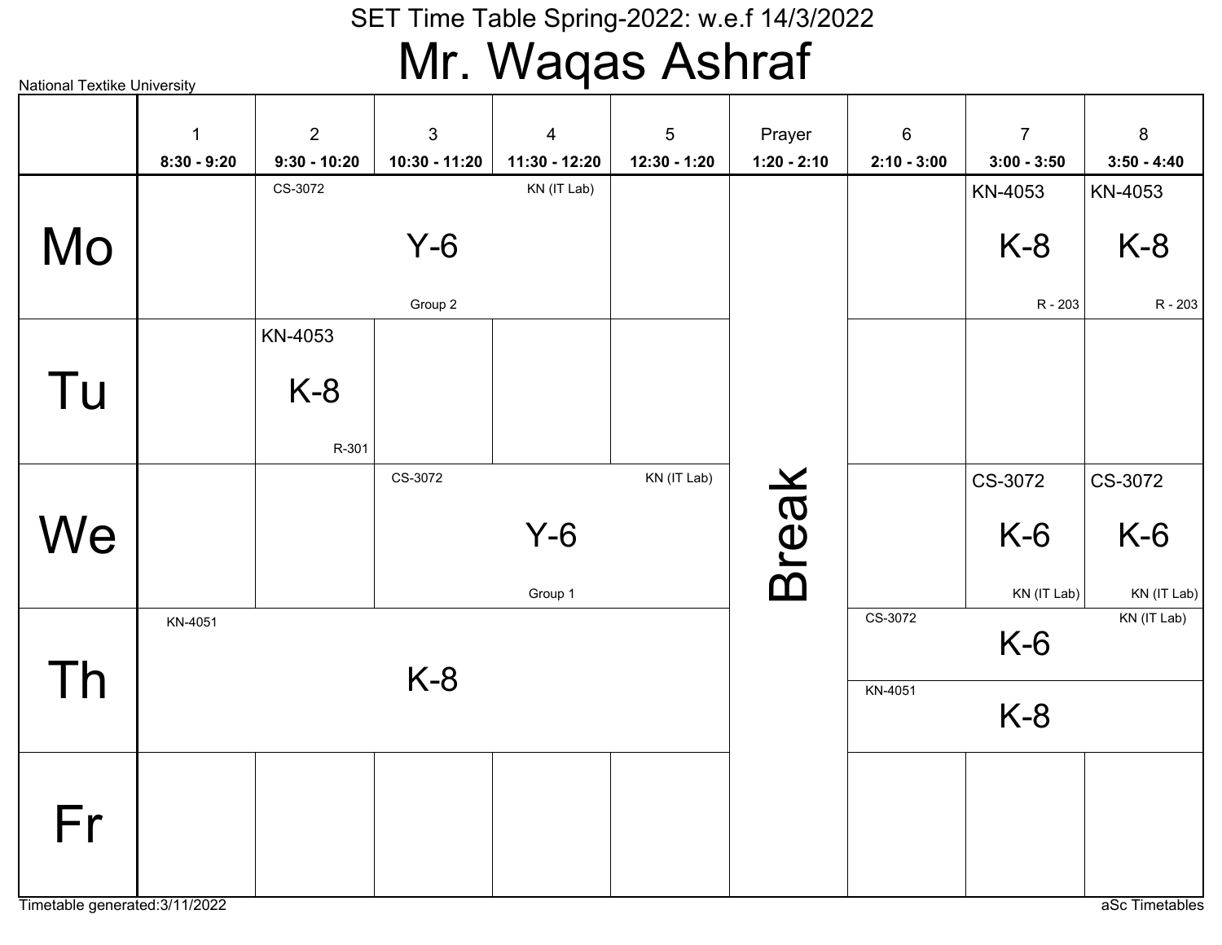SET Time Table Spring-2022: w.e.f 14/3/2022

# Mr. Waqas Ashraf

National Textike University

| | 1<br>8:30 - 9:20 | 2<br>9:30 - 10:20 | 3<br>10:30 - 11:20 | 4<br>11:30 - 12:20 | 5<br>12:30 - 1:20 | Prayer<br>1:20 - 2:10 | 6<br>2:10 - 3:00 | 7<br>3:00 - 3:50 | 8<br>3:50 - 4:40 |
|---|---|---|---|---|---|---|---|---|---|
| Mo | | CS-3072 Y-6 Group 2 KN (IT Lab) | | | | Break | | KN-4053 K-8 R - 203 | KN-4053 K-8 R - 203 |
| Tu | | KN-4053 K-8 R-301 | | | | Break | | | |
| We | | | CS-3072 Y-6 Group 1 KN (IT Lab) | | | Break | | CS-3072 K-6 KN (IT Lab) | CS-3072 K-6 KN (IT Lab) |
| Th | KN-4051 K-8 | | | | | Break | CS-3072 K-6 KN (IT Lab) / KN-4051 K-8 | | |
| Fr | | | | | | Break | | | |

Timetable generated:3/11/2022

aSc Timetables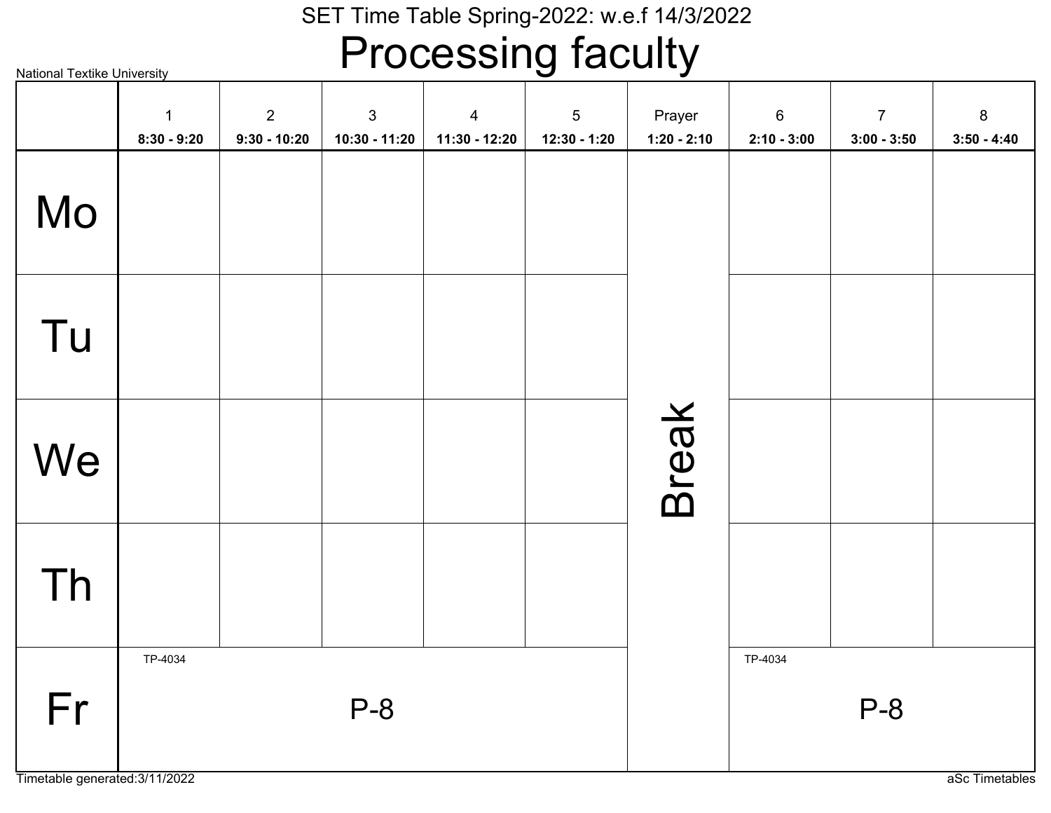SET Time Table Spring-2022: w.e.f 14/3/2022

# Processing faculty

National Textike University

| | 1<br>8:30 - 9:20 | 2<br>9:30 - 10:20 | 3<br>10:30 - 11:20 | 4<br>11:30 - 12:20 | 5<br>12:30 - 1:20 | Prayer<br>1:20 - 2:10 | 6<br>2:10 - 3:00 | 7<br>3:00 - 3:50 | 8<br>3:50 - 4:40 |
|---|---|---|---|---|---|---|---|---|---|
| Mo | | | | | | Break | | | |
| Tu | | | | | | | | | |
| We | | | | | | | | | |
| Th | | | | | | | | | |
| Fr | TP-4034 P-8 | | | | | | TP-4034 P-8 | | |

Timetable generated:3/11/2022

aSc Timetables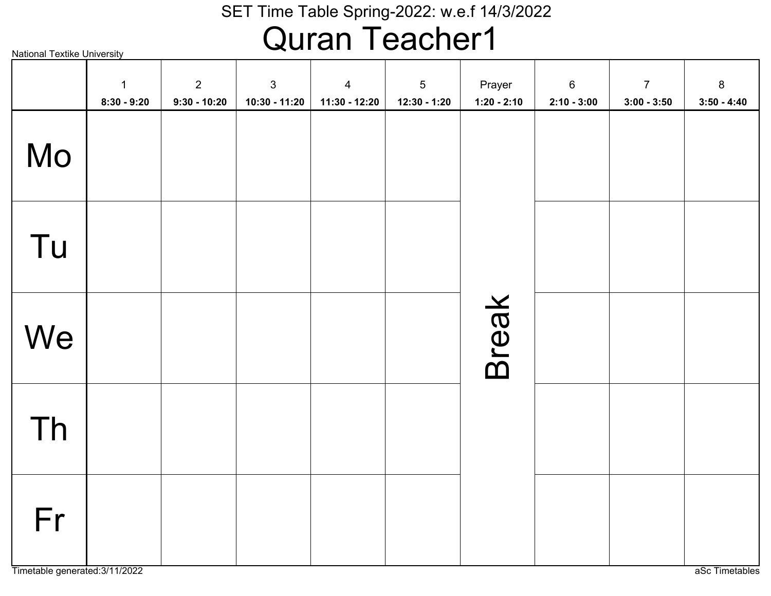SET Time Table Spring-2022: w.e.f 14/3/2022

# Quran Teacher1

National Textike University

| | 1<br>8:30 - 9:20 | 2<br>9:30 - 10:20 | 3<br>10:30 - 11:20 | 4<br>11:30 - 12:20 | 5<br>12:30 - 1:20 | Prayer<br>1:20 - 2:10 | 6<br>2:10 - 3:00 | 7<br>3:00 - 3:50 | 8<br>3:50 - 4:40 |
|---|---|---|---|---|---|---|---|---|---|
| Mo | | | | | | Break | | | |
| Tu | | | | | | | | | |
| We | | | | | | | | | |
| Th | | | | | | | | | |
| Fr | | | | | | | | | |

Timetable generated:3/11/2022

aSc Timetables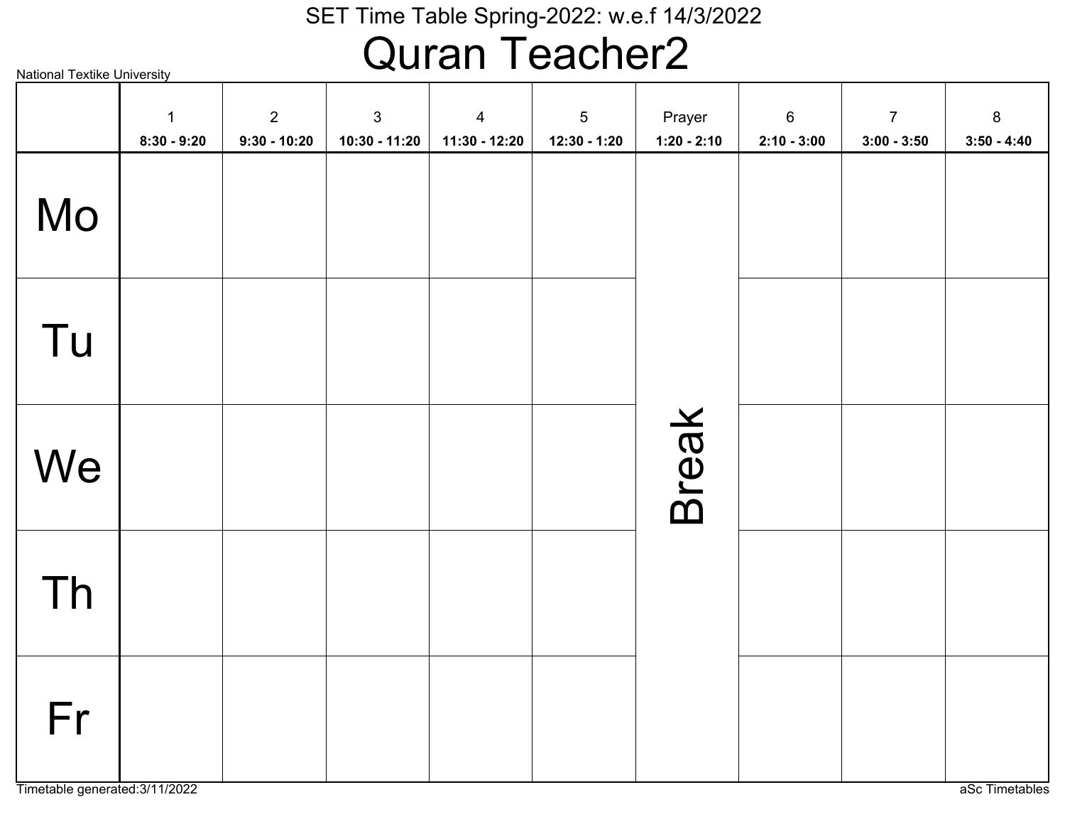SET Time Table Spring-2022: w.e.f 14/3/2022

# Quran Teacher2

National Textike University

| | 1<br>8:30 - 9:20 | 2<br>9:30 - 10:20 | 3<br>10:30 - 11:20 | 4<br>11:30 - 12:20 | 5<br>12:30 - 1:20 | Prayer<br>1:20 - 2:10 | 6<br>2:10 - 3:00 | 7<br>3:00 - 3:50 | 8<br>3:50 - 4:40 |
|---|---|---|---|---|---|---|---|---|---|
| Mo | | | | | | Break | | | |
| Tu | | | | | | | | | |
| We | | | | | | | | | |
| Th | | | | | | | | | |
| Fr | | | | | | | | | |

Timetable generated:3/11/2022

aSc Timetables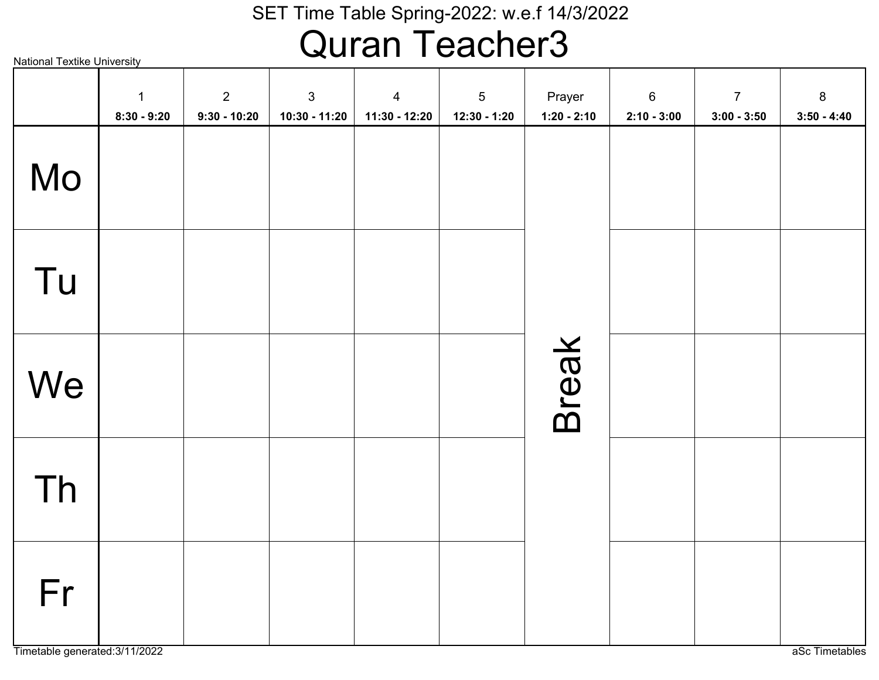SET Time Table Spring-2022: w.e.f 14/3/2022

# Quran Teacher3

National Textike University

| | 1<br>**8:30 - 9:20** | 2<br>**9:30 - 10:20** | 3<br>**10:30 - 11:20** | 4<br>**11:30 - 12:20** | 5<br>**12:30 - 1:20** | Prayer<br>**1:20 - 2:10** | 6<br>**2:10 - 3:00** | 7<br>**3:00 - 3:50** | 8<br>**3:50 - 4:40** |
|---|---|---|---|---|---|---|---|---|---|
| Mo | | | | | | Break | | | |
| Tu | | | | | | | | | |
| We | | | | | | | | | |
| Th | | | | | | | | | |
| Fr | | | | | | | | | |

Timetable generated:3/11/2022

aSc Timetables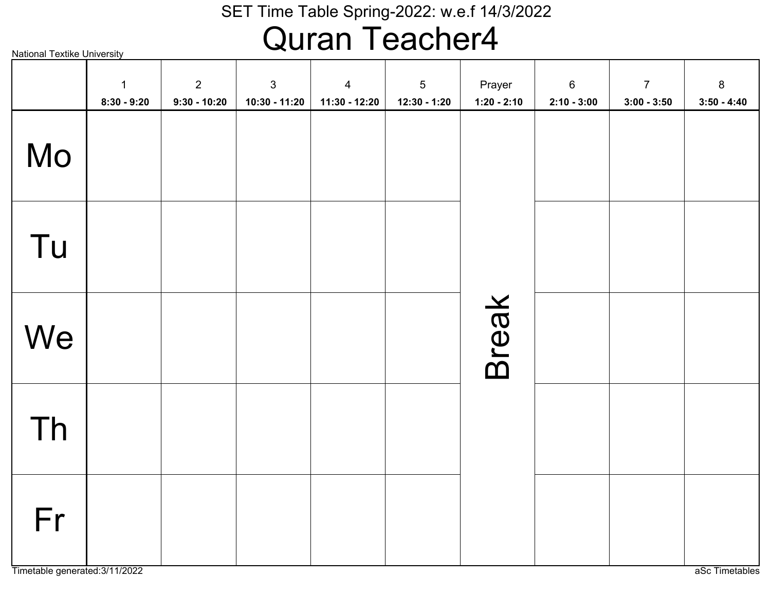SET Time Table Spring-2022: w.e.f 14/3/2022

# Quran Teacher4

National Textike University

| | 1<br>8:30 - 9:20 | 2<br>9:30 - 10:20 | 3<br>10:30 - 11:20 | 4<br>11:30 - 12:20 | 5<br>12:30 - 1:20 | Prayer<br>1:20 - 2:10 | 6<br>2:10 - 3:00 | 7<br>3:00 - 3:50 | 8<br>3:50 - 4:40 |
|---|---|---|---|---|---|---|---|---|---|
| Mo | | | | | | Break | | | |
| Tu | | | | | | | | | |
| We | | | | | | | | | |
| Th | | | | | | | | | |
| Fr | | | | | | | | | |

Timetable generated:3/11/2022

aSc Timetables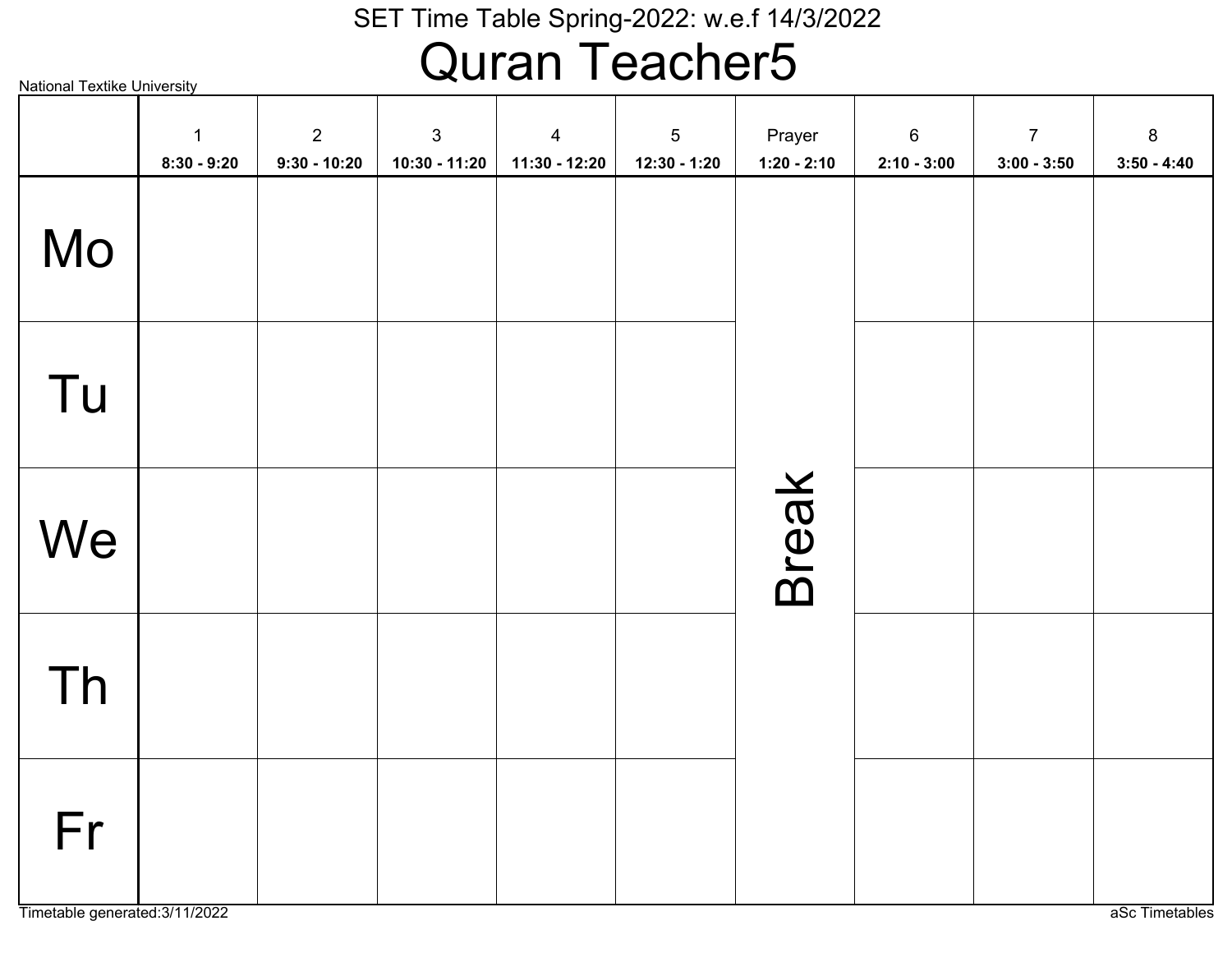SET Time Table Spring-2022: w.e.f 14/3/2022

# Quran Teacher5

National Textike University

| | 1<br>8:30 - 9:20 | 2<br>9:30 - 10:20 | 3<br>10:30 - 11:20 | 4<br>11:30 - 12:20 | 5<br>12:30 - 1:20 | Prayer<br>1:20 - 2:10 | 6<br>2:10 - 3:00 | 7<br>3:00 - 3:50 | 8<br>3:50 - 4:40 |
|---|---|---|---|---|---|---|---|---|---|
| Mo | | | | | | Break | | | |
| Tu | | | | | | | | | |
| We | | | | | | | | | |
| Th | | | | | | | | | |
| Fr | | | | | | | | | |

Timetable generated:3/11/2022

aSc Timetables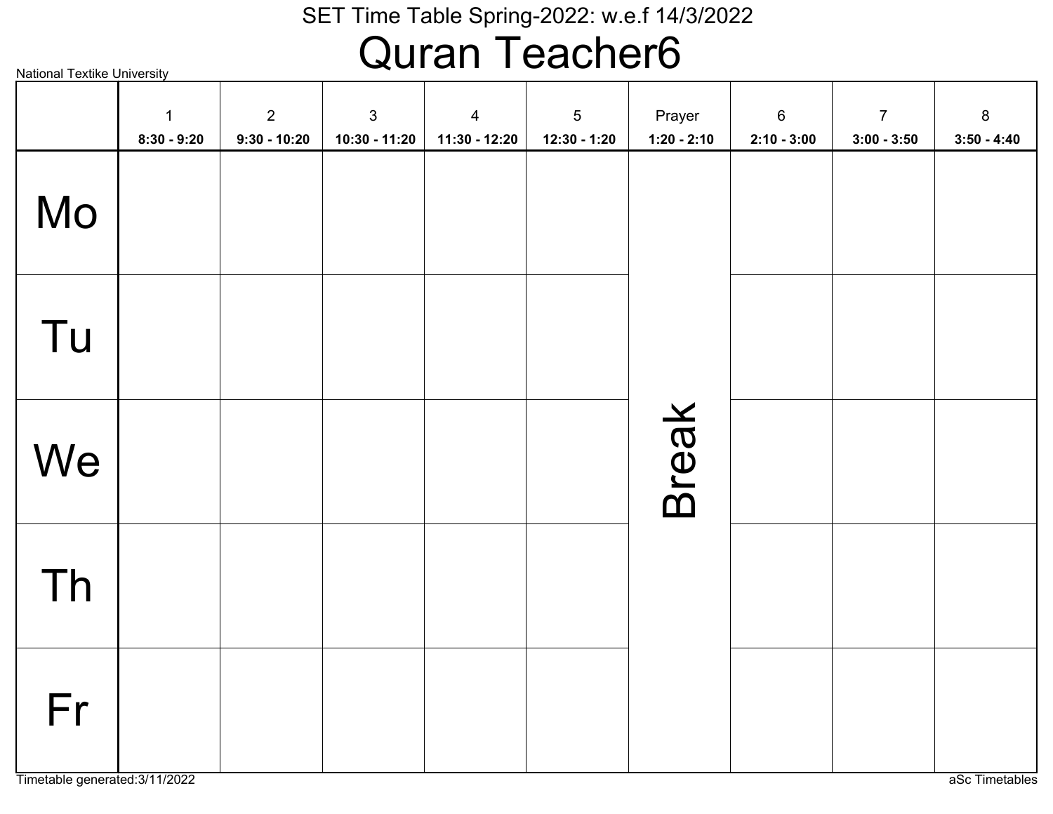SET Time Table Spring-2022: w.e.f 14/3/2022

# Quran Teacher6

National Textike University

| | 1<br>8:30 - 9:20 | 2<br>9:30 - 10:20 | 3<br>10:30 - 11:20 | 4<br>11:30 - 12:20 | 5<br>12:30 - 1:20 | Prayer<br>1:20 - 2:10 | 6<br>2:10 - 3:00 | 7<br>3:00 - 3:50 | 8<br>3:50 - 4:40 |
|---|---|---|---|---|---|---|---|---|---|
| Mo | | | | | | Break | | | |
| Tu | | | | | | | | | |
| We | | | | | | | | | |
| Th | | | | | | | | | |
| Fr | | | | | | | | | |

Timetable generated:3/11/2022

aSc Timetables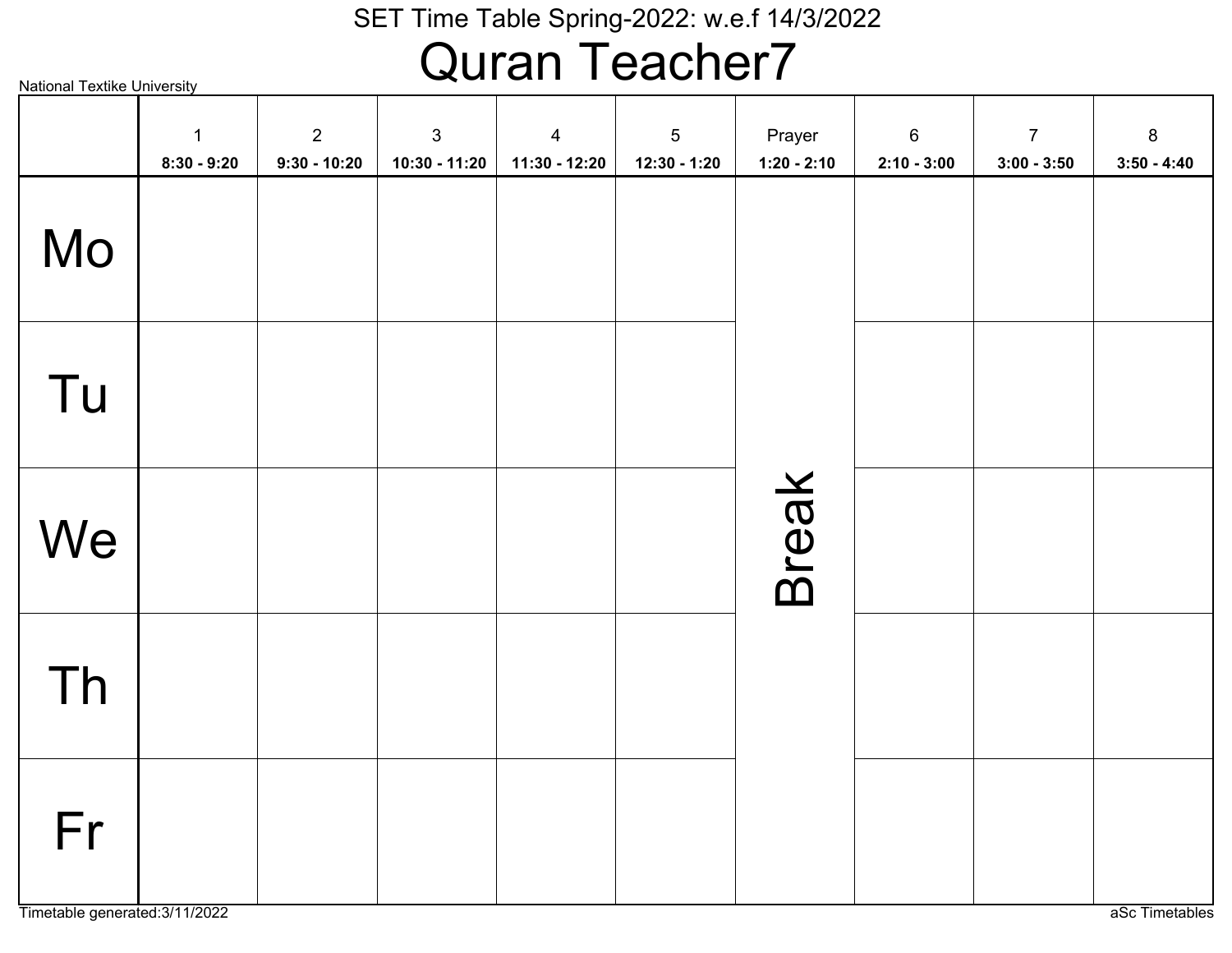SET Time Table Spring-2022: w.e.f 14/3/2022

# Quran Teacher7

National Textike University

| | 1<br>8:30 - 9:20 | 2<br>9:30 - 10:20 | 3<br>10:30 - 11:20 | 4<br>11:30 - 12:20 | 5<br>12:30 - 1:20 | Prayer<br>1:20 - 2:10 | 6<br>2:10 - 3:00 | 7<br>3:00 - 3:50 | 8<br>3:50 - 4:40 |
|---|---|---|---|---|---|---|---|---|---|
| Mo | | | | | | Break | | | |
| Tu | | | | | | | | | |
| We | | | | | | | | | |
| Th | | | | | | | | | |
| Fr | | | | | | | | | |

Timetable generated:3/11/2022

aSc Timetables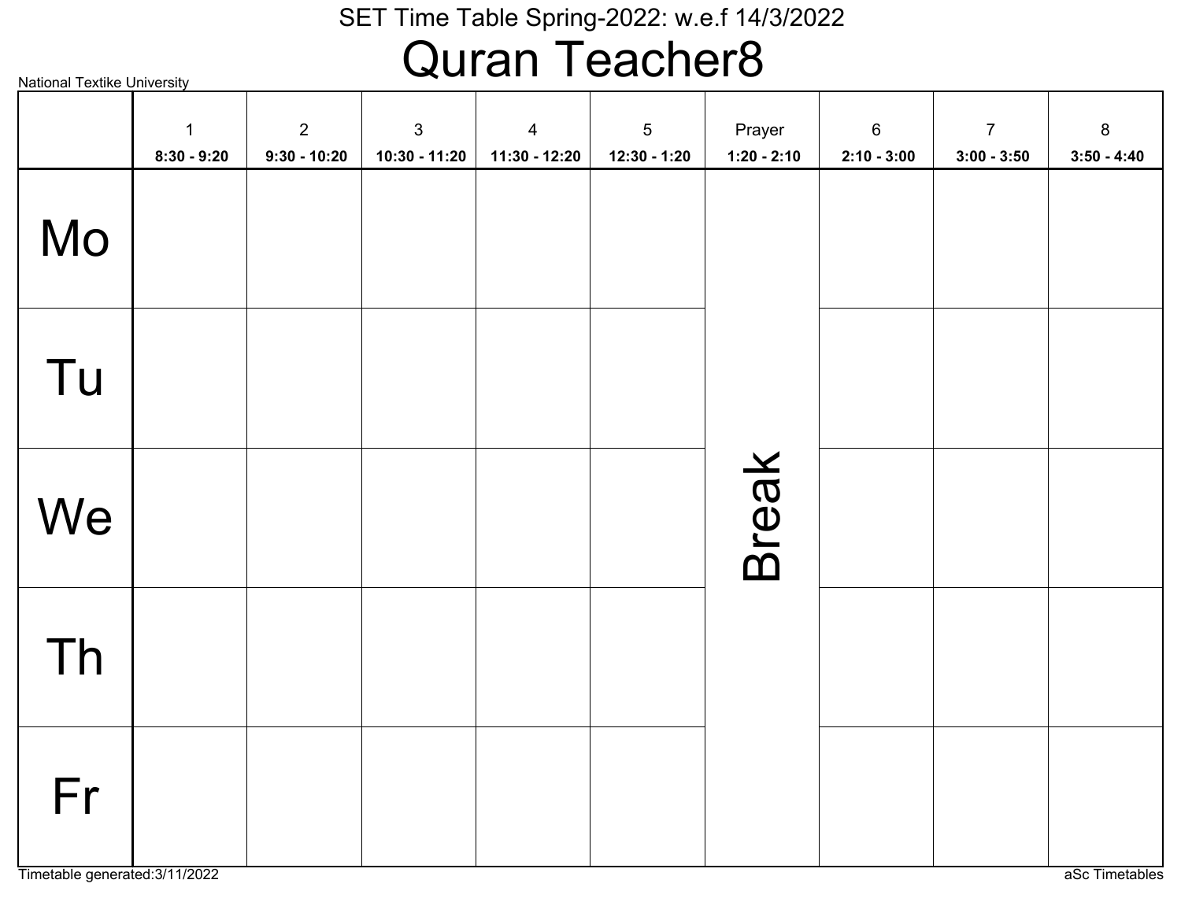SET Time Table Spring-2022: w.e.f 14/3/2022

# Quran Teacher8

National Textike University

| | 1<br>8:30 - 9:20 | 2<br>9:30 - 10:20 | 3<br>10:30 - 11:20 | 4<br>11:30 - 12:20 | 5<br>12:30 - 1:20 | Prayer<br>1:20 - 2:10 | 6<br>2:10 - 3:00 | 7<br>3:00 - 3:50 | 8<br>3:50 - 4:40 |
|---|---|---|---|---|---|---|---|---|---|
| Mo | | | | | | Break | | | |
| Tu | | | | | | | | | |
| We | | | | | | | | | |
| Th | | | | | | | | | |
| Fr | | | | | | | | | |

Timetable generated:3/11/2022

aSc Timetables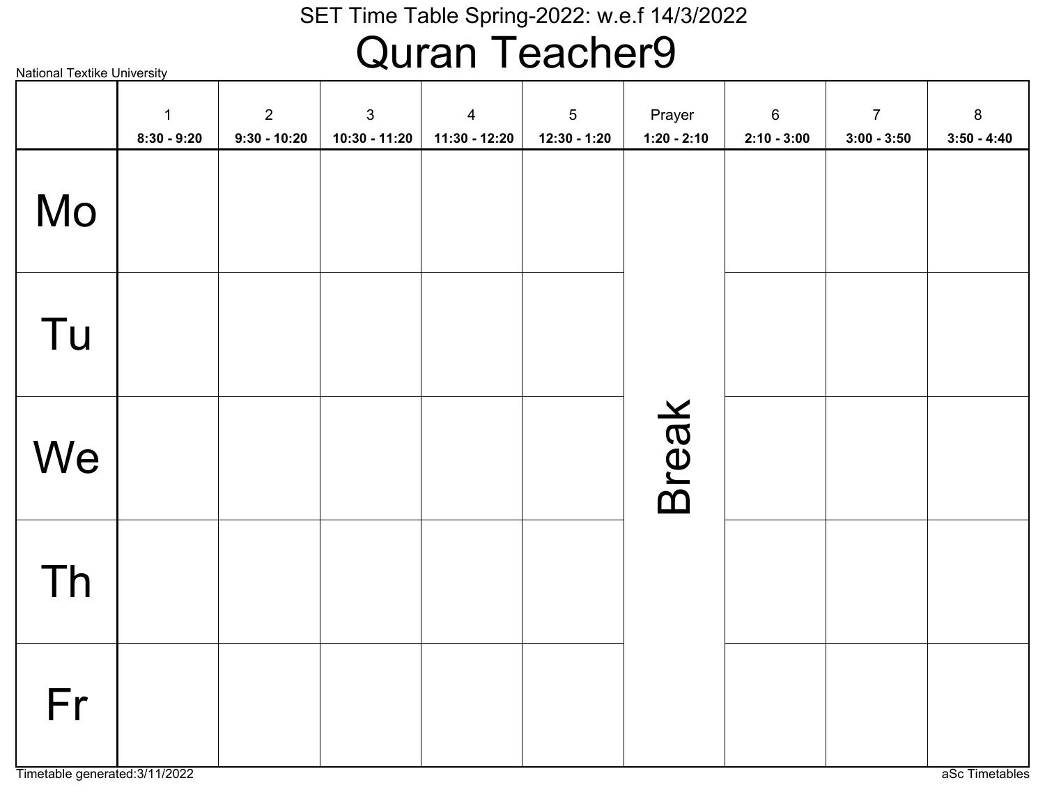SET Time Table Spring-2022: w.e.f 14/3/2022

# Quran Teacher9

National Textike University

| | 1<br>8:30 - 9:20 | 2<br>9:30 - 10:20 | 3<br>10:30 - 11:20 | 4<br>11:30 - 12:20 | 5<br>12:30 - 1:20 | Prayer<br>1:20 - 2:10 | 6<br>2:10 - 3:00 | 7<br>3:00 - 3:50 | 8<br>3:50 - 4:40 |
|---|---|---|---|---|---|---|---|---|---|
| Mo | | | | | | Break | | | |
| Tu | | | | | | | | | |
| We | | | | | | | | | |
| Th | | | | | | | | | |
| Fr | | | | | | | | | |

Timetable generated:3/11/2022

aSc Timetables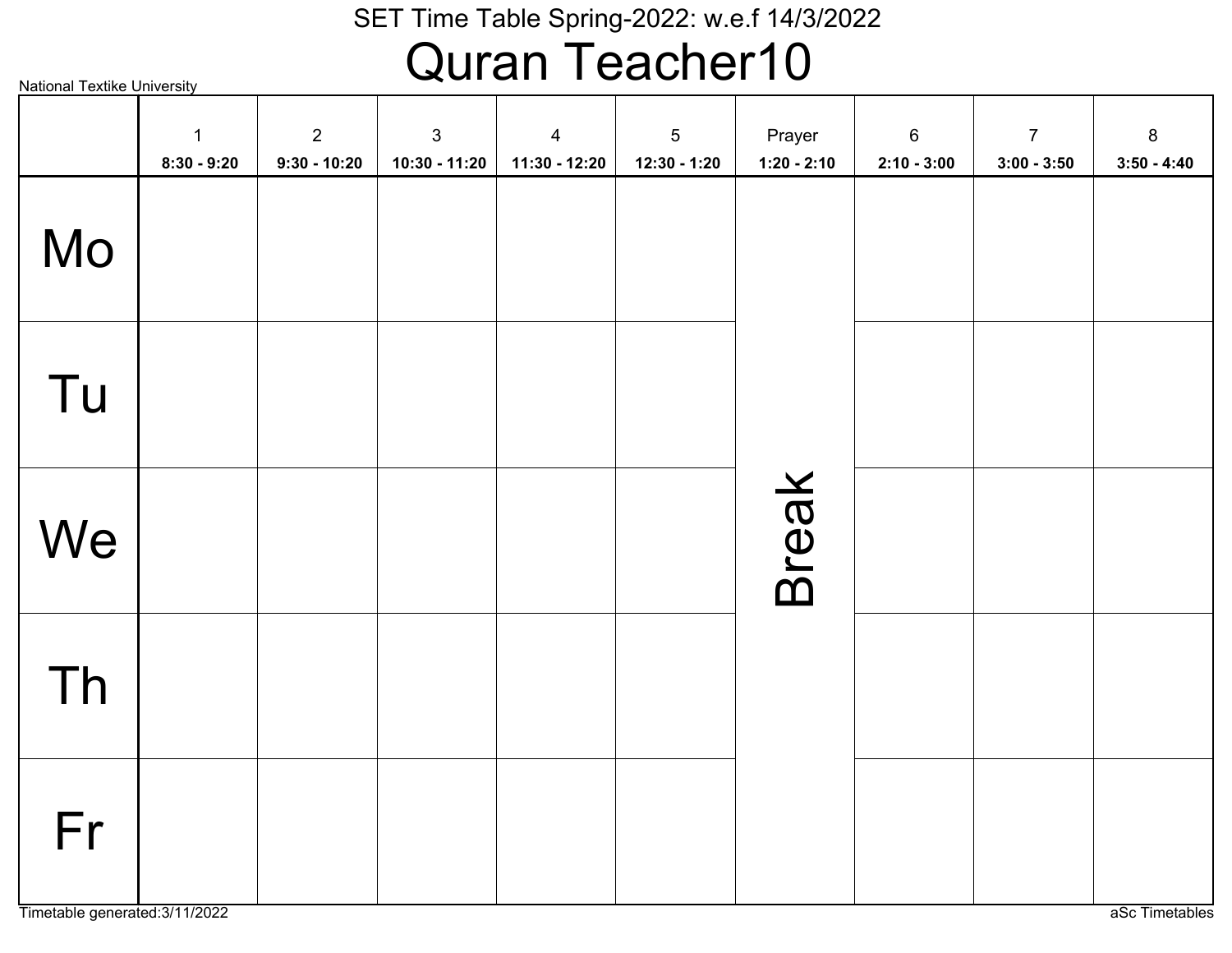SET Time Table Spring-2022: w.e.f 14/3/2022

# Quran Teacher10

National Textike University

| | 1<br>8:30 - 9:20 | 2<br>9:30 - 10:20 | 3<br>10:30 - 11:20 | 4<br>11:30 - 12:20 | 5<br>12:30 - 1:20 | Prayer<br>1:20 - 2:10 | 6<br>2:10 - 3:00 | 7<br>3:00 - 3:50 | 8<br>3:50 - 4:40 |
|---|---|---|---|---|---|---|---|---|---|
| Mo | | | | | | Break | | | |
| Tu | | | | | | | | | |
| We | | | | | | | | | |
| Th | | | | | | | | | |
| Fr | | | | | | | | | |

Timetable generated:3/11/2022

aSc Timetables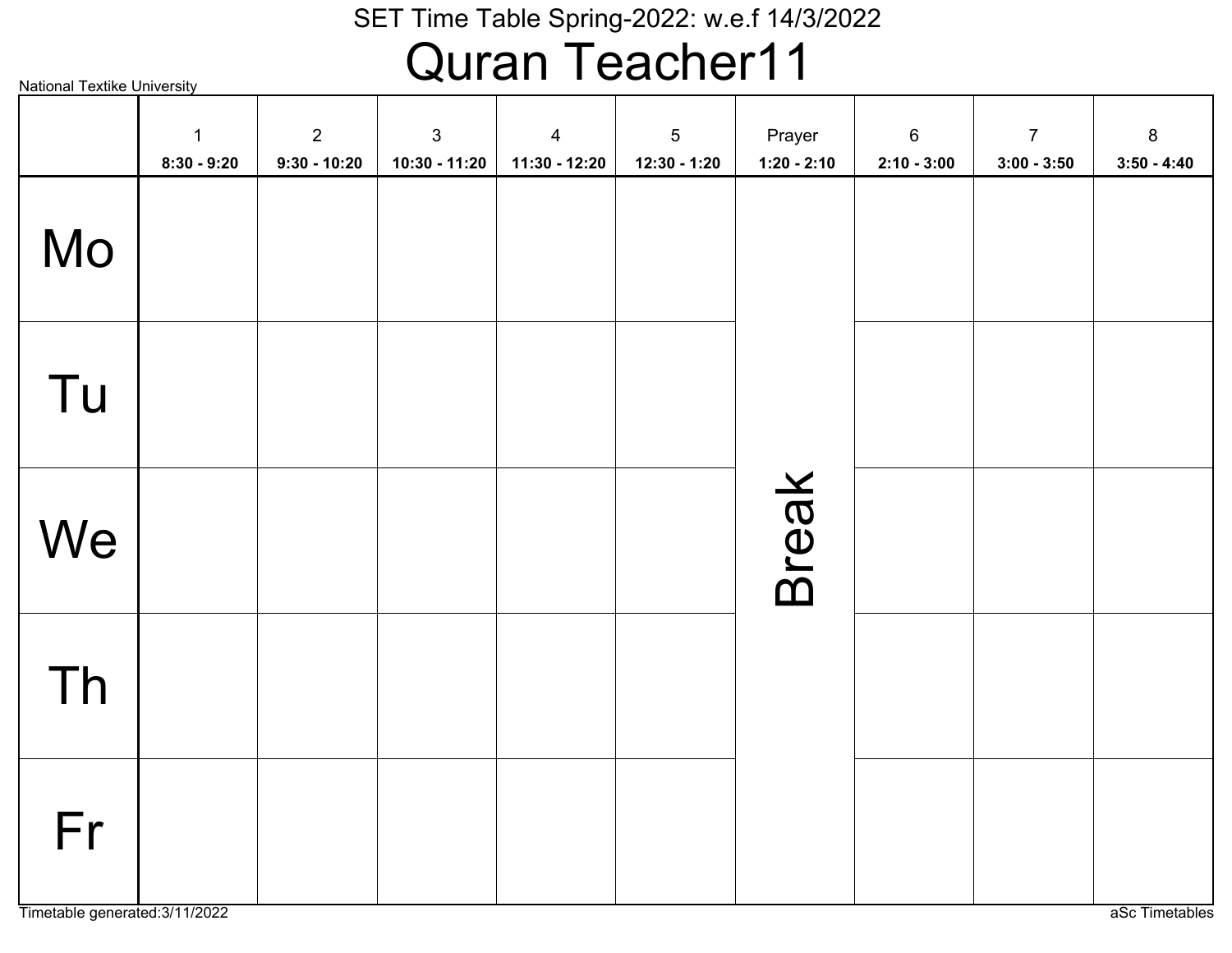SET Time Table Spring-2022: w.e.f 14/3/2022

# Quran Teacher11

National Textike University

| | 1<br>8:30 - 9:20 | 2<br>9:30 - 10:20 | 3<br>10:30 - 11:20 | 4<br>11:30 - 12:20 | 5<br>12:30 - 1:20 | Prayer<br>1:20 - 2:10 | 6<br>2:10 - 3:00 | 7<br>3:00 - 3:50 | 8<br>3:50 - 4:40 |
|---|---|---|---|---|---|---|---|---|---|
| Mo | | | | | | Break | | | |
| Tu | | | | | | | | | |
| We | | | | | | | | | |
| Th | | | | | | | | | |
| Fr | | | | | | | | | |

Timetable generated:3/11/2022

aSc Timetables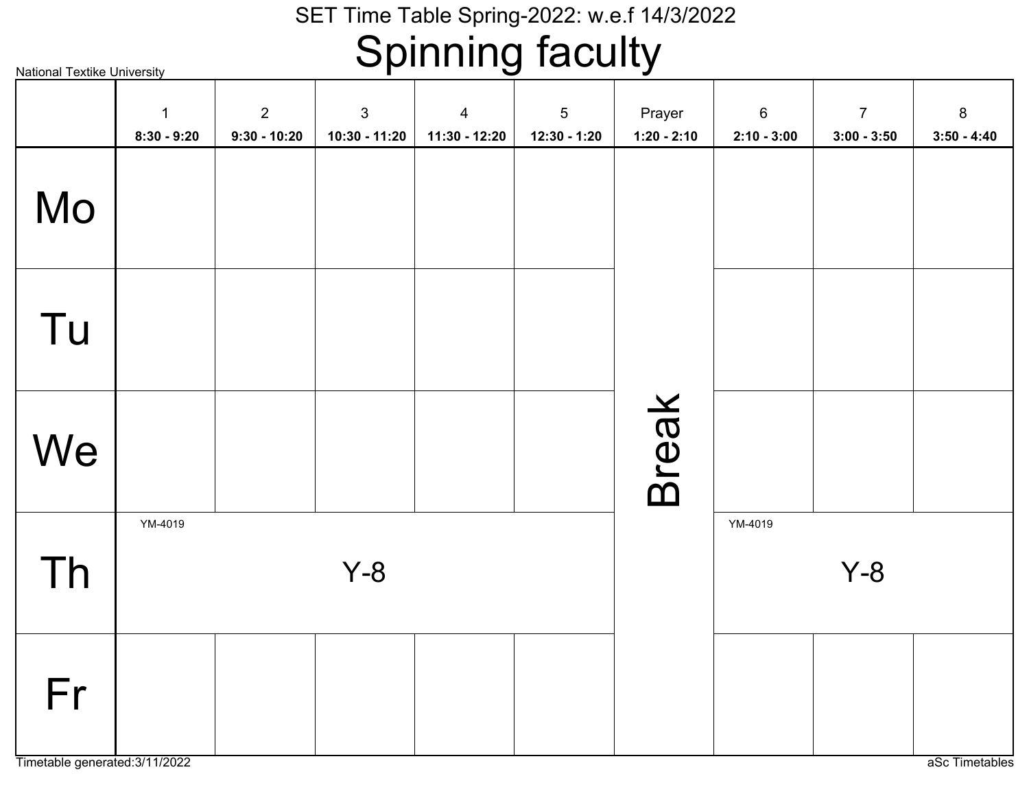National Textike University

SET Time Table Spring-2022: w.e.f 14/3/2022

# Spinning faculty

| | 1<br>8:30 - 9:20 | 2<br>9:30 - 10:20 | 3<br>10:30 - 11:20 | 4<br>11:30 - 12:20 | 5<br>12:30 - 1:20 | Prayer<br>1:20 - 2:10 | 6<br>2:10 - 3:00 | 7<br>3:00 - 3:50 | 8<br>3:50 - 4:40 |
|---|---|---|---|---|---|---|---|---|---|
| Mo | | | | | | Break | | | |
| Tu | | | | | | Break | | | |
| We | | | | | | Break | | | |
| Th | YM-4019 Y-8 | | | | | Break | YM-4019 Y-8 | | |
| Fr | | | | | | Break | | | |

Timetable generated:3/11/2022

aSc Timetables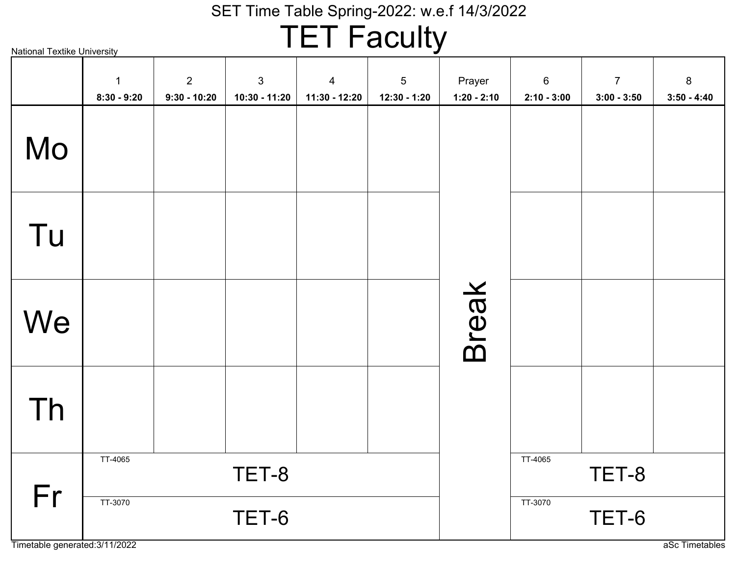National Textike University

# SET Time Table Spring-2022: w.e.f 14/3/2022

# TET Faculty

| | 1<br>8:30 - 9:20 | 2<br>9:30 - 10:20 | 3<br>10:30 - 11:20 | 4<br>11:30 - 12:20 | 5<br>12:30 - 1:20 | Prayer<br>1:20 - 2:10 | 6<br>2:10 - 3:00 | 7<br>3:00 - 3:50 | 8<br>3:50 - 4:40 |
|---|---|---|---|---|---|---|---|---|---|
| Mo | | | | | | Break | | | |
| Tu | | | | | | Break | | | |
| We | | | | | | Break | | | |
| Th | | | | | | Break | | | |
| Fr | TT-4065 TET-8 / TT-3070 TET-6 | | | | | Break | TT-4065 TET-8 / TT-3070 TET-6 | | |

Timetable generated:3/11/2022

aSc Timetables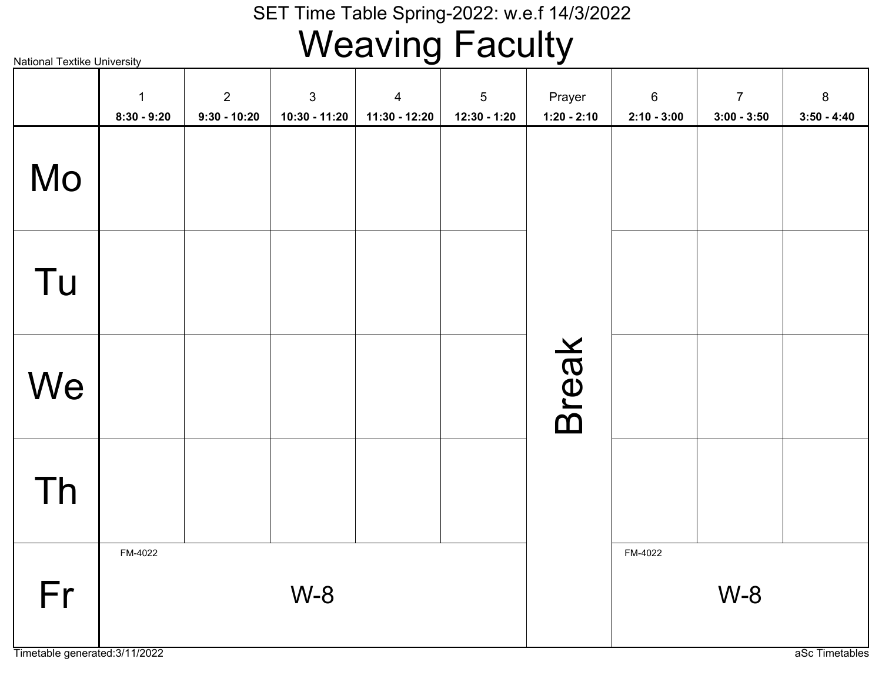National Textike University

# SET Time Table Spring-2022: w.e.f 14/3/2022

# Weaving Faculty

| | 1<br>8:30 - 9:20 | 2<br>9:30 - 10:20 | 3<br>10:30 - 11:20 | 4<br>11:30 - 12:20 | 5<br>12:30 - 1:20 | Prayer<br>1:20 - 2:10 | 6<br>2:10 - 3:00 | 7<br>3:00 - 3:50 | 8<br>3:50 - 4:40 |
|---|---|---|---|---|---|---|---|---|---|
| Mo | | | | | | Break | | | |
| Tu | | | | | | | | | |
| We | | | | | | | | | |
| Th | | | | | | | | | |
| Fr | FM-4022<br>W-8 | | | | | | FM-4022<br>W-8 | | |

Timetable generated:3/11/2022

aSc Timetables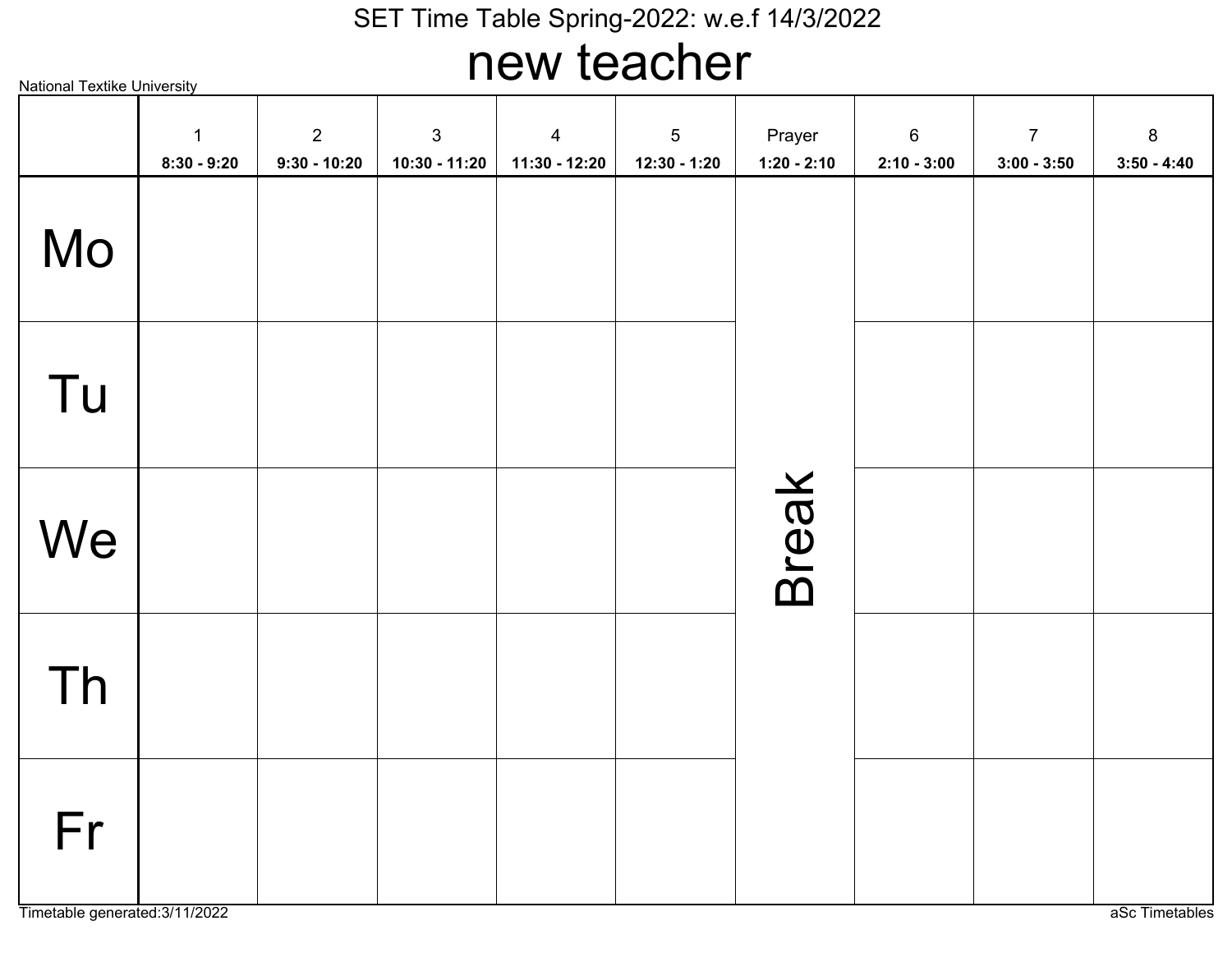SET Time Table Spring-2022: w.e.f 14/3/2022

# new teacher

National Textike University

| | 1<br>8:30 - 9:20 | 2<br>9:30 - 10:20 | 3<br>10:30 - 11:20 | 4<br>11:30 - 12:20 | 5<br>12:30 - 1:20 | Prayer<br>1:20 - 2:10 | 6<br>2:10 - 3:00 | 7<br>3:00 - 3:50 | 8<br>3:50 - 4:40 |
|---|---|---|---|---|---|---|---|---|---|
| Mo | | | | | | Break | | | |
| Tu | | | | | | | | | |
| We | | | | | | | | | |
| Th | | | | | | | | | |
| Fr | | | | | | | | | |

Timetable generated:3/11/2022

aSc Timetables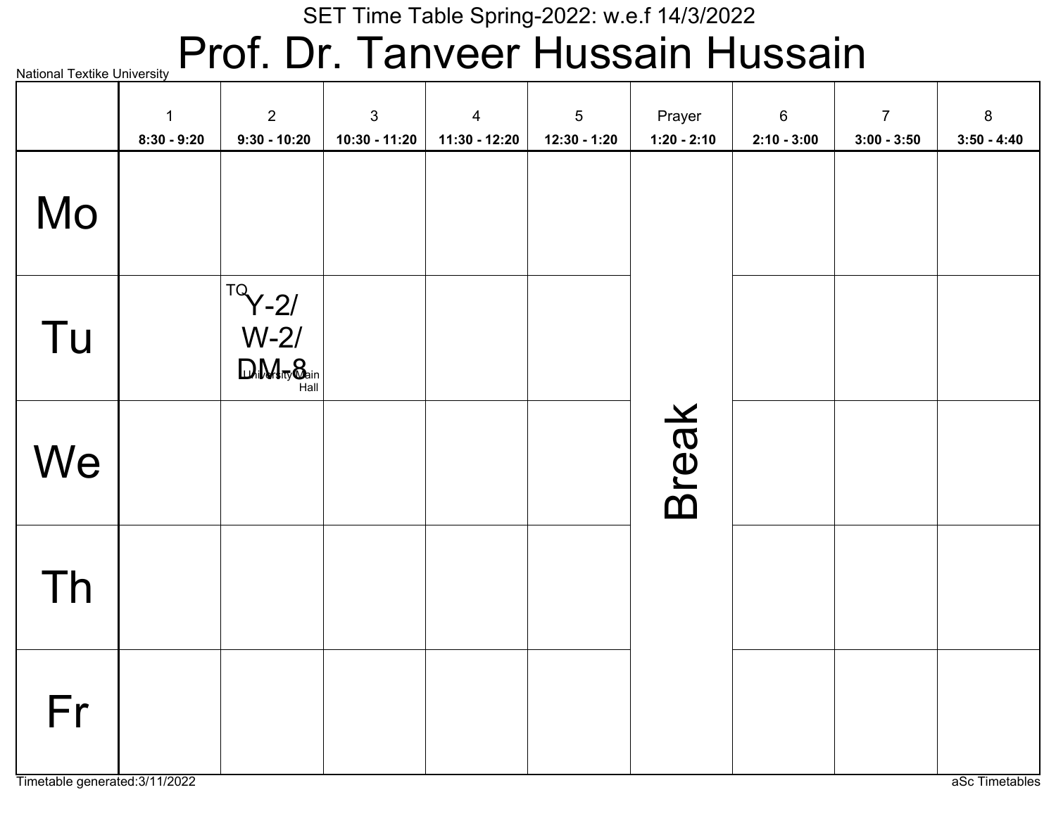SET Time Table Spring-2022: w.e.f 14/3/2022

# Prof. Dr. Tanveer Hussain Hussain

National Textike University

| | 1<br>**8:30 - 9:20** | 2<br>**9:30 - 10:20** | 3<br>**10:30 - 11:20** | 4<br>**11:30 - 12:20** | 5<br>**12:30 - 1:20** | Prayer<br>**1:20 - 2:10** | 6<br>**2:10 - 3:00** | 7<br>**3:00 - 3:50** | 8<br>**3:50 - 4:40** |
|---|---|---|---|---|---|---|---|---|---|
| Mo | | | | | | Break | | | |
| Tu | | TQ Y-2/ W-2/ DM-8 University Main Hall | | | | | | | |
| We | | | | | | | | | |
| Th | | | | | | | | | |
| Fr | | | | | | | | | |

Timetable generated:3/11/2022

aSc Timetables